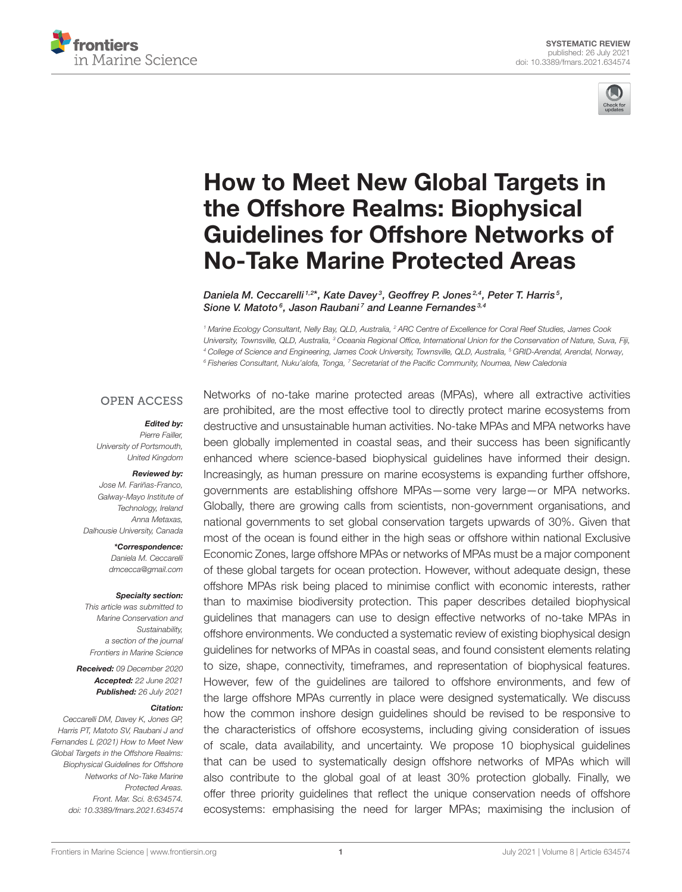SYSTEMATIC REVIEW
published: 26 July 2021
doi: 10.3389/fmars.2021.634574

# How to Meet New Global Targets in the Offshore Realms: Biophysical Guidelines for Offshore Networks of No-Take Marine Protected Areas

*Daniela M. Ceccarelli[1,2*], Kate Davey[3], Geoffrey P. Jones[2,4], Peter T. Harris[5], Sione V. Matoto[6], Jason Raubani[7] and Leanne Fernandes[3,4]*

[1] Marine Ecology Consultant, Nelly Bay, QLD, Australia, [2] ARC Centre of Excellence for Coral Reef Studies, James Cook University, Townsville, QLD, Australia, [3] Oceania Regional Office, International Union for the Conservation of Nature, Suva, Fiji, [4] College of Science and Engineering, James Cook University, Townsville, QLD, Australia, [5] GRID-Arendal, Arendal, Norway, [6] Fisheries Consultant, Nuku'alofa, Tonga, [7] Secretariat of the Pacific Community, Noumea, New Caledonia

OPEN ACCESS

***Edited by:***
Pierre Failler,
University of Portsmouth,
United Kingdom

***Reviewed by:***
Jose M. Fariñas-Franco,
Galway-Mayo Institute of
Technology, Ireland
Anna Metaxas,
Dalhousie University, Canada

***\*Correspondence:***
Daniela M. Ceccarelli
dmcecca@gmail.com

***Specialty section:***
This article was submitted to
Marine Conservation and
Sustainability,
a section of the journal
Frontiers in Marine Science

***Received:*** 09 December 2020
***Accepted:*** 22 June 2021
***Published:*** 26 July 2021

***Citation:***
Ceccarelli DM, Davey K, Jones GP, Harris PT, Matoto SV, Raubani J and Fernandes L (2021) How to Meet New Global Targets in the Offshore Realms: Biophysical Guidelines for Offshore Networks of No-Take Marine Protected Areas.
Front. Mar. Sci. 8:634574.
doi: 10.3389/fmars.2021.634574

Networks of no-take marine protected areas (MPAs), where all extractive activities are prohibited, are the most effective tool to directly protect marine ecosystems from destructive and unsustainable human activities. No-take MPAs and MPA networks have been globally implemented in coastal seas, and their success has been significantly enhanced where science-based biophysical guidelines have informed their design. Increasingly, as human pressure on marine ecosystems is expanding further offshore, governments are establishing offshore MPAs—some very large—or MPA networks. Globally, there are growing calls from scientists, non-government organisations, and national governments to set global conservation targets upwards of 30%. Given that most of the ocean is found either in the high seas or offshore within national Exclusive Economic Zones, large offshore MPAs or networks of MPAs must be a major component of these global targets for ocean protection. However, without adequate design, these offshore MPAs risk being placed to minimise conflict with economic interests, rather than to maximise biodiversity protection. This paper describes detailed biophysical guidelines that managers can use to design effective networks of no-take MPAs in offshore environments. We conducted a systematic review of existing biophysical design guidelines for networks of MPAs in coastal seas, and found consistent elements relating to size, shape, connectivity, timeframes, and representation of biophysical features. However, few of the guidelines are tailored to offshore environments, and few of the large offshore MPAs currently in place were designed systematically. We discuss how the common inshore design guidelines should be revised to be responsive to the characteristics of offshore ecosystems, including giving consideration of issues of scale, data availability, and uncertainty. We propose 10 biophysical guidelines that can be used to systematically design offshore networks of MPAs which will also contribute to the global goal of at least 30% protection globally. Finally, we offer three priority guidelines that reflect the unique conservation needs of offshore ecosystems: emphasising the need for larger MPAs; maximising the inclusion of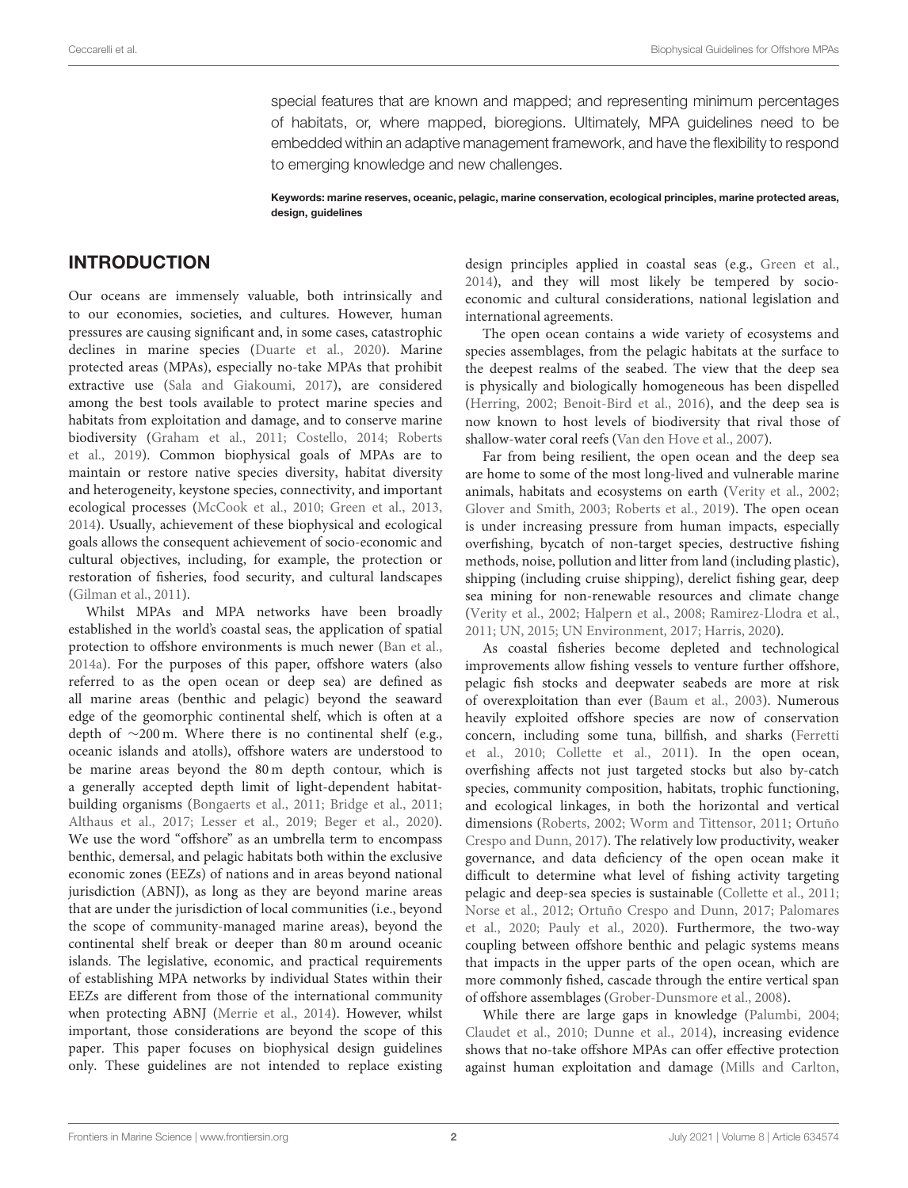special features that are known and mapped; and representing minimum percentages of habitats, or, where mapped, bioregions. Ultimately, MPA guidelines need to be embedded within an adaptive management framework, and have the flexibility to respond to emerging knowledge and new challenges.

**Keywords: marine reserves, oceanic, pelagic, marine conservation, ecological principles, marine protected areas, design, guidelines**

## INTRODUCTION

Our oceans are immensely valuable, both intrinsically and to our economies, societies, and cultures. However, human pressures are causing significant and, in some cases, catastrophic declines in marine species (Duarte et al., 2020). Marine protected areas (MPAs), especially no-take MPAs that prohibit extractive use (Sala and Giakoumi, 2017), are considered among the best tools available to protect marine species and habitats from exploitation and damage, and to conserve marine biodiversity (Graham et al., 2011; Costello, 2014; Roberts et al., 2019). Common biophysical goals of MPAs are to maintain or restore native species diversity, habitat diversity and heterogeneity, keystone species, connectivity, and important ecological processes (McCook et al., 2010; Green et al., 2013, 2014). Usually, achievement of these biophysical and ecological goals allows the consequent achievement of socio-economic and cultural objectives, including, for example, the protection or restoration of fisheries, food security, and cultural landscapes (Gilman et al., 2011).

Whilst MPAs and MPA networks have been broadly established in the world's coastal seas, the application of spatial protection to offshore environments is much newer (Ban et al., 2014a). For the purposes of this paper, offshore waters (also referred to as the open ocean or deep sea) are defined as all marine areas (benthic and pelagic) beyond the seaward edge of the geomorphic continental shelf, which is often at a depth of ~200 m. Where there is no continental shelf (e.g., oceanic islands and atolls), offshore waters are understood to be marine areas beyond the 80 m depth contour, which is a generally accepted depth limit of light-dependent habitat-building organisms (Bongaerts et al., 2011; Bridge et al., 2011; Althaus et al., 2017; Lesser et al., 2019; Beger et al., 2020). We use the word "offshore" as an umbrella term to encompass benthic, demersal, and pelagic habitats both within the exclusive economic zones (EEZs) of nations and in areas beyond national jurisdiction (ABNJ), as long as they are beyond marine areas that are under the jurisdiction of local communities (i.e., beyond the scope of community-managed marine areas), beyond the continental shelf break or deeper than 80 m around oceanic islands. The legislative, economic, and practical requirements of establishing MPA networks by individual States within their EEZs are different from those of the international community when protecting ABNJ (Merrie et al., 2014). However, whilst important, those considerations are beyond the scope of this paper. This paper focuses on biophysical design guidelines only. These guidelines are not intended to replace existing design principles applied in coastal seas (e.g., Green et al., 2014), and they will most likely be tempered by socio-economic and cultural considerations, national legislation and international agreements.

The open ocean contains a wide variety of ecosystems and species assemblages, from the pelagic habitats at the surface to the deepest realms of the seabed. The view that the deep sea is physically and biologically homogeneous has been dispelled (Herring, 2002; Benoit-Bird et al., 2016), and the deep sea is now known to host levels of biodiversity that rival those of shallow-water coral reefs (Van den Hove et al., 2007).

Far from being resilient, the open ocean and the deep sea are home to some of the most long-lived and vulnerable marine animals, habitats and ecosystems on earth (Verity et al., 2002; Glover and Smith, 2003; Roberts et al., 2019). The open ocean is under increasing pressure from human impacts, especially overfishing, bycatch of non-target species, destructive fishing methods, noise, pollution and litter from land (including plastic), shipping (including cruise shipping), derelict fishing gear, deep sea mining for non-renewable resources and climate change (Verity et al., 2002; Halpern et al., 2008; Ramirez-Llodra et al., 2011; UN, 2015; UN Environment, 2017; Harris, 2020).

As coastal fisheries become depleted and technological improvements allow fishing vessels to venture further offshore, pelagic fish stocks and deepwater seabeds are more at risk of overexploitation than ever (Baum et al., 2003). Numerous heavily exploited offshore species are now of conservation concern, including some tuna, billfish, and sharks (Ferretti et al., 2010; Collette et al., 2011). In the open ocean, overfishing affects not just targeted stocks but also by-catch species, community composition, habitats, trophic functioning, and ecological linkages, in both the horizontal and vertical dimensions (Roberts, 2002; Worm and Tittensor, 2011; Ortuño Crespo and Dunn, 2017). The relatively low productivity, weaker governance, and data deficiency of the open ocean make it difficult to determine what level of fishing activity targeting pelagic and deep-sea species is sustainable (Collette et al., 2011; Norse et al., 2012; Ortuño Crespo and Dunn, 2017; Palomares et al., 2020; Pauly et al., 2020). Furthermore, the two-way coupling between offshore benthic and pelagic systems means that impacts in the upper parts of the open ocean, which are more commonly fished, cascade through the entire vertical span of offshore assemblages (Grober-Dunsmore et al., 2008).

While there are large gaps in knowledge (Palumbi, 2004; Claudet et al., 2010; Dunne et al., 2014), increasing evidence shows that no-take offshore MPAs can offer effective protection against human exploitation and damage (Mills and Carlton,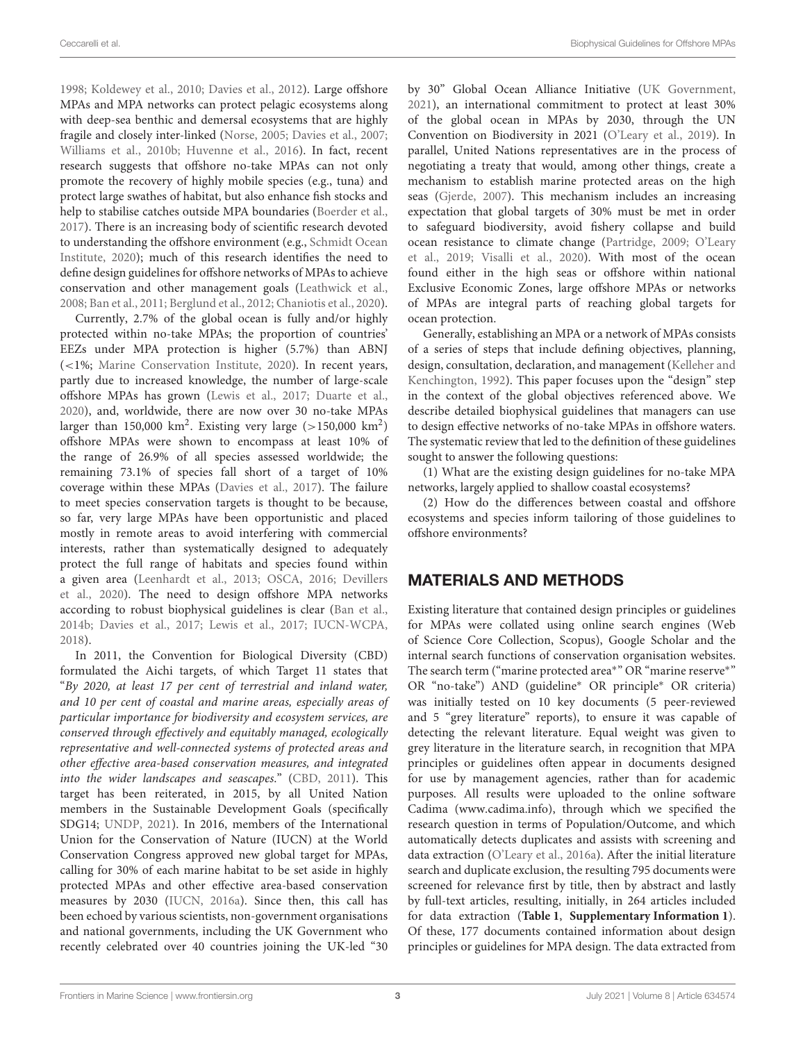1998; Koldewey et al., 2010; Davies et al., 2012). Large offshore MPAs and MPA networks can protect pelagic ecosystems along with deep-sea benthic and demersal ecosystems that are highly fragile and closely inter-linked (Norse, 2005; Davies et al., 2007; Williams et al., 2010b; Huvenne et al., 2016). In fact, recent research suggests that offshore no-take MPAs can not only promote the recovery of highly mobile species (e.g., tuna) and protect large swathes of habitat, but also enhance fish stocks and help to stabilise catches outside MPA boundaries (Boerder et al., 2017). There is an increasing body of scientific research devoted to understanding the offshore environment (e.g., Schmidt Ocean Institute, 2020); much of this research identifies the need to define design guidelines for offshore networks of MPAs to achieve conservation and other management goals (Leathwick et al., 2008; Ban et al., 2011; Berglund et al., 2012; Chaniotis et al., 2020).

Currently, 2.7% of the global ocean is fully and/or highly protected within no-take MPAs; the proportion of countries' EEZs under MPA protection is higher (5.7%) than ABNJ (<1%; Marine Conservation Institute, 2020). In recent years, partly due to increased knowledge, the number of large-scale offshore MPAs has grown (Lewis et al., 2017; Duarte et al., 2020), and, worldwide, there are now over 30 no-take MPAs larger than 150,000 km$^2$. Existing very large (>150,000 km$^2$) offshore MPAs were shown to encompass at least 10% of the range of 26.9% of all species assessed worldwide; the remaining 73.1% of species fall short of a target of 10% coverage within these MPAs (Davies et al., 2017). The failure to meet species conservation targets is thought to be because, so far, very large MPAs have been opportunistic and placed mostly in remote areas to avoid interfering with commercial interests, rather than systematically designed to adequately protect the full range of habitats and species found within a given area (Leenhardt et al., 2013; OSCA, 2016; Devillers et al., 2020). The need to design offshore MPA networks according to robust biophysical guidelines is clear (Ban et al., 2014b; Davies et al., 2017; Lewis et al., 2017; IUCN-WCPA, 2018).

In 2011, the Convention for Biological Diversity (CBD) formulated the Aichi targets, of which Target 11 states that "*By 2020, at least 17 per cent of terrestrial and inland water, and 10 per cent of coastal and marine areas, especially areas of particular importance for biodiversity and ecosystem services, are conserved through effectively and equitably managed, ecologically representative and well-connected systems of protected areas and other effective area-based conservation measures, and integrated into the wider landscapes and seascapes.*" (CBD, 2011). This target has been reiterated, in 2015, by all United Nation members in the Sustainable Development Goals (specifically SDG14; UNDP, 2021). In 2016, members of the International Union for the Conservation of Nature (IUCN) at the World Conservation Congress approved new global target for MPAs, calling for 30% of each marine habitat to be set aside in highly protected MPAs and other effective area-based conservation measures by 2030 (IUCN, 2016a). Since then, this call has been echoed by various scientists, non-government organisations and national governments, including the UK Government who recently celebrated over 40 countries joining the UK-led "30 by 30" Global Ocean Alliance Initiative (UK Government, 2021), an international commitment to protect at least 30% of the global ocean in MPAs by 2030, through the UN Convention on Biodiversity in 2021 (O'Leary et al., 2019). In parallel, United Nations representatives are in the process of negotiating a treaty that would, among other things, create a mechanism to establish marine protected areas on the high seas (Gjerde, 2007). This mechanism includes an increasing expectation that global targets of 30% must be met in order to safeguard biodiversity, avoid fishery collapse and build ocean resistance to climate change (Partridge, 2009; O'Leary et al., 2019; Visalli et al., 2020). With most of the ocean found either in the high seas or offshore within national Exclusive Economic Zones, large offshore MPAs or networks of MPAs are integral parts of reaching global targets for ocean protection.

Generally, establishing an MPA or a network of MPAs consists of a series of steps that include defining objectives, planning, design, consultation, declaration, and management (Kelleher and Kenchington, 1992). This paper focuses upon the "design" step in the context of the global objectives referenced above. We describe detailed biophysical guidelines that managers can use to design effective networks of no-take MPAs in offshore waters. The systematic review that led to the definition of these guidelines sought to answer the following questions:

(1) What are the existing design guidelines for no-take MPA networks, largely applied to shallow coastal ecosystems?

(2) How do the differences between coastal and offshore ecosystems and species inform tailoring of those guidelines to offshore environments?

## MATERIALS AND METHODS

Existing literature that contained design principles or guidelines for MPAs were collated using online search engines (Web of Science Core Collection, Scopus), Google Scholar and the internal search functions of conservation organisation websites. The search term ("marine protected area*" OR "marine reserve*" OR "no-take") AND (guideline* OR principle* OR criteria) was initially tested on 10 key documents (5 peer-reviewed and 5 "grey literature" reports), to ensure it was capable of detecting the relevant literature. Equal weight was given to grey literature in the literature search, in recognition that MPA principles or guidelines often appear in documents designed for use by management agencies, rather than for academic purposes. All results were uploaded to the online software Cadima (www.cadima.info), through which we specified the research question in terms of Population/Outcome, and which automatically detects duplicates and assists with screening and data extraction (O'Leary et al., 2016a). After the initial literature search and duplicate exclusion, the resulting 795 documents were screened for relevance first by title, then by abstract and lastly by full-text articles, resulting, initially, in 264 articles included for data extraction (**Table 1**, **Supplementary Information 1**). Of these, 177 documents contained information about design principles or guidelines for MPA design. The data extracted from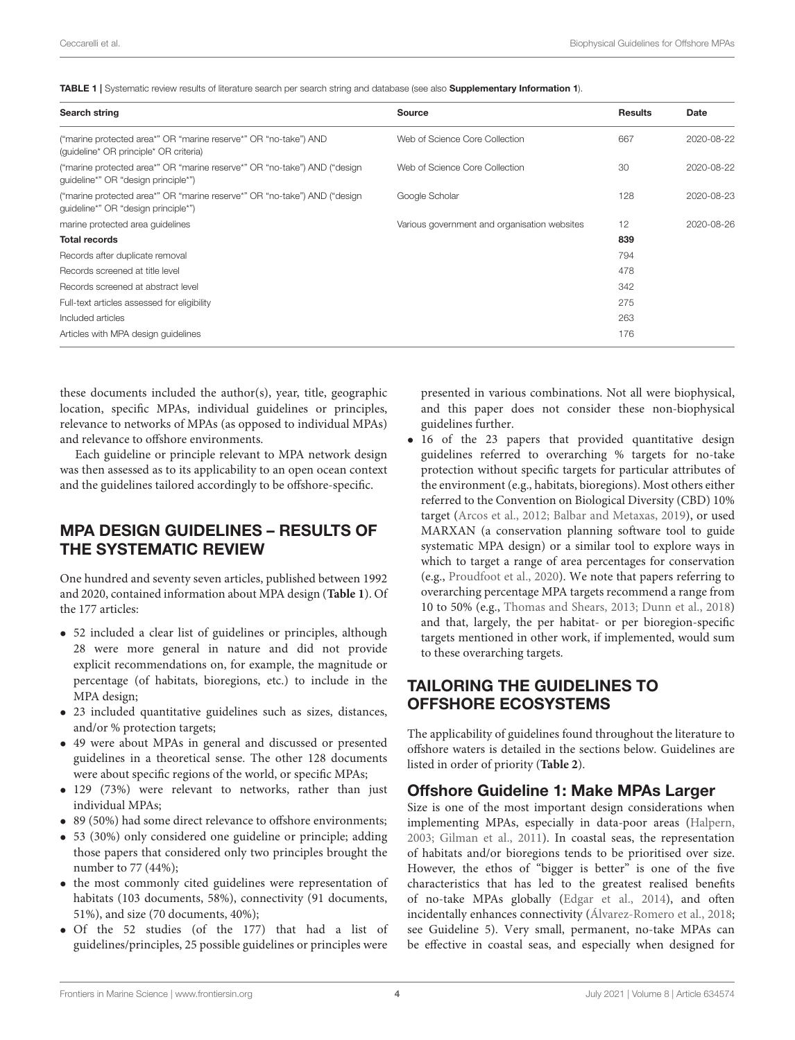**TABLE 1 |** Systematic review results of literature search per search string and database (see also **Supplementary Information 1**).

| Search string | Source | Results | Date |
|---|---|---|---|
| ("marine protected area*" OR "marine reserve*" OR "no-take") AND (guideline* OR principle* OR criteria) | Web of Science Core Collection | 667 | 2020-08-22 |
| ("marine protected area*" OR "marine reserve*" OR "no-take") AND ("design guideline*" OR "design principle*") | Web of Science Core Collection | 30 | 2020-08-22 |
| ("marine protected area*" OR "marine reserve*" OR "no-take") AND ("design guideline*" OR "design principle*") | Google Scholar | 128 | 2020-08-23 |
| marine protected area guidelines | Various government and organisation websites | 12 | 2020-08-26 |
| **Total records** | | **839** | |
| Records after duplicate removal | | 794 | |
| Records screened at title level | | 478 | |
| Records screened at abstract level | | 342 | |
| Full-text articles assessed for eligibility | | 275 | |
| Included articles | | 263 | |
| Articles with MPA design guidelines | | 176 | |

these documents included the author(s), year, title, geographic location, specific MPAs, individual guidelines or principles, relevance to networks of MPAs (as opposed to individual MPAs) and relevance to offshore environments.

Each guideline or principle relevant to MPA network design was then assessed as to its applicability to an open ocean context and the guidelines tailored accordingly to be offshore-specific.

## MPA DESIGN GUIDELINES – RESULTS OF THE SYSTEMATIC REVIEW

One hundred and seventy seven articles, published between 1992 and 2020, contained information about MPA design (**Table 1**). Of the 177 articles:

- 52 included a clear list of guidelines or principles, although 28 were more general in nature and did not provide explicit recommendations on, for example, the magnitude or percentage (of habitats, bioregions, etc.) to include in the MPA design;
- 23 included quantitative guidelines such as sizes, distances, and/or % protection targets;
- 49 were about MPAs in general and discussed or presented guidelines in a theoretical sense. The other 128 documents were about specific regions of the world, or specific MPAs;
- 129 (73%) were relevant to networks, rather than just individual MPAs;
- 89 (50%) had some direct relevance to offshore environments;
- 53 (30%) only considered one guideline or principle; adding those papers that considered only two principles brought the number to 77 (44%);
- the most commonly cited guidelines were representation of habitats (103 documents, 58%), connectivity (91 documents, 51%), and size (70 documents, 40%);
- Of the 52 studies (of the 177) that had a list of guidelines/principles, 25 possible guidelines or principles were presented in various combinations. Not all were biophysical, and this paper does not consider these non-biophysical guidelines further.
- 16 of the 23 papers that provided quantitative design guidelines referred to overarching % targets for no-take protection without specific targets for particular attributes of the environment (e.g., habitats, bioregions). Most others either referred to the Convention on Biological Diversity (CBD) 10% target (Arcos et al., 2012; Balbar and Metaxas, 2019), or used MARXAN (a conservation planning software tool to guide systematic MPA design) or a similar tool to explore ways in which to target a range of area percentages for conservation (e.g., Proudfoot et al., 2020). We note that papers referring to overarching percentage MPA targets recommend a range from 10 to 50% (e.g., Thomas and Shears, 2013; Dunn et al., 2018) and that, largely, the per habitat- or per bioregion-specific targets mentioned in other work, if implemented, would sum to these overarching targets.

## TAILORING THE GUIDELINES TO OFFSHORE ECOSYSTEMS

The applicability of guidelines found throughout the literature to offshore waters is detailed in the sections below. Guidelines are listed in order of priority (**Table 2**).

### Offshore Guideline 1: Make MPAs Larger

Size is one of the most important design considerations when implementing MPAs, especially in data-poor areas (Halpern, 2003; Gilman et al., 2011). In coastal seas, the representation of habitats and/or bioregions tends to be prioritised over size. However, the ethos of "bigger is better" is one of the five characteristics that has led to the greatest realised benefits of no-take MPAs globally (Edgar et al., 2014), and often incidentally enhances connectivity (Álvarez-Romero et al., 2018; see Guideline 5). Very small, permanent, no-take MPAs can be effective in coastal seas, and especially when designed for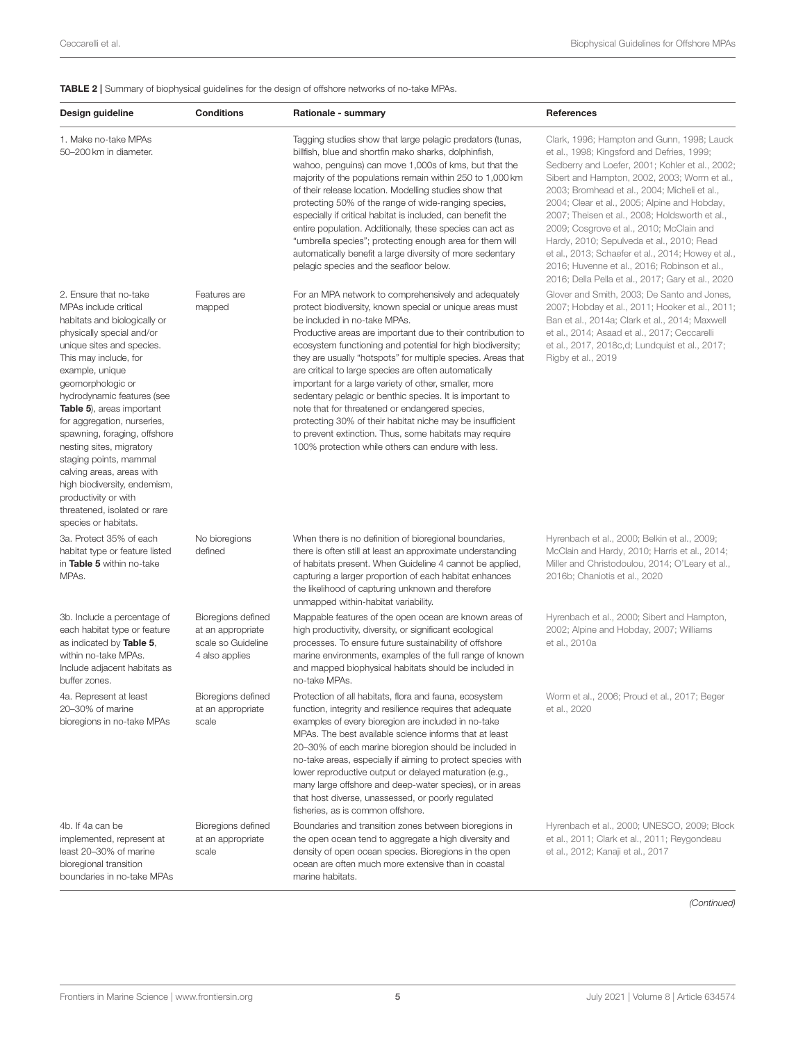**TABLE 2 |** Summary of biophysical guidelines for the design of offshore networks of no-take MPAs.

| Design guideline | Conditions | Rationale - summary | References |
|---|---|---|---|
| 1. Make no-take MPAs 50–200 km in diameter. | | Tagging studies show that large pelagic predators (tunas, billfish, blue and shortfin mako sharks, dolphinfish, wahoo, penguins) can move 1,000s of kms, but that the majority of the populations remain within 250 to 1,000 km of their release location. Modelling studies show that protecting 50% of the range of wide-ranging species, especially if critical habitat is included, can benefit the entire population. Additionally, these species can act as "umbrella species"; protecting enough area for them will automatically benefit a large diversity of more sedentary pelagic species and the seafloor below. | Clark, 1996; Hampton and Gunn, 1998; Lauck et al., 1998; Kingsford and Defries, 1999; Sedberry and Loefer, 2001; Kohler et al., 2002; Sibert and Hampton, 2002, 2003; Worm et al., 2003; Bromhead et al., 2004; Micheli et al., 2004; Clear et al., 2005; Alpine and Hobday, 2007; Theisen et al., 2008; Holdsworth et al., 2009; Cosgrove et al., 2010; McClain and Hardy, 2010; Sepulveda et al., 2010; Read et al., 2013; Schaefer et al., 2014; Howey et al., 2016; Huvenne et al., 2016; Robinson et al., 2016; Della Pella et al., 2017; Gary et al., 2020 |
| 2. Ensure that no-take MPAs include critical habitats and biologically or physically special and/or unique sites and species. This may include, for example, unique geomorphologic or hydrodynamic features (see **Table 5**), areas important for aggregation, nurseries, spawning, foraging, offshore nesting sites, migratory staging points, mammal calving areas, areas with high biodiversity, endemism, productivity or with threatened, isolated or rare species or habitats. | Features are mapped | For an MPA network to comprehensively and adequately protect biodiversity, known special or unique areas must be included in no-take MPAs. Productive areas are important due to their contribution to ecosystem functioning and potential for high biodiversity; they are usually "hotspots" for multiple species. Areas that are critical to large species are often automatically important for a large variety of other, smaller, more sedentary pelagic or benthic species. It is important to note that for threatened or endangered species, protecting 30% of their habitat niche may be insufficient to prevent extinction. Thus, some habitats may require 100% protection while others can endure with less. | Glover and Smith, 2003; De Santo and Jones, 2007; Hobday et al., 2011; Hooker et al., 2011; Ban et al., 2014a; Clark et al., 2014; Maxwell et al., 2014; Asaad et al., 2017; Ceccarelli et al., 2017, 2018c,d; Lundquist et al., 2017; Rigby et al., 2019 |
| 3a. Protect 35% of each habitat type or feature listed in **Table 5** within no-take MPAs. | No bioregions defined | When there is no definition of bioregional boundaries, there is often still at least an approximate understanding of habitats present. When Guideline 4 cannot be applied, capturing a larger proportion of each habitat enhances the likelihood of capturing unknown and therefore unmapped within-habitat variability. | Hyrenbach et al., 2000; Belkin et al., 2009; McClain and Hardy, 2010; Harris et al., 2014; Miller and Christodoulou, 2014; O'Leary et al., 2016b; Chaniotis et al., 2020 |
| 3b. Include a percentage of each habitat type or feature as indicated by **Table 5**, within no-take MPAs. Include adjacent habitats as buffer zones. | Bioregions defined at an appropriate scale so Guideline 4 also applies | Mappable features of the open ocean are known areas of high productivity, diversity, or significant ecological processes. To ensure future sustainability of offshore marine environments, examples of the full range of known and mapped biophysical habitats should be included in no-take MPAs. | Hyrenbach et al., 2000; Sibert and Hampton, 2002; Alpine and Hobday, 2007; Williams et al., 2010a |
| 4a. Represent at least 20–30% of marine bioregions in no-take MPAs | Bioregions defined at an appropriate scale | Protection of all habitats, flora and fauna, ecosystem function, integrity and resilience requires that adequate examples of every bioregion are included in no-take MPAs. The best available science informs that at least 20–30% of each marine bioregion should be included in no-take areas, especially if aiming to protect species with lower reproductive output or delayed maturation (e.g., many large offshore and deep-water species), or in areas that host diverse, unassessed, or poorly regulated fisheries, as is common offshore. | Worm et al., 2006; Proud et al., 2017; Beger et al., 2020 |
| 4b. If 4a can be implemented, represent at least 20–30% of marine bioregional transition boundaries in no-take MPAs | Bioregions defined at an appropriate scale | Boundaries and transition zones between bioregions in the open ocean tend to aggregate a high diversity and density of open ocean species. Bioregions in the open ocean are often much more extensive than in coastal marine habitats. | Hyrenbach et al., 2000; UNESCO, 2009; Block et al., 2011; Clark et al., 2011; Reygondeau et al., 2012; Kanaji et al., 2017 |

*(Continued)*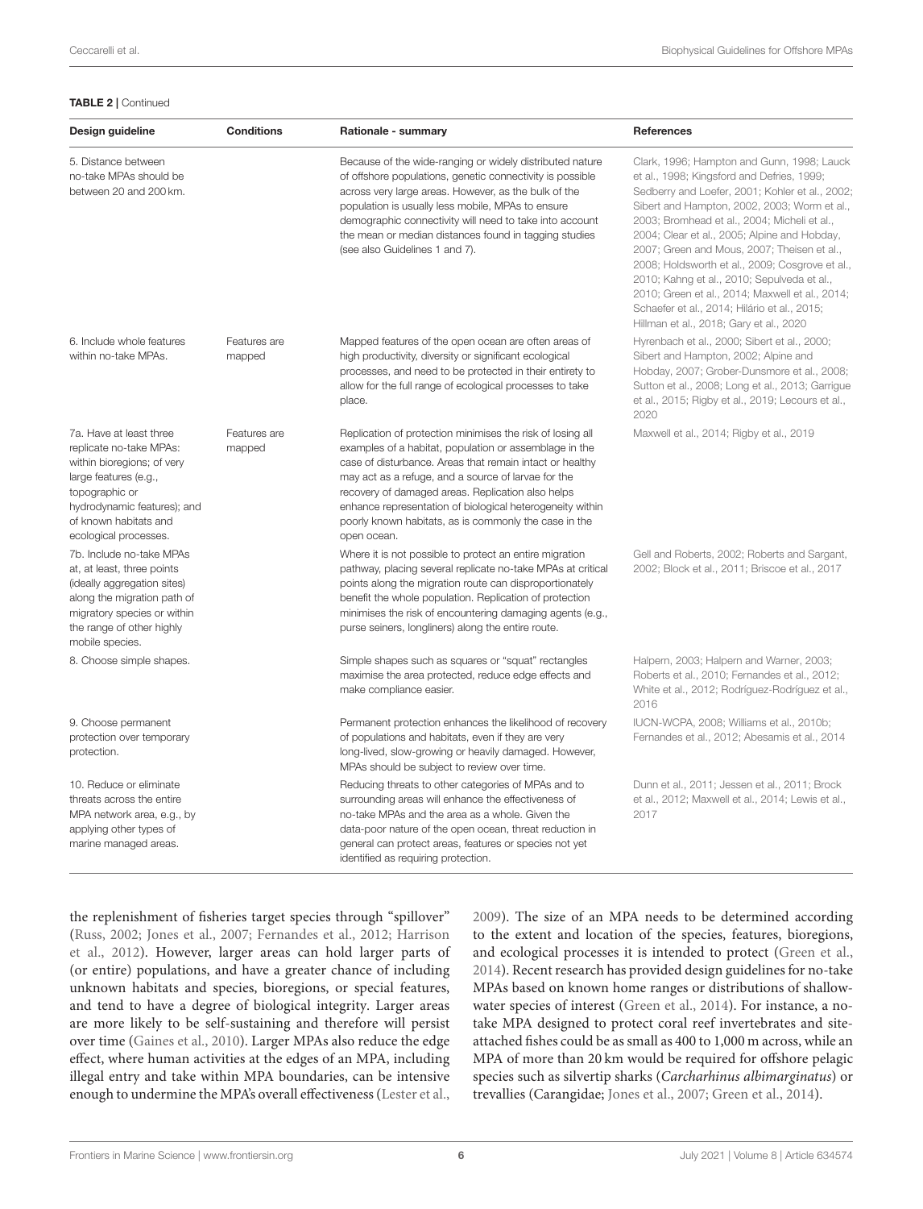**TABLE 2 |** Continued

| Design guideline | Conditions | Rationale - summary | References |
|---|---|---|---|
| 5. Distance between no-take MPAs should be between 20 and 200 km. | | Because of the wide-ranging or widely distributed nature of offshore populations, genetic connectivity is possible across very large areas. However, as the bulk of the population is usually less mobile, MPAs to ensure demographic connectivity will need to take into account the mean or median distances found in tagging studies (see also Guidelines 1 and 7). | Clark, 1996; Hampton and Gunn, 1998; Lauck et al., 1998; Kingsford and Defries, 1999; Sedberry and Loefer, 2001; Kohler et al., 2002; Sibert and Hampton, 2002, 2003; Worm et al., 2003; Bromhead et al., 2004; Micheli et al., 2004; Clear et al., 2005; Alpine and Hobday, 2007; Green and Mous, 2007; Theisen et al., 2008; Holdsworth et al., 2009; Cosgrove et al., 2010; Kahng et al., 2010; Sepulveda et al., 2010; Green et al., 2014; Maxwell et al., 2014; Schaefer et al., 2014; Hilário et al., 2015; Hillman et al., 2018; Gary et al., 2020 |
| 6. Include whole features within no-take MPAs. | Features are mapped | Mapped features of the open ocean are often areas of high productivity, diversity or significant ecological processes, and need to be protected in their entirety to allow for the full range of ecological processes to take place. | Hyrenbach et al., 2000; Sibert et al., 2000; Sibert and Hampton, 2002; Alpine and Hobday, 2007; Grober-Dunsmore et al., 2008; Sutton et al., 2008; Long et al., 2013; Garrigue et al., 2015; Rigby et al., 2019; Lecours et al., 2020 |
| 7a. Have at least three replicate no-take MPAs: within bioregions; of very large features (e.g., topographic or hydrodynamic features); and of known habitats and ecological processes. | Features are mapped | Replication of protection minimises the risk of losing all examples of a habitat, population or assemblage in the case of disturbance. Areas that remain intact or healthy may act as a refuge, and a source of larvae for the recovery of damaged areas. Replication also helps enhance representation of biological heterogeneity within poorly known habitats, as is commonly the case in the open ocean. | Maxwell et al., 2014; Rigby et al., 2019 |
| 7b. Include no-take MPAs at, at least, three points (ideally aggregation sites) along the migration path of migratory species or within the range of other highly mobile species. | | Where it is not possible to protect an entire migration pathway, placing several replicate no-take MPAs at critical points along the migration route can disproportionately benefit the whole population. Replication of protection minimises the risk of encountering damaging agents (e.g., purse seiners, longliners) along the entire route. | Gell and Roberts, 2002; Roberts and Sargant, 2002; Block et al., 2011; Briscoe et al., 2017 |
| 8. Choose simple shapes. | | Simple shapes such as squares or "squat" rectangles maximise the area protected, reduce edge effects and make compliance easier. | Halpern, 2003; Halpern and Warner, 2003; Roberts et al., 2010; Fernandes et al., 2012; White et al., 2012; Rodríguez-Rodríguez et al., 2016 |
| 9. Choose permanent protection over temporary protection. | | Permanent protection enhances the likelihood of recovery of populations and habitats, even if they are very long-lived, slow-growing or heavily damaged. However, MPAs should be subject to review over time. | IUCN-WCPA, 2008; Williams et al., 2010b; Fernandes et al., 2012; Abesamis et al., 2014 |
| 10. Reduce or eliminate threats across the entire MPA network area, e.g., by applying other types of marine managed areas. | | Reducing threats to other categories of MPAs and to surrounding areas will enhance the effectiveness of no-take MPAs and the area as a whole. Given the data-poor nature of the open ocean, threat reduction in general can protect areas, features or species not yet identified as requiring protection. | Dunn et al., 2011; Jessen et al., 2011; Brock et al., 2012; Maxwell et al., 2014; Lewis et al., 2017 |

the replenishment of fisheries target species through "spillover" (Russ, 2002; Jones et al., 2007; Fernandes et al., 2012; Harrison et al., 2012). However, larger areas can hold larger parts of (or entire) populations, and have a greater chance of including unknown habitats and species, bioregions, or special features, and tend to have a degree of biological integrity. Larger areas are more likely to be self-sustaining and therefore will persist over time (Gaines et al., 2010). Larger MPAs also reduce the edge effect, where human activities at the edges of an MPA, including illegal entry and take within MPA boundaries, can be intensive enough to undermine the MPA's overall effectiveness (Lester et al., 2009). The size of an MPA needs to be determined according to the extent and location of the species, features, bioregions, and ecological processes it is intended to protect (Green et al., 2014). Recent research has provided design guidelines for no-take MPAs based on known home ranges or distributions of shallow-water species of interest (Green et al., 2014). For instance, a no-take MPA designed to protect coral reef invertebrates and site-attached fishes could be as small as 400 to 1,000 m across, while an MPA of more than 20 km would be required for offshore pelagic species such as silvertip sharks (*Carcharhinus albimarginatus*) or trevallies (Carangidae; Jones et al., 2007; Green et al., 2014).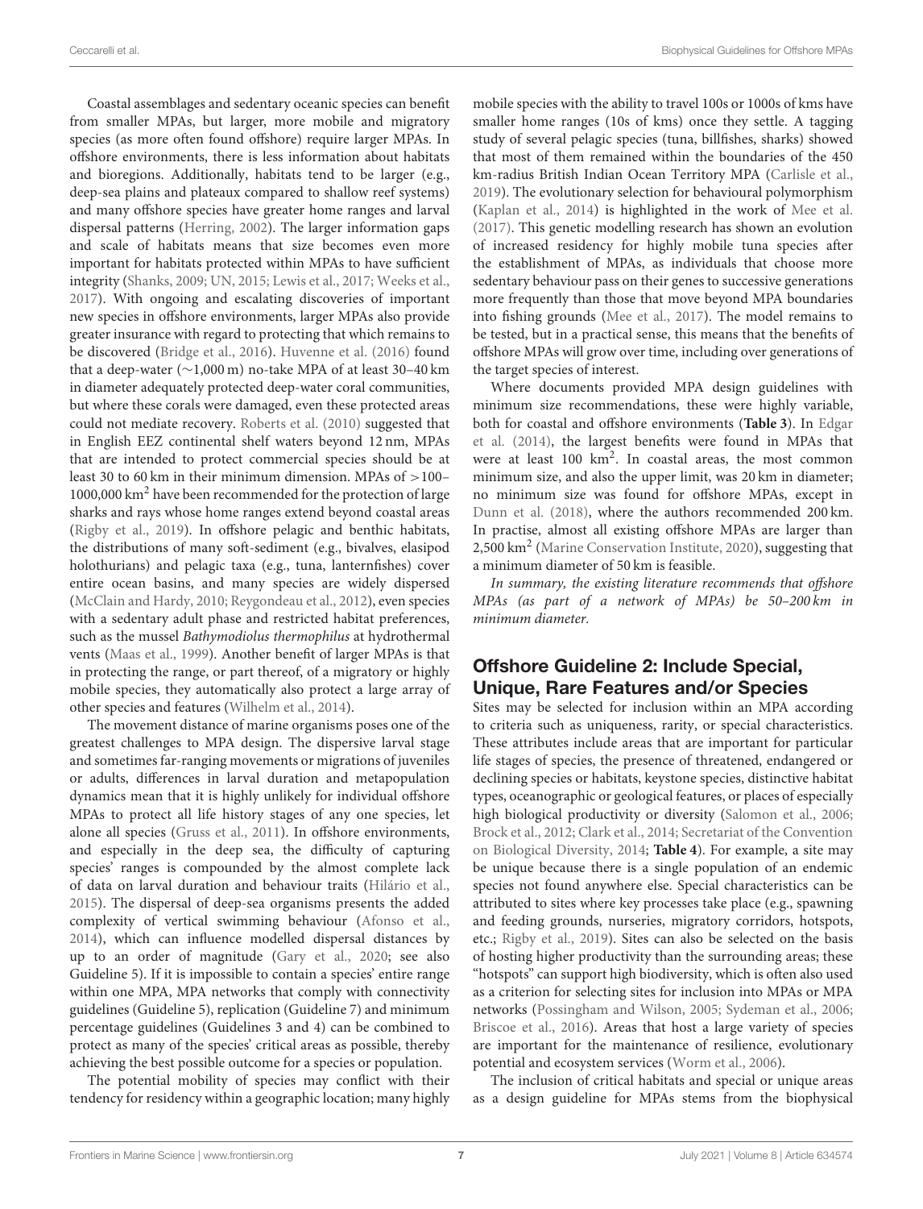Coastal assemblages and sedentary oceanic species can benefit from smaller MPAs, but larger, more mobile and migratory species (as more often found offshore) require larger MPAs. In offshore environments, there is less information about habitats and bioregions. Additionally, habitats tend to be larger (e.g., deep-sea plains and plateaux compared to shallow reef systems) and many offshore species have greater home ranges and larval dispersal patterns (Herring, 2002). The larger information gaps and scale of habitats means that size becomes even more important for habitats protected within MPAs to have sufficient integrity (Shanks, 2009; UN, 2015; Lewis et al., 2017; Weeks et al., 2017). With ongoing and escalating discoveries of important new species in offshore environments, larger MPAs also provide greater insurance with regard to protecting that which remains to be discovered (Bridge et al., 2016). Huvenne et al. (2016) found that a deep-water (~1,000 m) no-take MPA of at least 30–40 km in diameter adequately protected deep-water coral communities, but where these corals were damaged, even these protected areas could not mediate recovery. Roberts et al. (2010) suggested that in English EEZ continental shelf waters beyond 12 nm, MPAs that are intended to protect commercial species should be at least 30 to 60 km in their minimum dimension. MPAs of >100–1000,000 km$^2$ have been recommended for the protection of large sharks and rays whose home ranges extend beyond coastal areas (Rigby et al., 2019). In offshore pelagic and benthic habitats, the distributions of many soft-sediment (e.g., bivalves, elasipod holothurians) and pelagic taxa (e.g., tuna, lanternfishes) cover entire ocean basins, and many species are widely dispersed (McClain and Hardy, 2010; Reygondeau et al., 2012), even species with a sedentary adult phase and restricted habitat preferences, such as the mussel *Bathymodiolus thermophilus* at hydrothermal vents (Maas et al., 1999). Another benefit of larger MPAs is that in protecting the range, or part thereof, of a migratory or highly mobile species, they automatically also protect a large array of other species and features (Wilhelm et al., 2014).

The movement distance of marine organisms poses one of the greatest challenges to MPA design. The dispersive larval stage and sometimes far-ranging movements or migrations of juveniles or adults, differences in larval duration and metapopulation dynamics mean that it is highly unlikely for individual offshore MPAs to protect all life history stages of any one species, let alone all species (Gruss et al., 2011). In offshore environments, and especially in the deep sea, the difficulty of capturing species' ranges is compounded by the almost complete lack of data on larval duration and behaviour traits (Hilário et al., 2015). The dispersal of deep-sea organisms presents the added complexity of vertical swimming behaviour (Afonso et al., 2014), which can influence modelled dispersal distances by up to an order of magnitude (Gary et al., 2020; see also Guideline 5). If it is impossible to contain a species' entire range within one MPA, MPA networks that comply with connectivity guidelines (Guideline 5), replication (Guideline 7) and minimum percentage guidelines (Guidelines 3 and 4) can be combined to protect as many of the species' critical areas as possible, thereby achieving the best possible outcome for a species or population.

The potential mobility of species may conflict with their tendency for residency within a geographic location; many highly mobile species with the ability to travel 100s or 1000s of kms have smaller home ranges (10s of kms) once they settle. A tagging study of several pelagic species (tuna, billfishes, sharks) showed that most of them remained within the boundaries of the 450 km-radius British Indian Ocean Territory MPA (Carlisle et al., 2019). The evolutionary selection for behavioural polymorphism (Kaplan et al., 2014) is highlighted in the work of Mee et al. (2017). This genetic modelling research has shown an evolution of increased residency for highly mobile tuna species after the establishment of MPAs, as individuals that choose more sedentary behaviour pass on their genes to successive generations more frequently than those that move beyond MPA boundaries into fishing grounds (Mee et al., 2017). The model remains to be tested, but in a practical sense, this means that the benefits of offshore MPAs will grow over time, including over generations of the target species of interest.

Where documents provided MPA design guidelines with minimum size recommendations, these were highly variable, both for coastal and offshore environments (**Table 3**). In Edgar et al. (2014), the largest benefits were found in MPAs that were at least 100 km$^2$. In coastal areas, the most common minimum size, and also the upper limit, was 20 km in diameter; no minimum size was found for offshore MPAs, except in Dunn et al. (2018), where the authors recommended 200 km. In practise, almost all existing offshore MPAs are larger than 2,500 km$^2$ (Marine Conservation Institute, 2020), suggesting that a minimum diameter of 50 km is feasible.

*In summary, the existing literature recommends that offshore MPAs (as part of a network of MPAs) be 50–200 km in minimum diameter.*

## Offshore Guideline 2: Include Special, Unique, Rare Features and/or Species

Sites may be selected for inclusion within an MPA according to criteria such as uniqueness, rarity, or special characteristics. These attributes include areas that are important for particular life stages of species, the presence of threatened, endangered or declining species or habitats, keystone species, distinctive habitat types, oceanographic or geological features, or places of especially high biological productivity or diversity (Salomon et al., 2006; Brock et al., 2012; Clark et al., 2014; Secretariat of the Convention on Biological Diversity, 2014; **Table 4**). For example, a site may be unique because there is a single population of an endemic species not found anywhere else. Special characteristics can be attributed to sites where key processes take place (e.g., spawning and feeding grounds, nurseries, migratory corridors, hotspots, etc.; Rigby et al., 2019). Sites can also be selected on the basis of hosting higher productivity than the surrounding areas; these "hotspots" can support high biodiversity, which is often also used as a criterion for selecting sites for inclusion into MPAs or MPA networks (Possingham and Wilson, 2005; Sydeman et al., 2006; Briscoe et al., 2016). Areas that host a large variety of species are important for the maintenance of resilience, evolutionary potential and ecosystem services (Worm et al., 2006).

The inclusion of critical habitats and special or unique areas as a design guideline for MPAs stems from the biophysical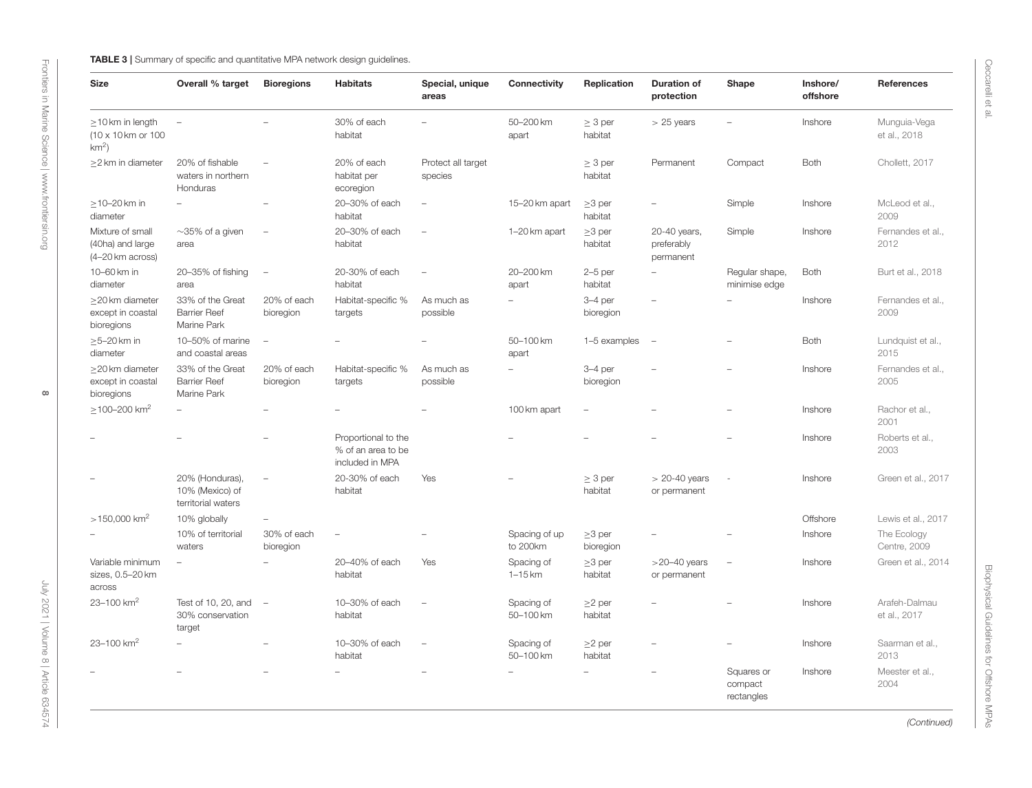**TABLE 3 |** Summary of specific and quantitative MPA network design guidelines.

| Size | Overall % target | Bioregions | Habitats | Special, unique areas | Connectivity | Replication | Duration of protection | Shape | Inshore/ offshore | References |
|---|---|---|---|---|---|---|---|---|---|---|
| ≥10 km in length (10 x 10 km or 100 km$^2$) | – | – | 30% of each habitat | – | 50–200 km apart | ≥ 3 per habitat | > 25 years | – | Inshore | Munguia-Vega et al., 2018 |
| ≥2 km in diameter | 20% of fishable waters in northern Honduras | – | 20% of each habitat per ecoregion | Protect all target species | | ≥ 3 per habitat | Permanent | Compact | Both | Chollett, 2017 |
| ≥10–20 km in diameter | – | – | 20–30% of each habitat | – | 15–20 km apart | ≥3 per habitat | – | Simple | Inshore | McLeod et al., 2009 |
| Mixture of small (40ha) and large (4–20 km across) | ~35% of a given area | – | 20–30% of each habitat | – | 1–20 km apart | ≥3 per habitat | 20-40 years, preferably permanent | Simple | Inshore | Fernandes et al., 2012 |
| 10–60 km in diameter | 20–35% of fishing area | – | 20-30% of each habitat | – | 20–200 km apart | 2–5 per habitat | – | Regular shape, minimise edge | Both | Burt et al., 2018 |
| ≥20 km diameter except in coastal bioregions | 33% of the Great Barrier Reef Marine Park | 20% of each bioregion | Habitat-specific % targets | As much as possible | – | 3–4 per bioregion | – | – | Inshore | Fernandes et al., 2009 |
| ≥5–20 km in diameter | 10–50% of marine and coastal areas | – | – | – | 50–100 km apart | 1–5 examples | – | – | Both | Lundquist et al., 2015 |
| ≥20 km diameter except in coastal bioregions | 33% of the Great Barrier Reef Marine Park | 20% of each bioregion | Habitat-specific % targets | As much as possible | – | 3–4 per bioregion | – | – | Inshore | Fernandes et al., 2005 |
| ≥100–200 km$^2$ | – | – | – | – | 100 km apart | – | – | – | Inshore | Rachor et al., 2001 |
| – | – | – | Proportional to the % of an area to be included in MPA | | – | – | – | – | Inshore | Roberts et al., 2003 |
| – | 20% (Honduras), 10% (Mexico) of territorial waters | – | 20-30% of each habitat | Yes | – | ≥ 3 per habitat | > 20-40 years or permanent | - | Inshore | Green et al., 2017 |
| >150,000 km$^2$ | 10% globally | – | | | | | | | Offshore | Lewis et al., 2017 |
| – | 10% of territorial waters | 30% of each bioregion | – | – | Spacing of up to 200km | ≥3 per bioregion | – | – | Inshore | The Ecology Centre, 2009 |
| Variable minimum sizes, 0.5–20 km across | – | – | 20–40% of each habitat | Yes | Spacing of 1–15 km | ≥3 per habitat | >20–40 years or permanent | – | Inshore | Green et al., 2014 |
| 23–100 km$^2$ | Test of 10, 20, and 30% conservation target | – | 10–30% of each habitat | – | Spacing of 50–100 km | ≥2 per habitat | – | – | Inshore | Arafeh-Dalmau et al., 2017 |
| 23–100 km$^2$ | – | – | 10–30% of each habitat | – | Spacing of 50–100 km | ≥2 per habitat | – | – | Inshore | Saarman et al., 2013 |
| – | – | – | – | – | – | – | – | Squares or compact rectangles | Inshore | Meester et al., 2004 |

*(Continued)*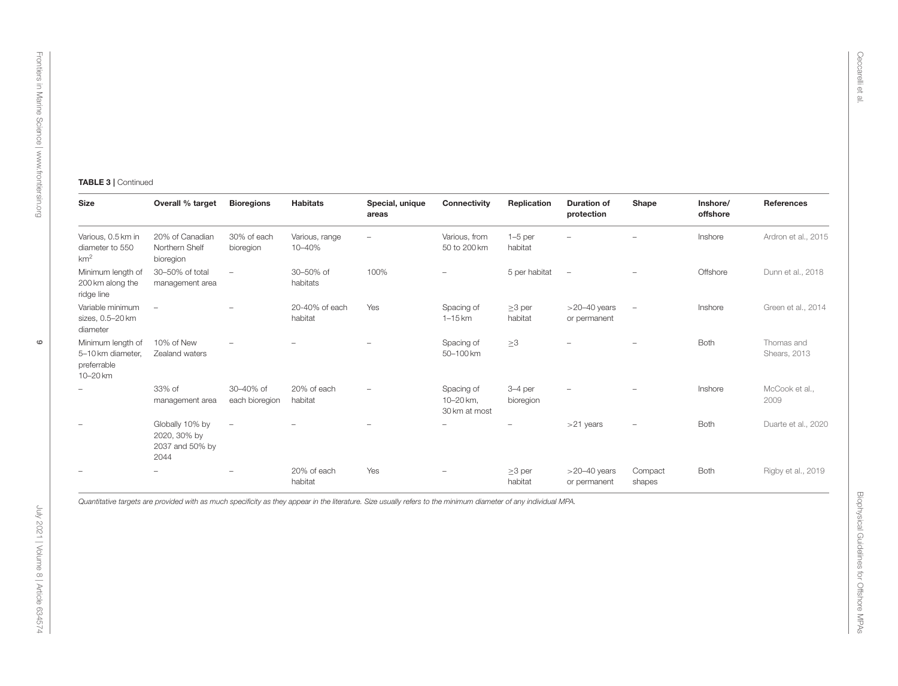**TABLE 3** | Continued

| Size | Overall % target | Bioregions | Habitats | Special, unique areas | Connectivity | Replication | Duration of protection | Shape | Inshore/ offshore | References |
|---|---|---|---|---|---|---|---|---|---|---|
| Various, 0.5 km in diameter to 550 km$^2$ | 20% of Canadian Northern Shelf bioregion | 30% of each bioregion | Various, range 10–40% | – | Various, from 50 to 200 km | 1–5 per habitat | – | – | Inshore | Ardron et al., 2015 |
| Minimum length of 200 km along the ridge line | 30–50% of total management area | – | 30–50% of habitats | 100% | – | 5 per habitat | – | – | Offshore | Dunn et al., 2018 |
| Variable minimum sizes, 0.5–20 km diameter | – | – | 20-40% of each habitat | Yes | Spacing of 1–15 km | ≥3 per habitat | >20–40 years or permanent | – | Inshore | Green et al., 2014 |
| Minimum length of 5–10 km diameter, preferrable 10–20 km | 10% of New Zealand waters | – | – | – | Spacing of 50–100 km | ≥3 | – | – | Both | Thomas and Shears, 2013 |
| – | 33% of management area | 30–40% of each bioregion | 20% of each habitat | – | Spacing of 10–20 km, 30 km at most | 3–4 per bioregion | – | – | Inshore | McCook et al., 2009 |
| – | Globally 10% by 2020, 30% by 2037 and 50% by 2044 | – | – | – | – | – | >21 years | – | Both | Duarte et al., 2020 |
| – | – | – | 20% of each habitat | Yes | – | ≥3 per habitat | >20–40 years or permanent | Compact shapes | Both | Rigby et al., 2019 |

*Quantitative targets are provided with as much specificity as they appear in the literature. Size usually refers to the minimum diameter of any individual MPA.*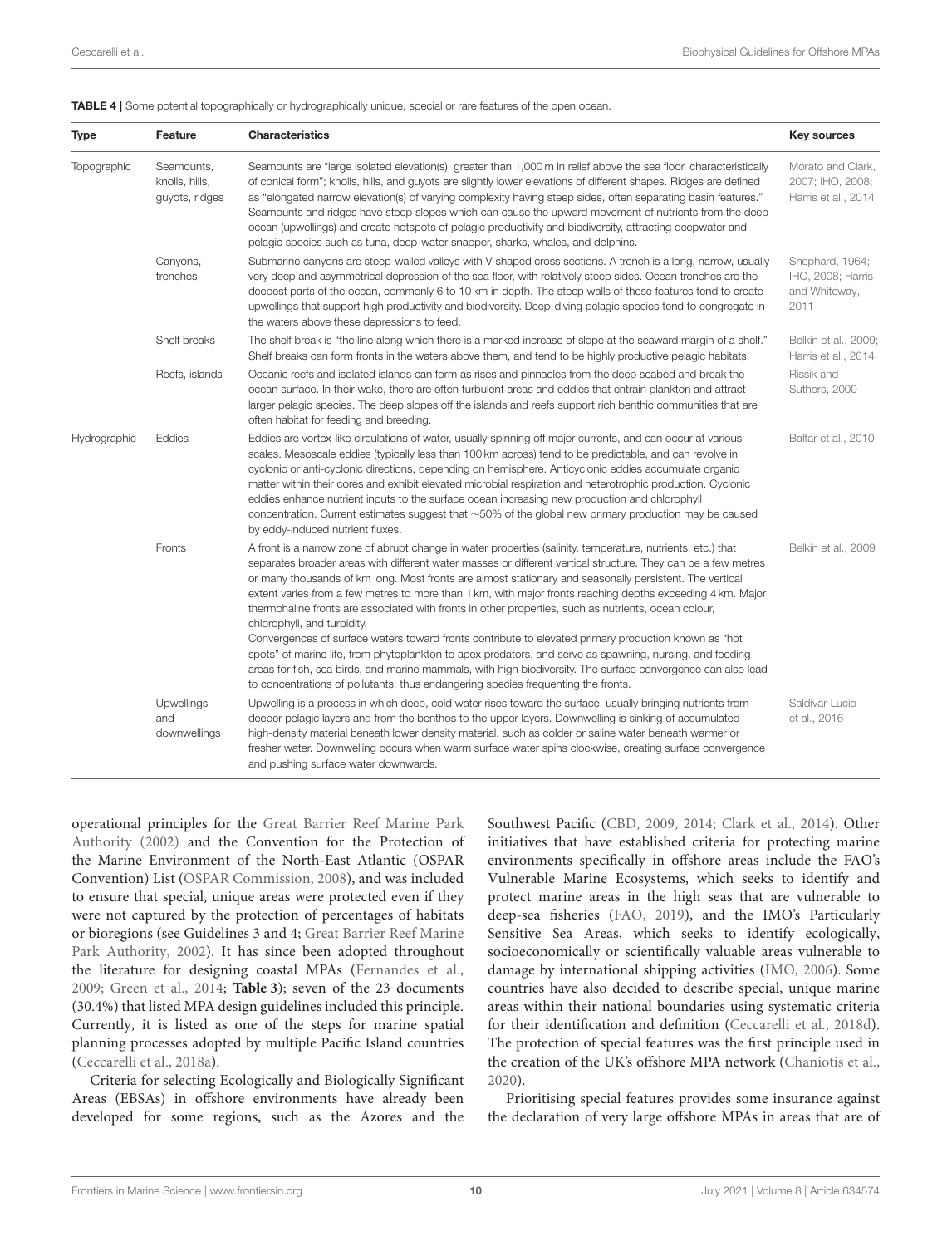**TABLE 4 |** Some potential topographically or hydrographically unique, special or rare features of the open ocean.

| Type | Feature | Characteristics | Key sources |
|---|---|---|---|
| Topographic | Seamounts, knolls, hills, guyots, ridges | Seamounts are "large isolated elevation(s), greater than 1,000 m in relief above the sea floor, characteristically of conical form"; knolls, hills, and guyots are slightly lower elevations of different shapes. Ridges are defined as "elongated narrow elevation(s) of varying complexity having steep sides, often separating basin features." Seamounts and ridges have steep slopes which can cause the upward movement of nutrients from the deep ocean (upwellings) and create hotspots of pelagic productivity and biodiversity, attracting deepwater and pelagic species such as tuna, deep-water snapper, sharks, whales, and dolphins. | Morato and Clark, 2007; IHO, 2008; Harris et al., 2014 |
| | Canyons, trenches | Submarine canyons are steep-walled valleys with V-shaped cross sections. A trench is a long, narrow, usually very deep and asymmetrical depression of the sea floor, with relatively steep sides. Ocean trenches are the deepest parts of the ocean, commonly 6 to 10 km in depth. The steep walls of these features tend to create upwellings that support high productivity and biodiversity. Deep-diving pelagic species tend to congregate in the waters above these depressions to feed. | Shephard, 1964; IHO, 2008; Harris and Whiteway, 2011 |
| | Shelf breaks | The shelf break is "the line along which there is a marked increase of slope at the seaward margin of a shelf." Shelf breaks can form fronts in the waters above them, and tend to be highly productive pelagic habitats. | Belkin et al., 2009; Harris et al., 2014 |
| | Reefs, islands | Oceanic reefs and isolated islands can form as rises and pinnacles from the deep seabed and break the ocean surface. In their wake, there are often turbulent areas and eddies that entrain plankton and attract larger pelagic species. The deep slopes off the islands and reefs support rich benthic communities that are often habitat for feeding and breeding. | Rissik and Suthers, 2000 |
| Hydrographic | Eddies | Eddies are vortex-like circulations of water, usually spinning off major currents, and can occur at various scales. Mesoscale eddies (typically less than 100 km across) tend to be predictable, and can revolve in cyclonic or anti-cyclonic directions, depending on hemisphere. Anticyclonic eddies accumulate organic matter within their cores and exhibit elevated microbial respiration and heterotrophic production. Cyclonic eddies enhance nutrient inputs to the surface ocean increasing new production and chlorophyll concentration. Current estimates suggest that ~50% of the global new primary production may be caused by eddy-induced nutrient fluxes. | Baltar et al., 2010 |
| | Fronts | A front is a narrow zone of abrupt change in water properties (salinity, temperature, nutrients, etc.) that separates broader areas with different water masses or different vertical structure. They can be a few metres or many thousands of km long. Most fronts are almost stationary and seasonally persistent. The vertical extent varies from a few metres to more than 1 km, with major fronts reaching depths exceeding 4 km. Major thermohaline fronts are associated with fronts in other properties, such as nutrients, ocean colour, chlorophyll, and turbidity. Convergences of surface waters toward fronts contribute to elevated primary production known as "hot spots" of marine life, from phytoplankton to apex predators, and serve as spawning, nursing, and feeding areas for fish, sea birds, and marine mammals, with high biodiversity. The surface convergence can also lead to concentrations of pollutants, thus endangering species frequenting the fronts. | Belkin et al., 2009 |
| | Upwellings and downwellings | Upwelling is a process in which deep, cold water rises toward the surface, usually bringing nutrients from deeper pelagic layers and from the benthos to the upper layers. Downwelling is sinking of accumulated high-density material beneath lower density material, such as colder or saline water beneath warmer or fresher water. Downwelling occurs when warm surface water spins clockwise, creating surface convergence and pushing surface water downwards. | Saldivar-Lucio et al., 2016 |

operational principles for the Great Barrier Reef Marine Park Authority (2002) and the Convention for the Protection of the Marine Environment of the North-East Atlantic (OSPAR Convention) List (OSPAR Commission, 2008), and was included to ensure that special, unique areas were protected even if they were not captured by the protection of percentages of habitats or bioregions (see Guidelines 3 and 4; Great Barrier Reef Marine Park Authority, 2002). It has since been adopted throughout the literature for designing coastal MPAs (Fernandes et al., 2009; Green et al., 2014; **Table 3**); seven of the 23 documents (30.4%) that listed MPA design guidelines included this principle. Currently, it is listed as one of the steps for marine spatial planning processes adopted by multiple Pacific Island countries (Ceccarelli et al., 2018a).

Criteria for selecting Ecologically and Biologically Significant Areas (EBSAs) in offshore environments have already been developed for some regions, such as the Azores and the Southwest Pacific (CBD, 2009, 2014; Clark et al., 2014). Other initiatives that have established criteria for protecting marine environments specifically in offshore areas include the FAO's Vulnerable Marine Ecosystems, which seeks to identify and protect marine areas in the high seas that are vulnerable to deep-sea fisheries (FAO, 2019), and the IMO's Particularly Sensitive Sea Areas, which seeks to identify ecologically, socioeconomically or scientifically valuable areas vulnerable to damage by international shipping activities (IMO, 2006). Some countries have also decided to describe special, unique marine areas within their national boundaries using systematic criteria for their identification and definition (Ceccarelli et al., 2018d). The protection of special features was the first principle used in the creation of the UK's offshore MPA network (Chaniotis et al., 2020).

Prioritising special features provides some insurance against the declaration of very large offshore MPAs in areas that are of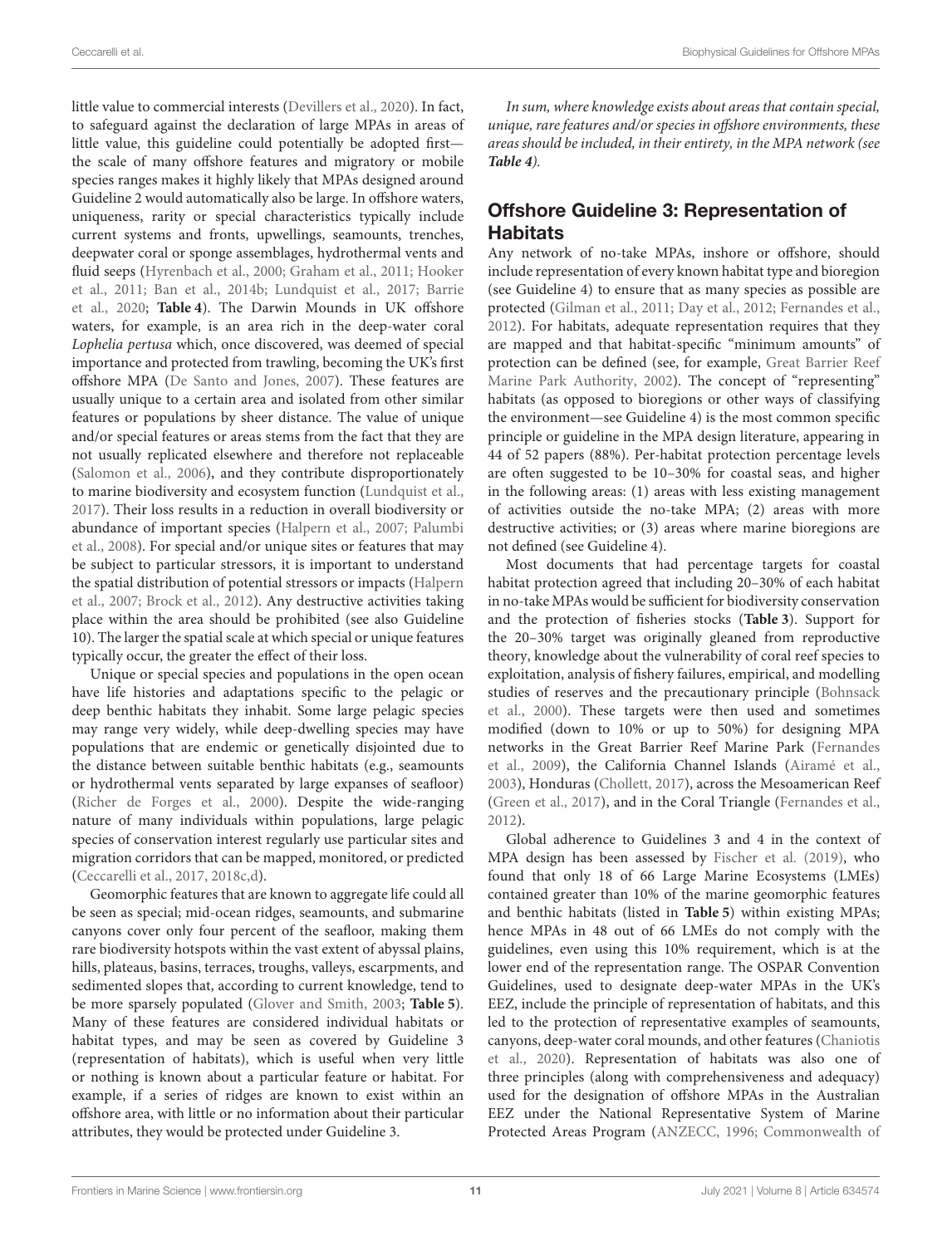little value to commercial interests (Devillers et al., 2020). In fact, to safeguard against the declaration of large MPAs in areas of little value, this guideline could potentially be adopted first—the scale of many offshore features and migratory or mobile species ranges makes it highly likely that MPAs designed around Guideline 2 would automatically also be large. In offshore waters, uniqueness, rarity or special characteristics typically include current systems and fronts, upwellings, seamounts, trenches, deepwater coral or sponge assemblages, hydrothermal vents and fluid seeps (Hyrenbach et al., 2000; Graham et al., 2011; Hooker et al., 2011; Ban et al., 2014b; Lundquist et al., 2017; Barrie et al., 2020; **Table 4**). The Darwin Mounds in UK offshore waters, for example, is an area rich in the deep-water coral *Lophelia pertusa* which, once discovered, was deemed of special importance and protected from trawling, becoming the UK's first offshore MPA (De Santo and Jones, 2007). These features are usually unique to a certain area and isolated from other similar features or populations by sheer distance. The value of unique and/or special features or areas stems from the fact that they are not usually replicated elsewhere and therefore not replaceable (Salomon et al., 2006), and they contribute disproportionately to marine biodiversity and ecosystem function (Lundquist et al., 2017). Their loss results in a reduction in overall biodiversity or abundance of important species (Halpern et al., 2007; Palumbi et al., 2008). For special and/or unique sites or features that may be subject to particular stressors, it is important to understand the spatial distribution of potential stressors or impacts (Halpern et al., 2007; Brock et al., 2012). Any destructive activities taking place within the area should be prohibited (see also Guideline 10). The larger the spatial scale at which special or unique features typically occur, the greater the effect of their loss.

Unique or special species and populations in the open ocean have life histories and adaptations specific to the pelagic or deep benthic habitats they inhabit. Some large pelagic species may range very widely, while deep-dwelling species may have populations that are endemic or genetically disjointed due to the distance between suitable benthic habitats (e.g., seamounts or hydrothermal vents separated by large expanses of seafloor) (Richer de Forges et al., 2000). Despite the wide-ranging nature of many individuals within populations, large pelagic species of conservation interest regularly use particular sites and migration corridors that can be mapped, monitored, or predicted (Ceccarelli et al., 2017, 2018c,d).

Geomorphic features that are known to aggregate life could all be seen as special; mid-ocean ridges, seamounts, and submarine canyons cover only four percent of the seafloor, making them rare biodiversity hotspots within the vast extent of abyssal plains, hills, plateaus, basins, terraces, troughs, valleys, escarpments, and sedimented slopes that, according to current knowledge, tend to be more sparsely populated (Glover and Smith, 2003; **Table 5**). Many of these features are considered individual habitats or habitat types, and may be seen as covered by Guideline 3 (representation of habitats), which is useful when very little or nothing is known about a particular feature or habitat. For example, if a series of ridges are known to exist within an offshore area, with little or no information about their particular attributes, they would be protected under Guideline 3.

*In sum, where knowledge exists about areas that contain special, unique, rare features and/or species in offshore environments, these areas should be included, in their entirety, in the MPA network (see* ***Table 4****).*

## Offshore Guideline 3: Representation of Habitats

Any network of no-take MPAs, inshore or offshore, should include representation of every known habitat type and bioregion (see Guideline 4) to ensure that as many species as possible are protected (Gilman et al., 2011; Day et al., 2012; Fernandes et al., 2012). For habitats, adequate representation requires that they are mapped and that habitat-specific "minimum amounts" of protection can be defined (see, for example, Great Barrier Reef Marine Park Authority, 2002). The concept of "representing" habitats (as opposed to bioregions or other ways of classifying the environment—see Guideline 4) is the most common specific principle or guideline in the MPA design literature, appearing in 44 of 52 papers (88%). Per-habitat protection percentage levels are often suggested to be 10–30% for coastal seas, and higher in the following areas: (1) areas with less existing management of activities outside the no-take MPA; (2) areas with more destructive activities; or (3) areas where marine bioregions are not defined (see Guideline 4).

Most documents that had percentage targets for coastal habitat protection agreed that including 20–30% of each habitat in no-take MPAs would be sufficient for biodiversity conservation and the protection of fisheries stocks (**Table 3**). Support for the 20–30% target was originally gleaned from reproductive theory, knowledge about the vulnerability of coral reef species to exploitation, analysis of fishery failures, empirical, and modelling studies of reserves and the precautionary principle (Bohnsack et al., 2000). These targets were then used and sometimes modified (down to 10% or up to 50%) for designing MPA networks in the Great Barrier Reef Marine Park (Fernandes et al., 2009), the California Channel Islands (Airamé et al., 2003), Honduras (Chollett, 2017), across the Mesoamerican Reef (Green et al., 2017), and in the Coral Triangle (Fernandes et al., 2012).

Global adherence to Guidelines 3 and 4 in the context of MPA design has been assessed by Fischer et al. (2019), who found that only 18 of 66 Large Marine Ecosystems (LMEs) contained greater than 10% of the marine geomorphic features and benthic habitats (listed in **Table 5**) within existing MPAs; hence MPAs in 48 out of 66 LMEs do not comply with the guidelines, even using this 10% requirement, which is at the lower end of the representation range. The OSPAR Convention Guidelines, used to designate deep-water MPAs in the UK's EEZ, include the principle of representation of habitats, and this led to the protection of representative examples of seamounts, canyons, deep-water coral mounds, and other features (Chaniotis et al., 2020). Representation of habitats was also one of three principles (along with comprehensiveness and adequacy) used for the designation of offshore MPAs in the Australian EEZ under the National Representative System of Marine Protected Areas Program (ANZECC, 1996; Commonwealth of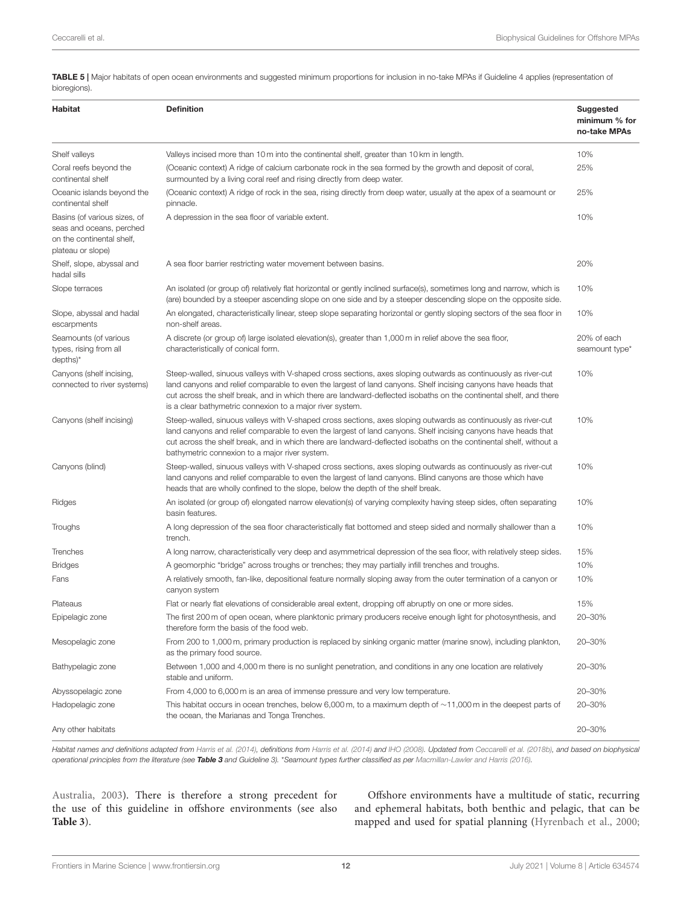**TABLE 5 |** Major habitats of open ocean environments and suggested minimum proportions for inclusion in no-take MPAs if Guideline 4 applies (representation of bioregions).

| Habitat | Definition | Suggested minimum % for no-take MPAs |
|---|---|---|
| Shelf valleys | Valleys incised more than 10 m into the continental shelf, greater than 10 km in length. | 10% |
| Coral reefs beyond the continental shelf | (Oceanic context) A ridge of calcium carbonate rock in the sea formed by the growth and deposit of coral, surmounted by a living coral reef and rising directly from deep water. | 25% |
| Oceanic islands beyond the continental shelf | (Oceanic context) A ridge of rock in the sea, rising directly from deep water, usually at the apex of a seamount or pinnacle. | 25% |
| Basins (of various sizes, of seas and oceans, perched on the continental shelf, plateau or slope) | A depression in the sea floor of variable extent. | 10% |
| Shelf, slope, abyssal and hadal sills | A sea floor barrier restricting water movement between basins. | 20% |
| Slope terraces | An isolated (or group of) relatively flat horizontal or gently inclined surface(s), sometimes long and narrow, which is (are) bounded by a steeper ascending slope on one side and by a steeper descending slope on the opposite side. | 10% |
| Slope, abyssal and hadal escarpments | An elongated, characteristically linear, steep slope separating horizontal or gently sloping sectors of the sea floor in non-shelf areas. | 10% |
| Seamounts (of various types, rising from all depths)* | A discrete (or group of) large isolated elevation(s), greater than 1,000 m in relief above the sea floor, characteristically of conical form. | 20% of each seamount type* |
| Canyons (shelf incising, connected to river systems) | Steep-walled, sinuous valleys with V-shaped cross sections, axes sloping outwards as continuously as river-cut land canyons and relief comparable to even the largest of land canyons. Shelf incising canyons have heads that cut across the shelf break, and in which there are landward-deflected isobaths on the continental shelf, and there is a clear bathymetric connexion to a major river system. | 10% |
| Canyons (shelf incising) | Steep-walled, sinuous valleys with V-shaped cross sections, axes sloping outwards as continuously as river-cut land canyons and relief comparable to even the largest of land canyons. Shelf incising canyons have heads that cut across the shelf break, and in which there are landward-deflected isobaths on the continental shelf, without a bathymetric connexion to a major river system. | 10% |
| Canyons (blind) | Steep-walled, sinuous valleys with V-shaped cross sections, axes sloping outwards as continuously as river-cut land canyons and relief comparable to even the largest of land canyons. Blind canyons are those which have heads that are wholly confined to the slope, below the depth of the shelf break. | 10% |
| Ridges | An isolated (or group of) elongated narrow elevation(s) of varying complexity having steep sides, often separating basin features. | 10% |
| Troughs | A long depression of the sea floor characteristically flat bottomed and steep sided and normally shallower than a trench. | 10% |
| Trenches | A long narrow, characteristically very deep and asymmetrical depression of the sea floor, with relatively steep sides. | 15% |
| Bridges | A geomorphic "bridge" across troughs or trenches; they may partially infill trenches and troughs. | 10% |
| Fans | A relatively smooth, fan-like, depositional feature normally sloping away from the outer termination of a canyon or canyon system | 10% |
| Plateaus | Flat or nearly flat elevations of considerable areal extent, dropping off abruptly on one or more sides. | 15% |
| Epipelagic zone | The first 200 m of open ocean, where planktonic primary producers receive enough light for photosynthesis, and therefore form the basis of the food web. | 20–30% |
| Mesopelagic zone | From 200 to 1,000 m, primary production is replaced by sinking organic matter (marine snow), including plankton, as the primary food source. | 20–30% |
| Bathypelagic zone | Between 1,000 and 4,000 m there is no sunlight penetration, and conditions in any one location are relatively stable and uniform. | 20–30% |
| Abyssopelagic zone | From 4,000 to 6,000 m is an area of immense pressure and very low temperature. | 20–30% |
| Hadopelagic zone | This habitat occurs in ocean trenches, below 6,000 m, to a maximum depth of ∼11,000 m in the deepest parts of the ocean, the Marianas and Tonga Trenches. | 20–30% |
| Any other habitats | | 20–30% |

*Habitat names and definitions adapted from Harris et al. (2014), definitions from Harris et al. (2014) and IHO (2008). Updated from Ceccarelli et al. (2018b), and based on biophysical operational principles from the literature (see **Table 3** and Guideline 3). *Seamount types further classified as per Macmillan-Lawler and Harris (2016).*

Australia, 2003). There is therefore a strong precedent for the use of this guideline in offshore environments (see also **Table 3**).

Offshore environments have a multitude of static, recurring and ephemeral habitats, both benthic and pelagic, that can be mapped and used for spatial planning (Hyrenbach et al., 2000;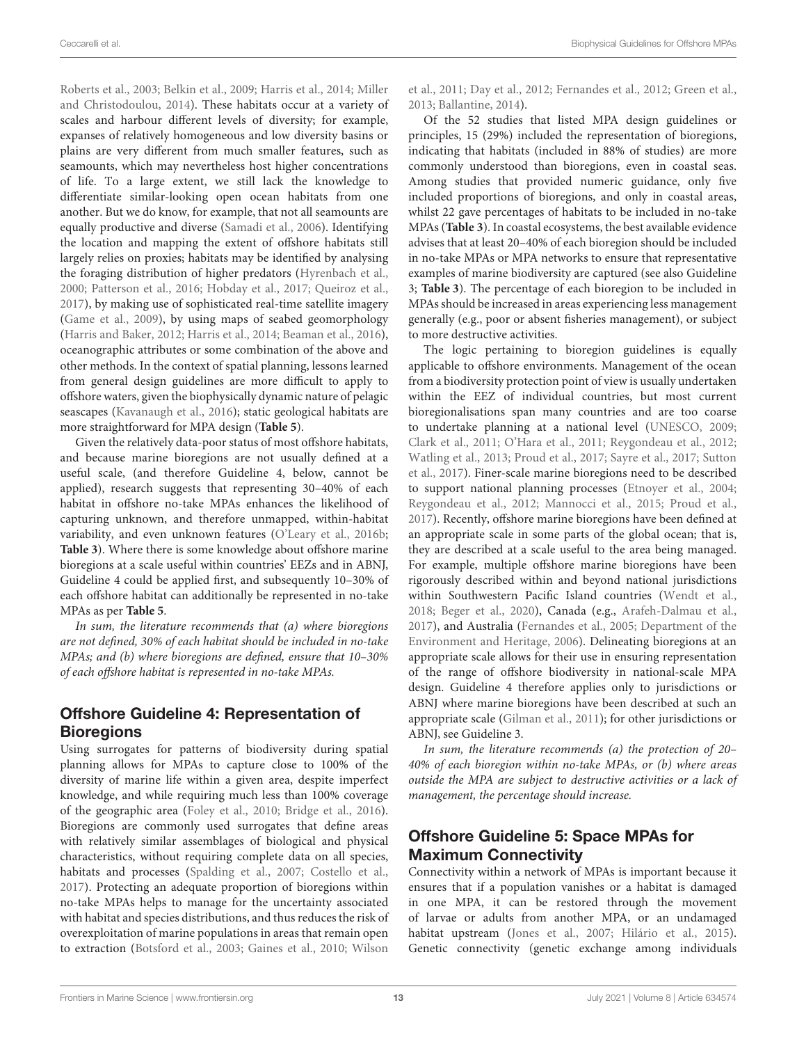Roberts et al., 2003; Belkin et al., 2009; Harris et al., 2014; Miller and Christodoulou, 2014). These habitats occur at a variety of scales and harbour different levels of diversity; for example, expanses of relatively homogeneous and low diversity basins or plains are very different from much smaller features, such as seamounts, which may nevertheless host higher concentrations of life. To a large extent, we still lack the knowledge to differentiate similar-looking open ocean habitats from one another. But we do know, for example, that not all seamounts are equally productive and diverse (Samadi et al., 2006). Identifying the location and mapping the extent of offshore habitats still largely relies on proxies; habitats may be identified by analysing the foraging distribution of higher predators (Hyrenbach et al., 2000; Patterson et al., 2016; Hobday et al., 2017; Queiroz et al., 2017), by making use of sophisticated real-time satellite imagery (Game et al., 2009), by using maps of seabed geomorphology (Harris and Baker, 2012; Harris et al., 2014; Beaman et al., 2016), oceanographic attributes or some combination of the above and other methods. In the context of spatial planning, lessons learned from general design guidelines are more difficult to apply to offshore waters, given the biophysically dynamic nature of pelagic seascapes (Kavanaugh et al., 2016); static geological habitats are more straightforward for MPA design (**Table 5**).

Given the relatively data-poor status of most offshore habitats, and because marine bioregions are not usually defined at a useful scale, (and therefore Guideline 4, below, cannot be applied), research suggests that representing 30–40% of each habitat in offshore no-take MPAs enhances the likelihood of capturing unknown, and therefore unmapped, within-habitat variability, and even unknown features (O'Leary et al., 2016b; **Table 3**). Where there is some knowledge about offshore marine bioregions at a scale useful within countries' EEZs and in ABNJ, Guideline 4 could be applied first, and subsequently 10–30% of each offshore habitat can additionally be represented in no-take MPAs as per **Table 5**.

*In sum, the literature recommends that (a) where bioregions are not defined, 30% of each habitat should be included in no-take MPAs; and (b) where bioregions are defined, ensure that 10–30% of each offshore habitat is represented in no-take MPAs.*

## Offshore Guideline 4: Representation of Bioregions

Using surrogates for patterns of biodiversity during spatial planning allows for MPAs to capture close to 100% of the diversity of marine life within a given area, despite imperfect knowledge, and while requiring much less than 100% coverage of the geographic area (Foley et al., 2010; Bridge et al., 2016). Bioregions are commonly used surrogates that define areas with relatively similar assemblages of biological and physical characteristics, without requiring complete data on all species, habitats and processes (Spalding et al., 2007; Costello et al., 2017). Protecting an adequate proportion of bioregions within no-take MPAs helps to manage for the uncertainty associated with habitat and species distributions, and thus reduces the risk of overexploitation of marine populations in areas that remain open to extraction (Botsford et al., 2003; Gaines et al., 2010; Wilson et al., 2011; Day et al., 2012; Fernandes et al., 2012; Green et al., 2013; Ballantine, 2014).

Of the 52 studies that listed MPA design guidelines or principles, 15 (29%) included the representation of bioregions, indicating that habitats (included in 88% of studies) are more commonly understood than bioregions, even in coastal seas. Among studies that provided numeric guidance, only five included proportions of bioregions, and only in coastal areas, whilst 22 gave percentages of habitats to be included in no-take MPAs (**Table 3**). In coastal ecosystems, the best available evidence advises that at least 20–40% of each bioregion should be included in no-take MPAs or MPA networks to ensure that representative examples of marine biodiversity are captured (see also Guideline 3; **Table 3**). The percentage of each bioregion to be included in MPAs should be increased in areas experiencing less management generally (e.g., poor or absent fisheries management), or subject to more destructive activities.

The logic pertaining to bioregion guidelines is equally applicable to offshore environments. Management of the ocean from a biodiversity protection point of view is usually undertaken within the EEZ of individual countries, but most current bioregionalisations span many countries and are too coarse to undertake planning at a national level (UNESCO, 2009; Clark et al., 2011; O'Hara et al., 2011; Reygondeau et al., 2012; Watling et al., 2013; Proud et al., 2017; Sayre et al., 2017; Sutton et al., 2017). Finer-scale marine bioregions need to be described to support national planning processes (Etnoyer et al., 2004; Reygondeau et al., 2012; Mannocci et al., 2015; Proud et al., 2017). Recently, offshore marine bioregions have been defined at an appropriate scale in some parts of the global ocean; that is, they are described at a scale useful to the area being managed. For example, multiple offshore marine bioregions have been rigorously described within and beyond national jurisdictions within Southwestern Pacific Island countries (Wendt et al., 2018; Beger et al., 2020), Canada (e.g., Arafeh-Dalmau et al., 2017), and Australia (Fernandes et al., 2005; Department of the Environment and Heritage, 2006). Delineating bioregions at an appropriate scale allows for their use in ensuring representation of the range of offshore biodiversity in national-scale MPA design. Guideline 4 therefore applies only to jurisdictions or ABNJ where marine bioregions have been described at such an appropriate scale (Gilman et al., 2011); for other jurisdictions or ABNJ, see Guideline 3.

*In sum, the literature recommends (a) the protection of 20–40% of each bioregion within no-take MPAs, or (b) where areas outside the MPA are subject to destructive activities or a lack of management, the percentage should increase.*

## Offshore Guideline 5: Space MPAs for Maximum Connectivity

Connectivity within a network of MPAs is important because it ensures that if a population vanishes or a habitat is damaged in one MPA, it can be restored through the movement of larvae or adults from another MPA, or an undamaged habitat upstream (Jones et al., 2007; Hilário et al., 2015). Genetic connectivity (genetic exchange among individuals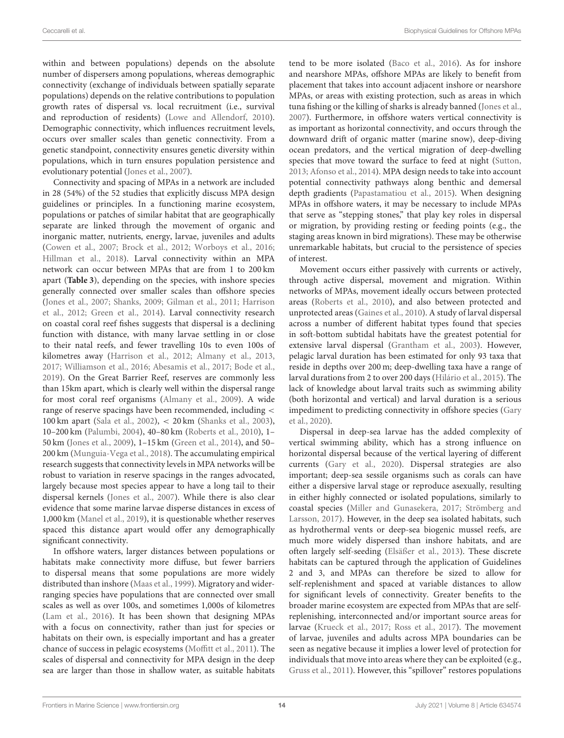within and between populations) depends on the absolute number of dispersers among populations, whereas demographic connectivity (exchange of individuals between spatially separate populations) depends on the relative contributions to population growth rates of dispersal vs. local recruitment (i.e., survival and reproduction of residents) (Lowe and Allendorf, 2010). Demographic connectivity, which influences recruitment levels, occurs over smaller scales than genetic connectivity. From a genetic standpoint, connectivity ensures genetic diversity within populations, which in turn ensures population persistence and evolutionary potential (Jones et al., 2007).

Connectivity and spacing of MPAs in a network are included in 28 (54%) of the 52 studies that explicitly discuss MPA design guidelines or principles. In a functioning marine ecosystem, populations or patches of similar habitat that are geographically separate are linked through the movement of organic and inorganic matter, nutrients, energy, larvae, juveniles and adults (Cowen et al., 2007; Brock et al., 2012; Worboys et al., 2016; Hillman et al., 2018). Larval connectivity within an MPA network can occur between MPAs that are from 1 to 200 km apart (**Table 3**), depending on the species, with inshore species generally connected over smaller scales than offshore species (Jones et al., 2007; Shanks, 2009; Gilman et al., 2011; Harrison et al., 2012; Green et al., 2014). Larval connectivity research on coastal coral reef fishes suggests that dispersal is a declining function with distance, with many larvae settling in or close to their natal reefs, and fewer travelling 10s to even 100s of kilometres away (Harrison et al., 2012; Almany et al., 2013, 2017; Williamson et al., 2016; Abesamis et al., 2017; Bode et al., 2019). On the Great Barrier Reef, reserves are commonly less than 15km apart, which is clearly well within the dispersal range for most coral reef organisms (Almany et al., 2009). A wide range of reserve spacings have been recommended, including < 100 km apart (Sala et al., 2002), < 20 km (Shanks et al., 2003), 10–200 km (Palumbi, 2004), 40–80 km (Roberts et al., 2010), 1–50 km (Jones et al., 2009), 1–15 km (Green et al., 2014), and 50–200 km (Munguia-Vega et al., 2018). The accumulating empirical research suggests that connectivity levels in MPA networks will be robust to variation in reserve spacings in the ranges advocated, largely because most species appear to have a long tail to their dispersal kernels (Jones et al., 2007). While there is also clear evidence that some marine larvae disperse distances in excess of 1,000 km (Manel et al., 2019), it is questionable whether reserves spaced this distance apart would offer any demographically significant connectivity.

In offshore waters, larger distances between populations or habitats make connectivity more diffuse, but fewer barriers to dispersal means that some populations are more widely distributed than inshore (Maas et al., 1999). Migratory and wider-ranging species have populations that are connected over small scales as well as over 100s, and sometimes 1,000s of kilometres (Lam et al., 2016). It has been shown that designing MPAs with a focus on connectivity, rather than just for species or habitats on their own, is especially important and has a greater chance of success in pelagic ecosystems (Moffitt et al., 2011). The scales of dispersal and connectivity for MPA design in the deep sea are larger than those in shallow water, as suitable habitats tend to be more isolated (Baco et al., 2016). As for inshore and nearshore MPAs, offshore MPAs are likely to benefit from placement that takes into account adjacent inshore or nearshore MPAs, or areas with existing protection, such as areas in which tuna fishing or the killing of sharks is already banned (Jones et al., 2007). Furthermore, in offshore waters vertical connectivity is as important as horizontal connectivity, and occurs through the downward drift of organic matter (marine snow), deep-diving ocean predators, and the vertical migration of deep-dwelling species that move toward the surface to feed at night (Sutton, 2013; Afonso et al., 2014). MPA design needs to take into account potential connectivity pathways along benthic and demersal depth gradients (Papastamatiou et al., 2015). When designing MPAs in offshore waters, it may be necessary to include MPAs that serve as "stepping stones," that play key roles in dispersal or migration, by providing resting or feeding points (e.g., the staging areas known in bird migrations). These may be otherwise unremarkable habitats, but crucial to the persistence of species of interest.

Movement occurs either passively with currents or actively, through active dispersal, movement and migration. Within networks of MPAs, movement ideally occurs between protected areas (Roberts et al., 2010), and also between protected and unprotected areas (Gaines et al., 2010). A study of larval dispersal across a number of different habitat types found that species in soft-bottom subtidal habitats have the greatest potential for extensive larval dispersal (Grantham et al., 2003). However, pelagic larval duration has been estimated for only 93 taxa that reside in depths over 200 m; deep-dwelling taxa have a range of larval durations from 2 to over 200 days (Hilário et al., 2015). The lack of knowledge about larval traits such as swimming ability (both horizontal and vertical) and larval duration is a serious impediment to predicting connectivity in offshore species (Gary et al., 2020).

Dispersal in deep-sea larvae has the added complexity of vertical swimming ability, which has a strong influence on horizontal dispersal because of the vertical layering of different currents (Gary et al., 2020). Dispersal strategies are also important; deep-sea sessile organisms such as corals can have either a dispersive larval stage or reproduce asexually, resulting in either highly connected or isolated populations, similarly to coastal species (Miller and Gunasekera, 2017; Strömberg and Larsson, 2017). However, in the deep sea isolated habitats, such as hydrothermal vents or deep-sea biogenic mussel reefs, are much more widely dispersed than inshore habitats, and are often largely self-seeding (Elsäßer et al., 2013). These discrete habitats can be captured through the application of Guidelines 2 and 3, and MPAs can therefore be sized to allow for self-replenishment and spaced at variable distances to allow for significant levels of connectivity. Greater benefits to the broader marine ecosystem are expected from MPAs that are self-replenishing, interconnected and/or important source areas for larvae (Krueck et al., 2017; Ross et al., 2017). The movement of larvae, juveniles and adults across MPA boundaries can be seen as negative because it implies a lower level of protection for individuals that move into areas where they can be exploited (e.g., Gruss et al., 2011). However, this "spillover" restores populations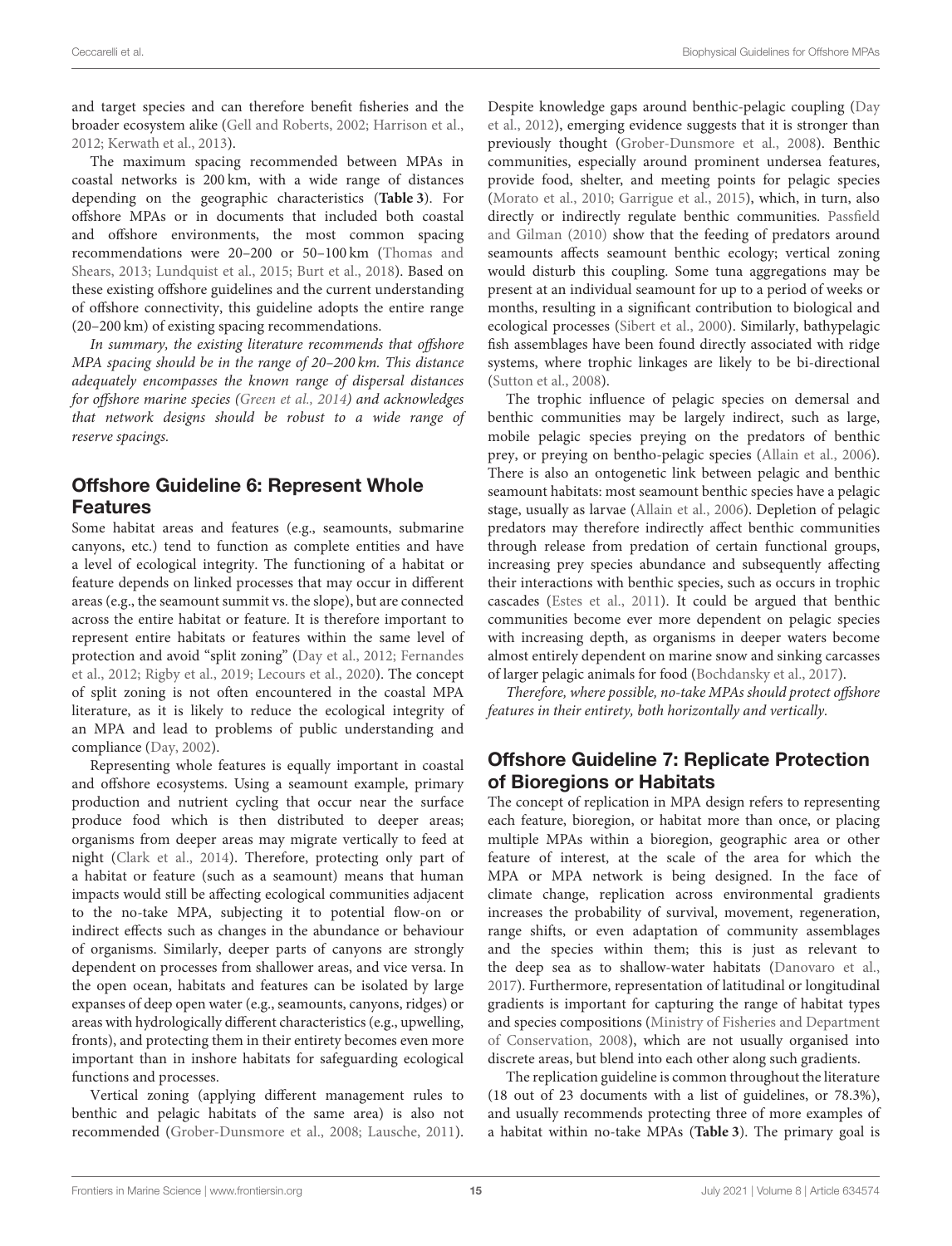and target species and can therefore benefit fisheries and the broader ecosystem alike (Gell and Roberts, 2002; Harrison et al., 2012; Kerwath et al., 2013).

The maximum spacing recommended between MPAs in coastal networks is 200 km, with a wide range of distances depending on the geographic characteristics (**Table 3**). For offshore MPAs or in documents that included both coastal and offshore environments, the most common spacing recommendations were 20–200 or 50–100 km (Thomas and Shears, 2013; Lundquist et al., 2015; Burt et al., 2018). Based on these existing offshore guidelines and the current understanding of offshore connectivity, this guideline adopts the entire range (20–200 km) of existing spacing recommendations.

*In summary, the existing literature recommends that offshore MPA spacing should be in the range of 20–200 km. This distance adequately encompasses the known range of dispersal distances for offshore marine species (Green et al., 2014) and acknowledges that network designs should be robust to a wide range of reserve spacings.*

## Offshore Guideline 6: Represent Whole Features

Some habitat areas and features (e.g., seamounts, submarine canyons, etc.) tend to function as complete entities and have a level of ecological integrity. The functioning of a habitat or feature depends on linked processes that may occur in different areas (e.g., the seamount summit vs. the slope), but are connected across the entire habitat or feature. It is therefore important to represent entire habitats or features within the same level of protection and avoid "split zoning" (Day et al., 2012; Fernandes et al., 2012; Rigby et al., 2019; Lecours et al., 2020). The concept of split zoning is not often encountered in the coastal MPA literature, as it is likely to reduce the ecological integrity of an MPA and lead to problems of public understanding and compliance (Day, 2002).

Representing whole features is equally important in coastal and offshore ecosystems. Using a seamount example, primary production and nutrient cycling that occur near the surface produce food which is then distributed to deeper areas; organisms from deeper areas may migrate vertically to feed at night (Clark et al., 2014). Therefore, protecting only part of a habitat or feature (such as a seamount) means that human impacts would still be affecting ecological communities adjacent to the no-take MPA, subjecting it to potential flow-on or indirect effects such as changes in the abundance or behaviour of organisms. Similarly, deeper parts of canyons are strongly dependent on processes from shallower areas, and vice versa. In the open ocean, habitats and features can be isolated by large expanses of deep open water (e.g., seamounts, canyons, ridges) or areas with hydrologically different characteristics (e.g., upwelling, fronts), and protecting them in their entirety becomes even more important than in inshore habitats for safeguarding ecological functions and processes.

Vertical zoning (applying different management rules to benthic and pelagic habitats of the same area) is also not recommended (Grober-Dunsmore et al., 2008; Lausche, 2011). Despite knowledge gaps around benthic-pelagic coupling (Day et al., 2012), emerging evidence suggests that it is stronger than previously thought (Grober-Dunsmore et al., 2008). Benthic communities, especially around prominent undersea features, provide food, shelter, and meeting points for pelagic species (Morato et al., 2010; Garrigue et al., 2015), which, in turn, also directly or indirectly regulate benthic communities. Passfield and Gilman (2010) show that the feeding of predators around seamounts affects seamount benthic ecology; vertical zoning would disturb this coupling. Some tuna aggregations may be present at an individual seamount for up to a period of weeks or months, resulting in a significant contribution to biological and ecological processes (Sibert et al., 2000). Similarly, bathypelagic fish assemblages have been found directly associated with ridge systems, where trophic linkages are likely to be bi-directional (Sutton et al., 2008).

The trophic influence of pelagic species on demersal and benthic communities may be largely indirect, such as large, mobile pelagic species preying on the predators of benthic prey, or preying on bentho-pelagic species (Allain et al., 2006). There is also an ontogenetic link between pelagic and benthic seamount habitats: most seamount benthic species have a pelagic stage, usually as larvae (Allain et al., 2006). Depletion of pelagic predators may therefore indirectly affect benthic communities through release from predation of certain functional groups, increasing prey species abundance and subsequently affecting their interactions with benthic species, such as occurs in trophic cascades (Estes et al., 2011). It could be argued that benthic communities become ever more dependent on pelagic species with increasing depth, as organisms in deeper waters become almost entirely dependent on marine snow and sinking carcasses of larger pelagic animals for food (Bochdansky et al., 2017).

*Therefore, where possible, no-take MPAs should protect offshore features in their entirety, both horizontally and vertically.*

## Offshore Guideline 7: Replicate Protection of Bioregions or Habitats

The concept of replication in MPA design refers to representing each feature, bioregion, or habitat more than once, or placing multiple MPAs within a bioregion, geographic area or other feature of interest, at the scale of the area for which the MPA or MPA network is being designed. In the face of climate change, replication across environmental gradients increases the probability of survival, movement, regeneration, range shifts, or even adaptation of community assemblages and the species within them; this is just as relevant to the deep sea as to shallow-water habitats (Danovaro et al., 2017). Furthermore, representation of latitudinal or longitudinal gradients is important for capturing the range of habitat types and species compositions (Ministry of Fisheries and Department of Conservation, 2008), which are not usually organised into discrete areas, but blend into each other along such gradients.

The replication guideline is common throughout the literature (18 out of 23 documents with a list of guidelines, or 78.3%), and usually recommends protecting three of more examples of a habitat within no-take MPAs (**Table 3**). The primary goal is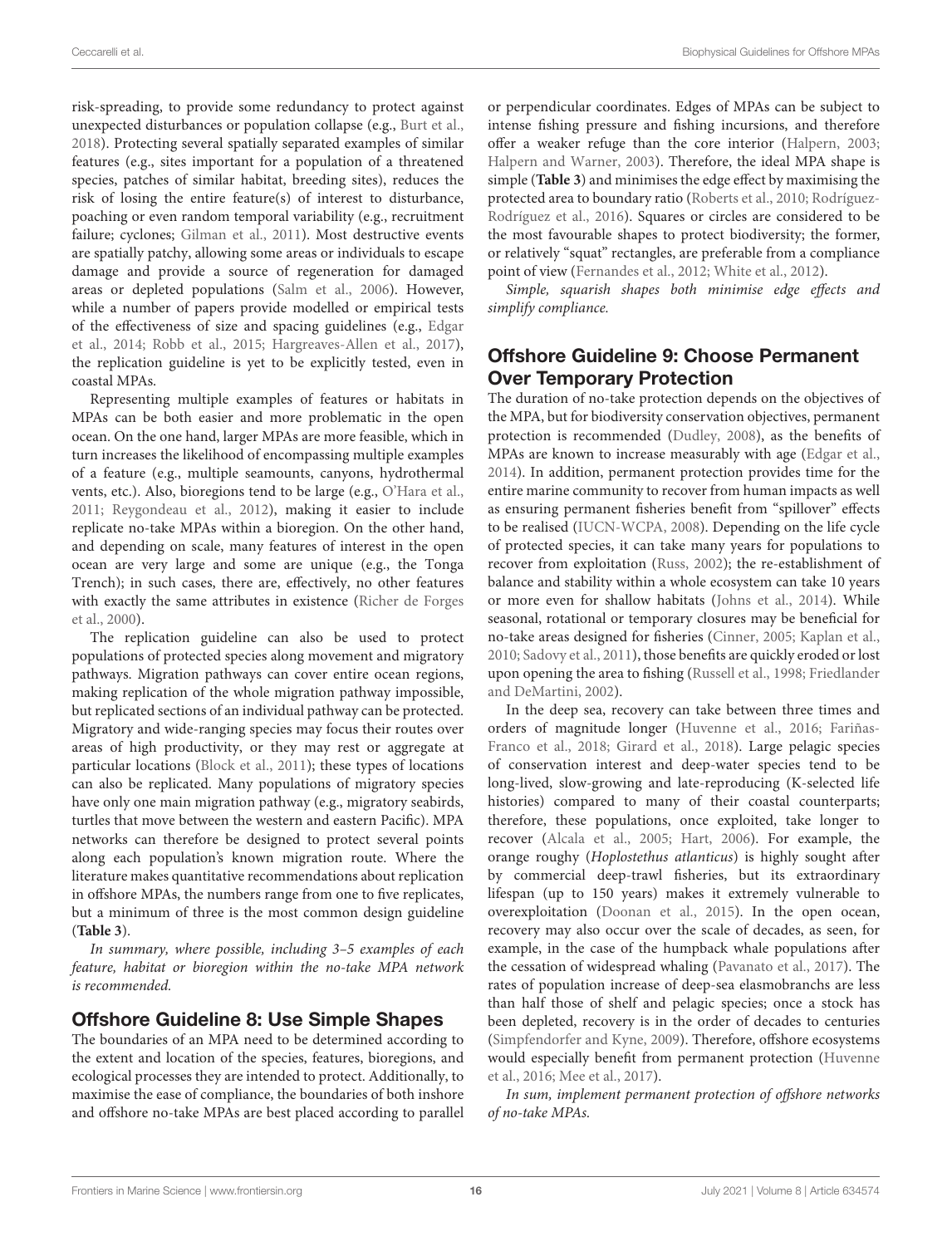risk-spreading, to provide some redundancy to protect against unexpected disturbances or population collapse (e.g., Burt et al., 2018). Protecting several spatially separated examples of similar features (e.g., sites important for a population of a threatened species, patches of similar habitat, breeding sites), reduces the risk of losing the entire feature(s) of interest to disturbance, poaching or even random temporal variability (e.g., recruitment failure; cyclones; Gilman et al., 2011). Most destructive events are spatially patchy, allowing some areas or individuals to escape damage and provide a source of regeneration for damaged areas or depleted populations (Salm et al., 2006). However, while a number of papers provide modelled or empirical tests of the effectiveness of size and spacing guidelines (e.g., Edgar et al., 2014; Robb et al., 2015; Hargreaves-Allen et al., 2017), the replication guideline is yet to be explicitly tested, even in coastal MPAs.

Representing multiple examples of features or habitats in MPAs can be both easier and more problematic in the open ocean. On the one hand, larger MPAs are more feasible, which in turn increases the likelihood of encompassing multiple examples of a feature (e.g., multiple seamounts, canyons, hydrothermal vents, etc.). Also, bioregions tend to be large (e.g., O'Hara et al., 2011; Reygondeau et al., 2012), making it easier to include replicate no-take MPAs within a bioregion. On the other hand, and depending on scale, many features of interest in the open ocean are very large and some are unique (e.g., the Tonga Trench); in such cases, there are, effectively, no other features with exactly the same attributes in existence (Richer de Forges et al., 2000).

The replication guideline can also be used to protect populations of protected species along movement and migratory pathways. Migration pathways can cover entire ocean regions, making replication of the whole migration pathway impossible, but replicated sections of an individual pathway can be protected. Migratory and wide-ranging species may focus their routes over areas of high productivity, or they may rest or aggregate at particular locations (Block et al., 2011); these types of locations can also be replicated. Many populations of migratory species have only one main migration pathway (e.g., migratory seabirds, turtles that move between the western and eastern Pacific). MPA networks can therefore be designed to protect several points along each population's known migration route. Where the literature makes quantitative recommendations about replication in offshore MPAs, the numbers range from one to five replicates, but a minimum of three is the most common design guideline (**Table 3**).

*In summary, where possible, including 3–5 examples of each feature, habitat or bioregion within the no-take MPA network is recommended.*

## Offshore Guideline 8: Use Simple Shapes

The boundaries of an MPA need to be determined according to the extent and location of the species, features, bioregions, and ecological processes they are intended to protect. Additionally, to maximise the ease of compliance, the boundaries of both inshore and offshore no-take MPAs are best placed according to parallel or perpendicular coordinates. Edges of MPAs can be subject to intense fishing pressure and fishing incursions, and therefore offer a weaker refuge than the core interior (Halpern, 2003; Halpern and Warner, 2003). Therefore, the ideal MPA shape is simple (**Table 3**) and minimises the edge effect by maximising the protected area to boundary ratio (Roberts et al., 2010; Rodríguez-Rodríguez et al., 2016). Squares or circles are considered to be the most favourable shapes to protect biodiversity; the former, or relatively "squat" rectangles, are preferable from a compliance point of view (Fernandes et al., 2012; White et al., 2012).

*Simple, squarish shapes both minimise edge effects and simplify compliance.*

## Offshore Guideline 9: Choose Permanent Over Temporary Protection

The duration of no-take protection depends on the objectives of the MPA, but for biodiversity conservation objectives, permanent protection is recommended (Dudley, 2008), as the benefits of MPAs are known to increase measurably with age (Edgar et al., 2014). In addition, permanent protection provides time for the entire marine community to recover from human impacts as well as ensuring permanent fisheries benefit from "spillover" effects to be realised (IUCN-WCPA, 2008). Depending on the life cycle of protected species, it can take many years for populations to recover from exploitation (Russ, 2002); the re-establishment of balance and stability within a whole ecosystem can take 10 years or more even for shallow habitats (Johns et al., 2014). While seasonal, rotational or temporary closures may be beneficial for no-take areas designed for fisheries (Cinner, 2005; Kaplan et al., 2010; Sadovy et al., 2011), those benefits are quickly eroded or lost upon opening the area to fishing (Russell et al., 1998; Friedlander and DeMartini, 2002).

In the deep sea, recovery can take between three times and orders of magnitude longer (Huvenne et al., 2016; Fariñas-Franco et al., 2018; Girard et al., 2018). Large pelagic species of conservation interest and deep-water species tend to be long-lived, slow-growing and late-reproducing (K-selected life histories) compared to many of their coastal counterparts; therefore, these populations, once exploited, take longer to recover (Alcala et al., 2005; Hart, 2006). For example, the orange roughy (*Hoplostethus atlanticus*) is highly sought after by commercial deep-trawl fisheries, but its extraordinary lifespan (up to 150 years) makes it extremely vulnerable to overexploitation (Doonan et al., 2015). In the open ocean, recovery may also occur over the scale of decades, as seen, for example, in the case of the humpback whale populations after the cessation of widespread whaling (Pavanato et al., 2017). The rates of population increase of deep-sea elasmobranchs are less than half those of shelf and pelagic species; once a stock has been depleted, recovery is in the order of decades to centuries (Simpfendorfer and Kyne, 2009). Therefore, offshore ecosystems would especially benefit from permanent protection (Huvenne et al., 2016; Mee et al., 2017).

*In sum, implement permanent protection of offshore networks of no-take MPAs.*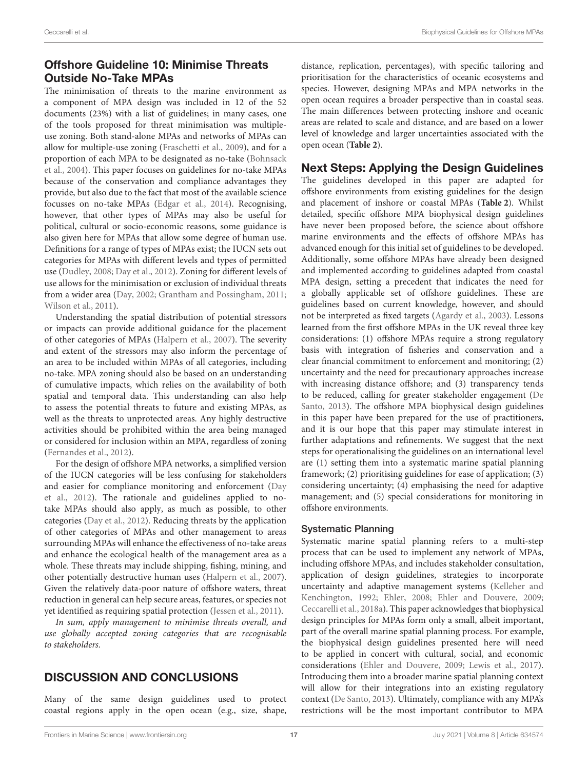### Offshore Guideline 10: Minimise Threats Outside No-Take MPAs

The minimisation of threats to the marine environment as a component of MPA design was included in 12 of the 52 documents (23%) with a list of guidelines; in many cases, one of the tools proposed for threat minimisation was multiple-use zoning. Both stand-alone MPAs and networks of MPAs can allow for multiple-use zoning (Fraschetti et al., 2009), and for a proportion of each MPA to be designated as no-take (Bohnsack et al., 2004). This paper focuses on guidelines for no-take MPAs because of the conservation and compliance advantages they provide, but also due to the fact that most of the available science focusses on no-take MPAs (Edgar et al., 2014). Recognising, however, that other types of MPAs may also be useful for political, cultural or socio-economic reasons, some guidance is also given here for MPAs that allow some degree of human use. Definitions for a range of types of MPAs exist; the IUCN sets out categories for MPAs with different levels and types of permitted use (Dudley, 2008; Day et al., 2012). Zoning for different levels of use allows for the minimisation or exclusion of individual threats from a wider area (Day, 2002; Grantham and Possingham, 2011; Wilson et al., 2011).

Understanding the spatial distribution of potential stressors or impacts can provide additional guidance for the placement of other categories of MPAs (Halpern et al., 2007). The severity and extent of the stressors may also inform the percentage of an area to be included within MPAs of all categories, including no-take. MPA zoning should also be based on an understanding of cumulative impacts, which relies on the availability of both spatial and temporal data. This understanding can also help to assess the potential threats to future and existing MPAs, as well as the threats to unprotected areas. Any highly destructive activities should be prohibited within the area being managed or considered for inclusion within an MPA, regardless of zoning (Fernandes et al., 2012).

For the design of offshore MPA networks, a simplified version of the IUCN categories will be less confusing for stakeholders and easier for compliance monitoring and enforcement (Day et al., 2012). The rationale and guidelines applied to no-take MPAs should also apply, as much as possible, to other categories (Day et al., 2012). Reducing threats by the application of other categories of MPAs and other management to areas surrounding MPAs will enhance the effectiveness of no-take areas and enhance the ecological health of the management area as a whole. These threats may include shipping, fishing, mining, and other potentially destructive human uses (Halpern et al., 2007). Given the relatively data-poor nature of offshore waters, threat reduction in general can help secure areas, features, or species not yet identified as requiring spatial protection (Jessen et al., 2011).

*In sum, apply management to minimise threats overall, and use globally accepted zoning categories that are recognisable to stakeholders.*

## DISCUSSION AND CONCLUSIONS

Many of the same design guidelines used to protect coastal regions apply in the open ocean (e.g., size, shape, distance, replication, percentages), with specific tailoring and prioritisation for the characteristics of oceanic ecosystems and species. However, designing MPAs and MPA networks in the open ocean requires a broader perspective than in coastal seas. The main differences between protecting inshore and oceanic areas are related to scale and distance, and are based on a lower level of knowledge and larger uncertainties associated with the open ocean (**Table 2**).

### Next Steps: Applying the Design Guidelines

The guidelines developed in this paper are adapted for offshore environments from existing guidelines for the design and placement of inshore or coastal MPAs (**Table 2**). Whilst detailed, specific offshore MPA biophysical design guidelines have never been proposed before, the science about offshore marine environments and the effects of offshore MPAs has advanced enough for this initial set of guidelines to be developed. Additionally, some offshore MPAs have already been designed and implemented according to guidelines adapted from coastal MPA design, setting a precedent that indicates the need for a globally applicable set of offshore guidelines. These are guidelines based on current knowledge, however, and should not be interpreted as fixed targets (Agardy et al., 2003). Lessons learned from the first offshore MPAs in the UK reveal three key considerations: (1) offshore MPAs require a strong regulatory basis with integration of fisheries and conservation and a clear financial commitment to enforcement and monitoring; (2) uncertainty and the need for precautionary approaches increase with increasing distance offshore; and (3) transparency tends to be reduced, calling for greater stakeholder engagement (De Santo, 2013). The offshore MPA biophysical design guidelines in this paper have been prepared for the use of practitioners, and it is our hope that this paper may stimulate interest in further adaptations and refinements. We suggest that the next steps for operationalising the guidelines on an international level are (1) setting them into a systematic marine spatial planning framework; (2) prioritising guidelines for ease of application; (3) considering uncertainty; (4) emphasising the need for adaptive management; and (5) special considerations for monitoring in offshore environments.

#### Systematic Planning

Systematic marine spatial planning refers to a multi-step process that can be used to implement any network of MPAs, including offshore MPAs, and includes stakeholder consultation, application of design guidelines, strategies to incorporate uncertainty and adaptive management systems (Kelleher and Kenchington, 1992; Ehler, 2008; Ehler and Douvere, 2009; Ceccarelli et al., 2018a). This paper acknowledges that biophysical design principles for MPAs form only a small, albeit important, part of the overall marine spatial planning process. For example, the biophysical design guidelines presented here will need to be applied in concert with cultural, social, and economic considerations (Ehler and Douvere, 2009; Lewis et al., 2017). Introducing them into a broader marine spatial planning context will allow for their integrations into an existing regulatory context (De Santo, 2013). Ultimately, compliance with any MPA's restrictions will be the most important contributor to MPA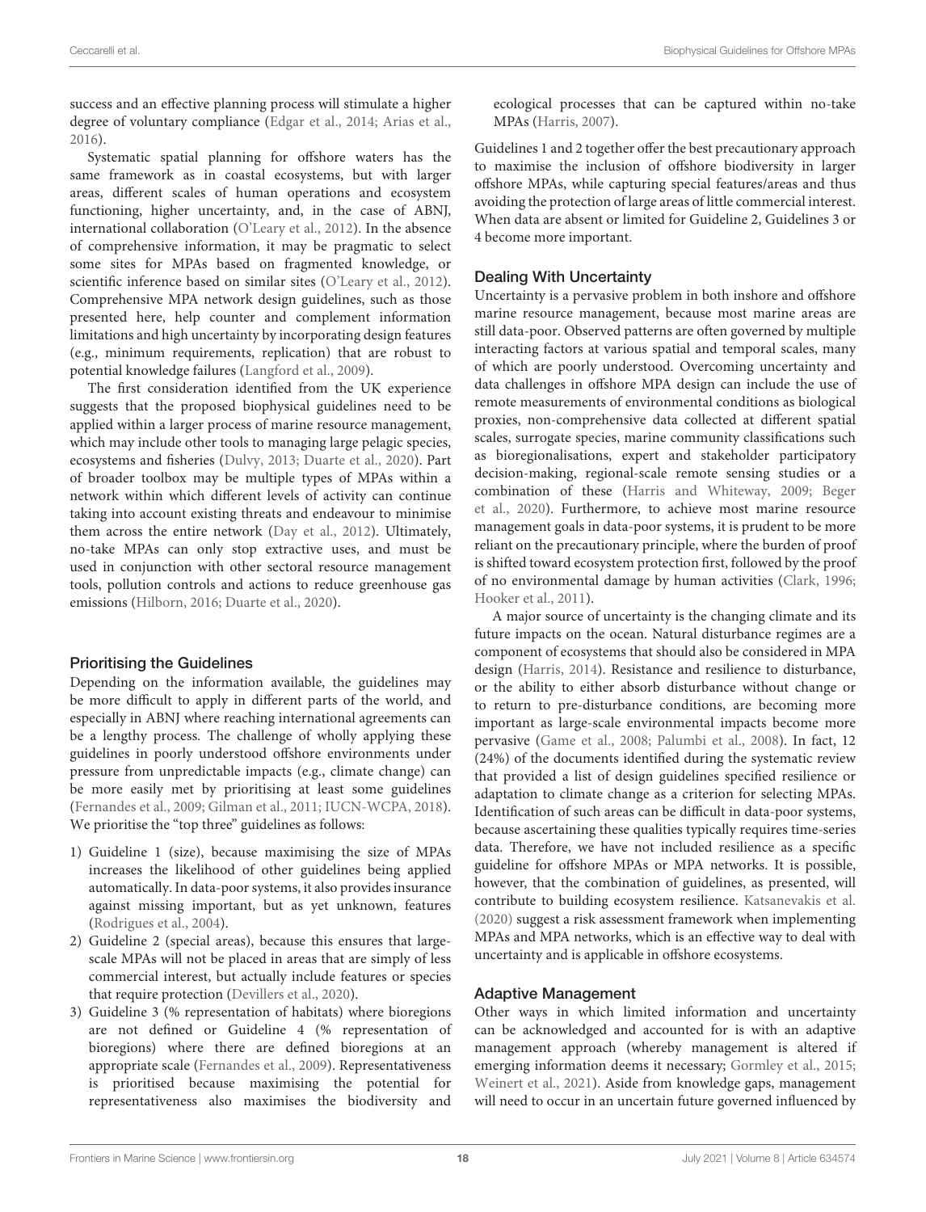success and an effective planning process will stimulate a higher degree of voluntary compliance (Edgar et al., 2014; Arias et al., 2016).

Systematic spatial planning for offshore waters has the same framework as in coastal ecosystems, but with larger areas, different scales of human operations and ecosystem functioning, higher uncertainty, and, in the case of ABNJ, international collaboration (O'Leary et al., 2012). In the absence of comprehensive information, it may be pragmatic to select some sites for MPAs based on fragmented knowledge, or scientific inference based on similar sites (O'Leary et al., 2012). Comprehensive MPA network design guidelines, such as those presented here, help counter and complement information limitations and high uncertainty by incorporating design features (e.g., minimum requirements, replication) that are robust to potential knowledge failures (Langford et al., 2009).

The first consideration identified from the UK experience suggests that the proposed biophysical guidelines need to be applied within a larger process of marine resource management, which may include other tools to managing large pelagic species, ecosystems and fisheries (Dulvy, 2013; Duarte et al., 2020). Part of broader toolbox may be multiple types of MPAs within a network within which different levels of activity can continue taking into account existing threats and endeavour to minimise them across the entire network (Day et al., 2012). Ultimately, no-take MPAs can only stop extractive uses, and must be used in conjunction with other sectoral resource management tools, pollution controls and actions to reduce greenhouse gas emissions (Hilborn, 2016; Duarte et al., 2020).

### Prioritising the Guidelines

Depending on the information available, the guidelines may be more difficult to apply in different parts of the world, and especially in ABNJ where reaching international agreements can be a lengthy process. The challenge of wholly applying these guidelines in poorly understood offshore environments under pressure from unpredictable impacts (e.g., climate change) can be more easily met by prioritising at least some guidelines (Fernandes et al., 2009; Gilman et al., 2011; IUCN-WCPA, 2018). We prioritise the "top three" guidelines as follows:

1) Guideline 1 (size), because maximising the size of MPAs increases the likelihood of other guidelines being applied automatically. In data-poor systems, it also provides insurance against missing important, but as yet unknown, features (Rodrigues et al., 2004).
2) Guideline 2 (special areas), because this ensures that large-scale MPAs will not be placed in areas that are simply of less commercial interest, but actually include features or species that require protection (Devillers et al., 2020).
3) Guideline 3 (% representation of habitats) where bioregions are not defined or Guideline 4 (% representation of bioregions) where there are defined bioregions at an appropriate scale (Fernandes et al., 2009). Representativeness is prioritised because maximising the potential for representativeness also maximises the biodiversity and ecological processes that can be captured within no-take MPAs (Harris, 2007).

Guidelines 1 and 2 together offer the best precautionary approach to maximise the inclusion of offshore biodiversity in larger offshore MPAs, while capturing special features/areas and thus avoiding the protection of large areas of little commercial interest. When data are absent or limited for Guideline 2, Guidelines 3 or 4 become more important.

### Dealing With Uncertainty

Uncertainty is a pervasive problem in both inshore and offshore marine resource management, because most marine areas are still data-poor. Observed patterns are often governed by multiple interacting factors at various spatial and temporal scales, many of which are poorly understood. Overcoming uncertainty and data challenges in offshore MPA design can include the use of remote measurements of environmental conditions as biological proxies, non-comprehensive data collected at different spatial scales, surrogate species, marine community classifications such as bioregionalisations, expert and stakeholder participatory decision-making, regional-scale remote sensing studies or a combination of these (Harris and Whiteway, 2009; Beger et al., 2020). Furthermore, to achieve most marine resource management goals in data-poor systems, it is prudent to be more reliant on the precautionary principle, where the burden of proof is shifted toward ecosystem protection first, followed by the proof of no environmental damage by human activities (Clark, 1996; Hooker et al., 2011).

A major source of uncertainty is the changing climate and its future impacts on the ocean. Natural disturbance regimes are a component of ecosystems that should also be considered in MPA design (Harris, 2014). Resistance and resilience to disturbance, or the ability to either absorb disturbance without change or to return to pre-disturbance conditions, are becoming more important as large-scale environmental impacts become more pervasive (Game et al., 2008; Palumbi et al., 2008). In fact, 12 (24%) of the documents identified during the systematic review that provided a list of design guidelines specified resilience or adaptation to climate change as a criterion for selecting MPAs. Identification of such areas can be difficult in data-poor systems, because ascertaining these qualities typically requires time-series data. Therefore, we have not included resilience as a specific guideline for offshore MPAs or MPA networks. It is possible, however, that the combination of guidelines, as presented, will contribute to building ecosystem resilience. Katsanevakis et al. (2020) suggest a risk assessment framework when implementing MPAs and MPA networks, which is an effective way to deal with uncertainty and is applicable in offshore ecosystems.

### Adaptive Management

Other ways in which limited information and uncertainty can be acknowledged and accounted for is with an adaptive management approach (whereby management is altered if emerging information deems it necessary; Gormley et al., 2015; Weinert et al., 2021). Aside from knowledge gaps, management will need to occur in an uncertain future governed influenced by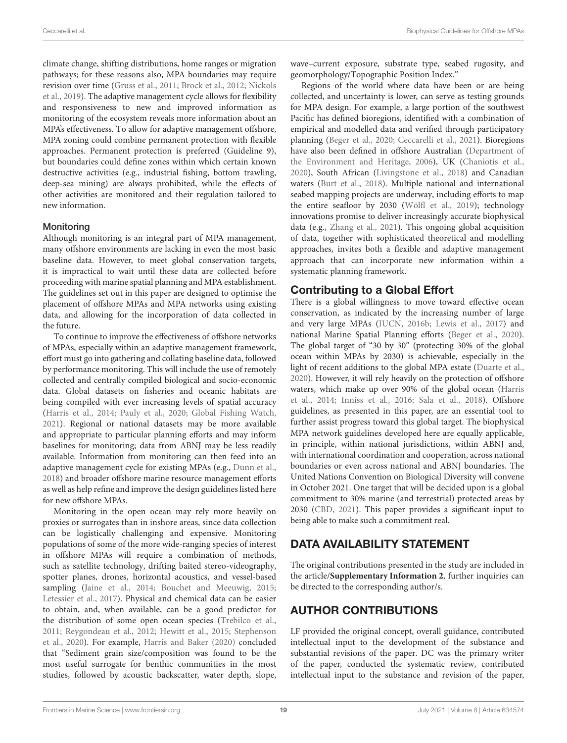climate change, shifting distributions, home ranges or migration pathways; for these reasons also, MPA boundaries may require revision over time (Gruss et al., 2011; Brock et al., 2012; Nickols et al., 2019). The adaptive management cycle allows for flexibility and responsiveness to new and improved information as monitoring of the ecosystem reveals more information about an MPA's effectiveness. To allow for adaptive management offshore, MPA zoning could combine permanent protection with flexible approaches. Permanent protection is preferred (Guideline 9), but boundaries could define zones within which certain known destructive activities (e.g., industrial fishing, bottom trawling, deep-sea mining) are always prohibited, while the effects of other activities are monitored and their regulation tailored to new information.

### Monitoring

Although monitoring is an integral part of MPA management, many offshore environments are lacking in even the most basic baseline data. However, to meet global conservation targets, it is impractical to wait until these data are collected before proceeding with marine spatial planning and MPA establishment. The guidelines set out in this paper are designed to optimise the placement of offshore MPAs and MPA networks using existing data, and allowing for the incorporation of data collected in the future.

To continue to improve the effectiveness of offshore networks of MPAs, especially within an adaptive management framework, effort must go into gathering and collating baseline data, followed by performance monitoring. This will include the use of remotely collected and centrally compiled biological and socio-economic data. Global datasets on fisheries and oceanic habitats are being compiled with ever increasing levels of spatial accuracy (Harris et al., 2014; Pauly et al., 2020; Global Fishing Watch, 2021). Regional or national datasets may be more available and appropriate to particular planning efforts and may inform baselines for monitoring; data from ABNJ may be less readily available. Information from monitoring can then feed into an adaptive management cycle for existing MPAs (e.g., Dunn et al., 2018) and broader offshore marine resource management efforts as well as help refine and improve the design guidelines listed here for new offshore MPAs.

Monitoring in the open ocean may rely more heavily on proxies or surrogates than in inshore areas, since data collection can be logistically challenging and expensive. Monitoring populations of some of the more wide-ranging species of interest in offshore MPAs will require a combination of methods, such as satellite technology, drifting baited stereo-videography, spotter planes, drones, horizontal acoustics, and vessel-based sampling (Jaine et al., 2014; Bouchet and Meeuwig, 2015; Letessier et al., 2017). Physical and chemical data can be easier to obtain, and, when available, can be a good predictor for the distribution of some open ocean species (Trebilco et al., 2011; Reygondeau et al., 2012; Hewitt et al., 2015; Stephenson et al., 2020). For example, Harris and Baker (2020) concluded that "Sediment grain size/composition was found to be the most useful surrogate for benthic communities in the most studies, followed by acoustic backscatter, water depth, slope, wave–current exposure, substrate type, seabed rugosity, and geomorphology/Topographic Position Index."

Regions of the world where data have been or are being collected, and uncertainty is lower, can serve as testing grounds for MPA design. For example, a large portion of the southwest Pacific has defined bioregions, identified with a combination of empirical and modelled data and verified through participatory planning (Beger et al., 2020; Ceccarelli et al., 2021). Bioregions have also been defined in offshore Australian (Department of the Environment and Heritage, 2006), UK (Chaniotis et al., 2020), South African (Livingstone et al., 2018) and Canadian waters (Burt et al., 2018). Multiple national and international seabed mapping projects are underway, including efforts to map the entire seafloor by 2030 (Wölfl et al., 2019); technology innovations promise to deliver increasingly accurate biophysical data (e.g., Zhang et al., 2021). This ongoing global acquisition of data, together with sophisticated theoretical and modelling approaches, invites both a flexible and adaptive management approach that can incorporate new information within a systematic planning framework.

## Contributing to a Global Effort

There is a global willingness to move toward effective ocean conservation, as indicated by the increasing number of large and very large MPAs (IUCN, 2016b; Lewis et al., 2017) and national Marine Spatial Planning efforts (Beger et al., 2020). The global target of "30 by 30" (protecting 30% of the global ocean within MPAs by 2030) is achievable, especially in the light of recent additions to the global MPA estate (Duarte et al., 2020). However, it will rely heavily on the protection of offshore waters, which make up over 90% of the global ocean (Harris et al., 2014; Inniss et al., 2016; Sala et al., 2018). Offshore guidelines, as presented in this paper, are an essential tool to further assist progress toward this global target. The biophysical MPA network guidelines developed here are equally applicable, in principle, within national jurisdictions, within ABNJ and, with international coordination and cooperation, across national boundaries or even across national and ABNJ boundaries. The United Nations Convention on Biological Diversity will convene in October 2021. One target that will be decided upon is a global commitment to 30% marine (and terrestrial) protected areas by 2030 (CBD, 2021). This paper provides a significant input to being able to make such a commitment real.

## DATA AVAILABILITY STATEMENT

The original contributions presented in the study are included in the article/**Supplementary Information 2**, further inquiries can be directed to the corresponding author/s.

## AUTHOR CONTRIBUTIONS

LF provided the original concept, overall guidance, contributed intellectual input to the development of the substance and substantial revisions of the paper. DC was the primary writer of the paper, conducted the systematic review, contributed intellectual input to the substance and revision of the paper,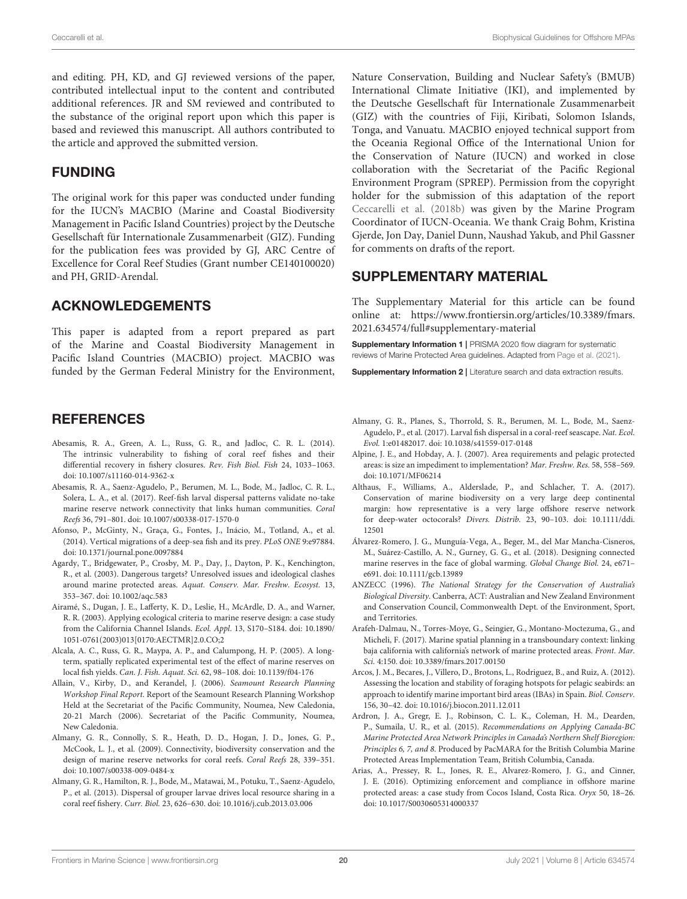and editing. PH, KD, and GJ reviewed versions of the paper, contributed intellectual input to the content and contributed additional references. JR and SM reviewed and contributed to the substance of the original report upon which this paper is based and reviewed this manuscript. All authors contributed to the article and approved the submitted version.

## FUNDING

The original work for this paper was conducted under funding for the IUCN's MACBIO (Marine and Coastal Biodiversity Management in Pacific Island Countries) project by the Deutsche Gesellschaft für Internationale Zusammenarbeit (GIZ). Funding for the publication fees was provided by GJ, ARC Centre of Excellence for Coral Reef Studies (Grant number CE140100020) and PH, GRID-Arendal.

## ACKNOWLEDGEMENTS

This paper is adapted from a report prepared as part of the Marine and Coastal Biodiversity Management in Pacific Island Countries (MACBIO) project. MACBIO was funded by the German Federal Ministry for the Environment, Nature Conservation, Building and Nuclear Safety's (BMUB) International Climate Initiative (IKI), and implemented by the Deutsche Gesellschaft für Internationale Zusammenarbeit (GIZ) with the countries of Fiji, Kiribati, Solomon Islands, Tonga, and Vanuatu. MACBIO enjoyed technical support from the Oceania Regional Office of the International Union for the Conservation of Nature (IUCN) and worked in close collaboration with the Secretariat of the Pacific Regional Environment Program (SPREP). Permission from the copyright holder for the submission of this adaptation of the report Ceccarelli et al. (2018b) was given by the Marine Program Coordinator of IUCN-Oceania. We thank Craig Bohm, Kristina Gjerde, Jon Day, Daniel Dunn, Naushad Yakub, and Phil Gassner for comments on drafts of the report.

## SUPPLEMENTARY MATERIAL

The Supplementary Material for this article can be found online at: https://www.frontiersin.org/articles/10.3389/fmars.2021.634574/full#supplementary-material

**Supplementary Information 1 |** PRISMA 2020 flow diagram for systematic reviews of Marine Protected Area guidelines. Adapted from Page et al. (2021).

**Supplementary Information 2 |** Literature search and data extraction results.

## REFERENCES

Abesamis, R. A., Green, A. L., Russ, G. R., and Jadloc, C. R. L. (2014). The intrinsic vulnerability to fishing of coral reef fishes and their differential recovery in fishery closures. *Rev. Fish Biol. Fish* 24, 1033–1063. doi: 10.1007/s11160-014-9362-x

Abesamis, R. A., Saenz-Agudelo, P., Berumen, M. L., Bode, M., Jadloc, C. R. L., Solera, L. A., et al. (2017). Reef-fish larval dispersal patterns validate no-take marine reserve network connectivity that links human communities. *Coral Reefs* 36, 791–801. doi: 10.1007/s00338-017-1570-0

Afonso, P., McGinty, N., Graça, G., Fontes, J., Inácio, M., Totland, A., et al. (2014). Vertical migrations of a deep-sea fish and its prey. *PLoS ONE* 9:e97884. doi: 10.1371/journal.pone.0097884

Agardy, T., Bridgewater, P., Crosby, M. P., Day, J., Dayton, P. K., Kenchington, R., et al. (2003). Dangerous targets? Unresolved issues and ideological clashes around marine protected areas. *Aquat. Conserv. Mar. Freshw. Ecosyst.* 13, 353–367. doi: 10.1002/aqc.583

Airamé, S., Dugan, J. E., Lafferty, K. D., Leslie, H., McArdle, D. A., and Warner, R. R. (2003). Applying ecological criteria to marine reserve design: a case study from the California Channel Islands. *Ecol. Appl.* 13, S170–S184. doi: 10.1890/1051-0761(2003)013[0170:AECTMR]2.0.CO;2

Alcala, A. C., Russ, G. R., Maypa, A. P., and Calumpong, H. P. (2005). A long-term, spatially replicated experimental test of the effect of marine reserves on local fish yields. *Can. J. Fish. Aquat. Sci.* 62, 98–108. doi: 10.1139/f04-176

Allain, V., Kirby, D., and Kerandel, J. (2006). *Seamount Research Planning Workshop Final Report*. Report of the Seamount Research Planning Workshop Held at the Secretariat of the Pacific Community, Noumea, New Caledonia, 20-21 March (2006). Secretariat of the Pacific Community, Noumea, New Caledonia.

Almany, G. R., Connolly, S. R., Heath, D. D., Hogan, J. D., Jones, G. P., McCook, L. J., et al. (2009). Connectivity, biodiversity conservation and the design of marine reserve networks for coral reefs. *Coral Reefs* 28, 339–351. doi: 10.1007/s00338-009-0484-x

Almany, G. R., Hamilton, R. J., Bode, M., Matawai, M., Potuku, T., Saenz-Agudelo, P., et al. (2013). Dispersal of grouper larvae drives local resource sharing in a coral reef fishery. *Curr. Biol.* 23, 626–630. doi: 10.1016/j.cub.2013.03.006

Almany, G. R., Planes, S., Thorrold, S. R., Berumen, M. L., Bode, M., Saenz-Agudelo, P., et al. (2017). Larval fish dispersal in a coral-reef seascape. *Nat. Ecol. Evol.* 1:e01482017. doi: 10.1038/s41559-017-0148

Alpine, J. E., and Hobday, A. J. (2007). Area requirements and pelagic protected areas: is size an impediment to implementation? *Mar. Freshw. Res.* 58, 558–569. doi: 10.1071/MF06214

Althaus, F., Williams, A., Alderslade, P., and Schlacher, T. A. (2017). Conservation of marine biodiversity on a very large deep continental margin: how representative is a very large offshore reserve network for deep-water octocorals? *Divers. Distrib.* 23, 90–103. doi: 10.1111/ddi.12501

Álvarez-Romero, J. G., Munguía-Vega, A., Beger, M., del Mar Mancha-Cisneros, M., Suárez-Castillo, A. N., Gurney, G. G., et al. (2018). Designing connected marine reserves in the face of global warming. *Global Change Biol.* 24, e671–e691. doi: 10.1111/gcb.13989

ANZECC (1996). *The National Strategy for the Conservation of Australia's Biological Diversity*. Canberra, ACT: Australian and New Zealand Environment and Conservation Council, Commonwealth Dept. of the Environment, Sport, and Territories.

Arafeh-Dalmau, N., Torres-Moye, G., Seingier, G., Montano-Moctezuma, G., and Micheli, F. (2017). Marine spatial planning in a transboundary context: linking baja california with california's network of marine protected areas. *Front. Mar. Sci.* 4:150. doi: 10.3389/fmars.2017.00150

Arcos, J. M., Becares, J., Villero, D., Brotons, L., Rodriguez, B., and Ruiz, A. (2012). Assessing the location and stability of foraging hotspots for pelagic seabirds: an approach to identify marine important bird areas (IBAs) in Spain. *Biol. Conserv.* 156, 30–42. doi: 10.1016/j.biocon.2011.12.011

Ardron, J. A., Gregr, E. J., Robinson, C. L. K., Coleman, H. M., Dearden, P., Sumaila, U. R., et al. (2015). *Recommendations on Applying Canada-BC Marine Protected Area Network Principles in Canada's Northern Shelf Bioregion: Principles 6, 7, and 8*. Produced by PacMARA for the British Columbia Marine Protected Areas Implementation Team, British Columbia, Canada.

Arias, A., Pressey, R. L., Jones, R. E., Alvarez-Romero, J. G., and Cinner, J. E. (2016). Optimizing enforcement and compliance in offshore marine protected areas: a case study from Cocos Island, Costa Rica. *Oryx* 50, 18–26. doi: 10.1017/S0030605314000337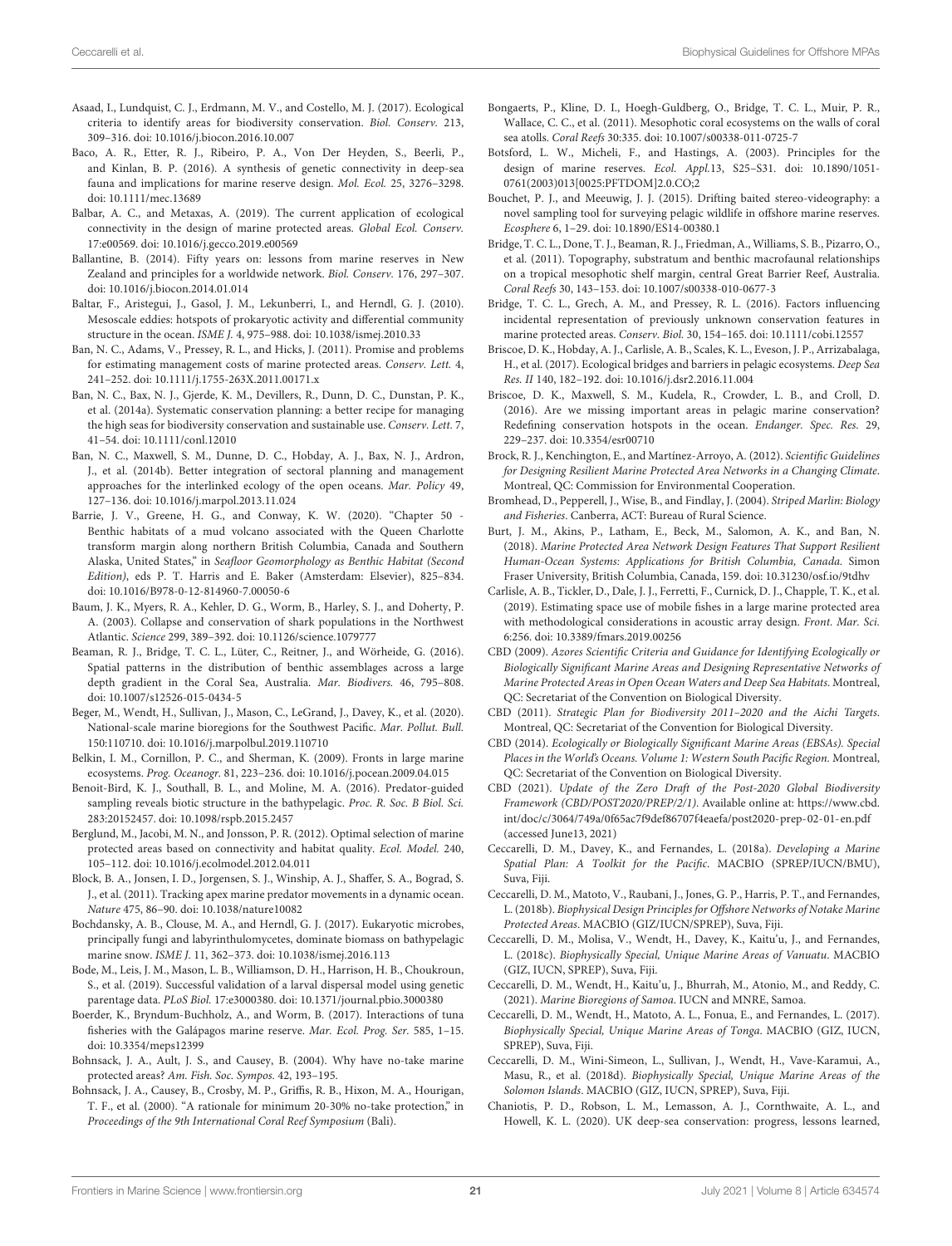Asaad, I., Lundquist, C. J., Erdmann, M. V., and Costello, M. J. (2017). Ecological criteria to identify areas for biodiversity conservation. *Biol. Conserv.* 213, 309–316. doi: 10.1016/j.biocon.2016.10.007

Baco, A. R., Etter, R. J., Ribeiro, P. A., Von Der Heyden, S., Beerli, P., and Kinlan, B. P. (2016). A synthesis of genetic connectivity in deep-sea fauna and implications for marine reserve design. *Mol. Ecol.* 25, 3276–3298. doi: 10.1111/mec.13689

Balbar, A. C., and Metaxas, A. (2019). The current application of ecological connectivity in the design of marine protected areas. *Global Ecol. Conserv.* 17:e00569. doi: 10.1016/j.gecco.2019.e00569

Ballantine, B. (2014). Fifty years on: lessons from marine reserves in New Zealand and principles for a worldwide network. *Biol. Conserv.* 176, 297–307. doi: 10.1016/j.biocon.2014.01.014

Baltar, F., Aristegui, J., Gasol, J. M., Lekunberri, I., and Herndl, G. J. (2010). Mesoscale eddies: hotspots of prokaryotic activity and differential community structure in the ocean. *ISME J.* 4, 975–988. doi: 10.1038/ismej.2010.33

Ban, N. C., Adams, V., Pressey, R. L., and Hicks, J. (2011). Promise and problems for estimating management costs of marine protected areas. *Conserv. Lett.* 4, 241–252. doi: 10.1111/j.1755-263X.2011.00171.x

Ban, N. C., Bax, N. J., Gjerde, K. M., Devillers, R., Dunn, D. C., Dunstan, P. K., et al. (2014a). Systematic conservation planning: a better recipe for managing the high seas for biodiversity conservation and sustainable use. *Conserv. Lett.* 7, 41–54. doi: 10.1111/conl.12010

Ban, N. C., Maxwell, S. M., Dunne, D. C., Hobday, A. J., Bax, N. J., Ardron, J., et al. (2014b). Better integration of sectoral planning and management approaches for the interlinked ecology of the open oceans. *Mar. Policy* 49, 127–136. doi: 10.1016/j.marpol.2013.11.024

Barrie, J. V., Greene, H. G., and Conway, K. W. (2020). "Chapter 50 - Benthic habitats of a mud volcano associated with the Queen Charlotte transform margin along northern British Columbia, Canada and Southern Alaska, United States," in *Seafloor Geomorphology as Benthic Habitat (Second Edition)*, eds P. T. Harris and E. Baker (Amsterdam: Elsevier), 825–834. doi: 10.1016/B978-0-12-814960-7.00050-6

Baum, J. K., Myers, R. A., Kehler, D. G., Worm, B., Harley, S. J., and Doherty, P. A. (2003). Collapse and conservation of shark populations in the Northwest Atlantic. *Science* 299, 389–392. doi: 10.1126/science.1079777

Beaman, R. J., Bridge, T. C. L., Lüter, C., Reitner, J., and Wörheide, G. (2016). Spatial patterns in the distribution of benthic assemblages across a large depth gradient in the Coral Sea, Australia. *Mar. Biodivers.* 46, 795–808. doi: 10.1007/s12526-015-0434-5

Beger, M., Wendt, H., Sullivan, J., Mason, C., LeGrand, J., Davey, K., et al. (2020). National-scale marine bioregions for the Southwest Pacific. *Mar. Pollut. Bull.* 150:110710. doi: 10.1016/j.marpolbul.2019.110710

Belkin, I. M., Cornillon, P. C., and Sherman, K. (2009). Fronts in large marine ecosystems. *Prog. Oceanogr.* 81, 223–236. doi: 10.1016/j.pocean.2009.04.015

Benoit-Bird, K. J., Southall, B. L., and Moline, M. A. (2016). Predator-guided sampling reveals biotic structure in the bathypelagic. *Proc. R. Soc. B Biol. Sci.* 283:20152457. doi: 10.1098/rspb.2015.2457

Berglund, M., Jacobi, M. N., and Jonsson, P. R. (2012). Optimal selection of marine protected areas based on connectivity and habitat quality. *Ecol. Model.* 240, 105–112. doi: 10.1016/j.ecolmodel.2012.04.011

Block, B. A., Jonsen, I. D., Jorgensen, S. J., Winship, A. J., Shaffer, S. A., Bograd, S. J., et al. (2011). Tracking apex marine predator movements in a dynamic ocean. *Nature* 475, 86–90. doi: 10.1038/nature10082

Bochdansky, A. B., Clouse, M. A., and Herndl, G. J. (2017). Eukaryotic microbes, principally fungi and labyrinthulomycetes, dominate biomass on bathypelagic marine snow. *ISME J.* 11, 362–373. doi: 10.1038/ismej.2016.113

Bode, M., Leis, J. M., Mason, L. B., Williamson, D. H., Harrison, H. B., Choukroun, S., et al. (2019). Successful validation of a larval dispersal model using genetic parentage data. *PLoS Biol.* 17:e3000380. doi: 10.1371/journal.pbio.3000380

Boerder, K., Bryndum-Buchholz, A., and Worm, B. (2017). Interactions of tuna fisheries with the Galápagos marine reserve. *Mar. Ecol. Prog. Ser.* 585, 1–15. doi: 10.3354/meps12399

Bohnsack, J. A., Ault, J. S., and Causey, B. (2004). Why have no-take marine protected areas? *Am. Fish. Soc. Sympos.* 42, 193–195.

Bohnsack, J. A., Causey, B., Crosby, M. P., Griffis, R. B., Hixon, M. A., Hourigan, T. F., et al. (2000). "A rationale for minimum 20-30% no-take protection," in *Proceedings of the 9th International Coral Reef Symposium* (Bali).

Bongaerts, P., Kline, D. I., Hoegh-Guldberg, O., Bridge, T. C. L., Muir, P. R., Wallace, C. C., et al. (2011). Mesophotic coral ecosystems on the walls of coral sea atolls. *Coral Reefs* 30:335. doi: 10.1007/s00338-011-0725-7

Botsford, L. W., Micheli, F., and Hastings, A. (2003). Principles for the design of marine reserves. *Ecol. Appl.*13, S25–S31. doi: 10.1890/1051-0761(2003)013[0025:PFTDOM]2.0.CO;2

Bouchet, P. J., and Meeuwig, J. J. (2015). Drifting baited stereo-videography: a novel sampling tool for surveying pelagic wildlife in offshore marine reserves. *Ecosphere* 6, 1–29. doi: 10.1890/ES14-00380.1

Bridge, T. C. L., Done, T. J., Beaman, R. J., Friedman, A., Williams, S. B., Pizarro, O., et al. (2011). Topography, substratum and benthic macrofaunal relationships on a tropical mesophotic shelf margin, central Great Barrier Reef, Australia. *Coral Reefs* 30, 143–153. doi: 10.1007/s00338-010-0677-3

Bridge, T. C. L., Grech, A. M., and Pressey, R. L. (2016). Factors influencing incidental representation of previously unknown conservation features in marine protected areas. *Conserv. Biol.* 30, 154–165. doi: 10.1111/cobi.12557

Briscoe, D. K., Hobday, A. J., Carlisle, A. B., Scales, K. L., Eveson, J. P., Arrizabalaga, H., et al. (2017). Ecological bridges and barriers in pelagic ecosystems. *Deep Sea Res. II* 140, 182–192. doi: 10.1016/j.dsr2.2016.11.004

Briscoe, D. K., Maxwell, S. M., Kudela, R., Crowder, L. B., and Croll, D. (2016). Are we missing important areas in pelagic marine conservation? Redefining conservation hotspots in the ocean. *Endanger. Spec. Res.* 29, 229–237. doi: 10.3354/esr00710

Brock, R. J., Kenchington, E., and Martínez-Arroyo, A. (2012). *Scientific Guidelines for Designing Resilient Marine Protected Area Networks in a Changing Climate.* Montreal, QC: Commission for Environmental Cooperation.

Bromhead, D., Pepperell, J., Wise, B., and Findlay, J. (2004). *Striped Marlin: Biology and Fisheries*. Canberra, ACT: Bureau of Rural Science.

Burt, J. M., Akins, P., Latham, E., Beck, M., Salomon, A. K., and Ban, N. (2018). *Marine Protected Area Network Design Features That Support Resilient Human-Ocean Systems: Applications for British Columbia, Canada.* Simon Fraser University, British Columbia, Canada, 159. doi: 10.31230/osf.io/9tdhv

Carlisle, A. B., Tickler, D., Dale, J. J., Ferretti, F., Curnick, D. J., Chapple, T. K., et al. (2019). Estimating space use of mobile fishes in a large marine protected area with methodological considerations in acoustic array design. *Front. Mar. Sci.* 6:256. doi: 10.3389/fmars.2019.00256

CBD (2009). *Azores Scientific Criteria and Guidance for Identifying Ecologically or Biologically Significant Marine Areas and Designing Representative Networks of Marine Protected Areas in Open Ocean Waters and Deep Sea Habitats*. Montreal, QC: Secretariat of the Convention on Biological Diversity.

CBD (2011). *Strategic Plan for Biodiversity 2011–2020 and the Aichi Targets*. Montreal, QC: Secretariat of the Convention for Biological Diversity.

CBD (2014). *Ecologically or Biologically Significant Marine Areas (EBSAs). Special Places in the World's Oceans. Volume 1: Western South Pacific Region*. Montreal, QC: Secretariat of the Convention on Biological Diversity.

CBD (2021). *Update of the Zero Draft of the Post-2020 Global Biodiversity Framework (CBD/POST2020/PREP/2/1)*. Available online at: https://www.cbd.int/doc/c/3064/749a/0f65ac7f9def86707f4eaefa/post2020-prep-02-01-en.pdf (accessed June13, 2021)

Ceccarelli, D. M., Davey, K., and Fernandes, L. (2018a). *Developing a Marine Spatial Plan: A Toolkit for the Pacific*. MACBIO (SPREP/IUCN/BMU), Suva, Fiji.

Ceccarelli, D. M., Matoto, V., Raubani, J., Jones, G. P., Harris, P. T., and Fernandes, L. (2018b). *Biophysical Design Principles for Offshore Networks of Notake Marine Protected Areas*. MACBIO (GIZ/IUCN/SPREP), Suva, Fiji.

Ceccarelli, D. M., Molisa, V., Wendt, H., Davey, K., Kaitu'u, J., and Fernandes, L. (2018c). *Biophysically Special, Unique Marine Areas of Vanuatu*. MACBIO (GIZ, IUCN, SPREP), Suva, Fiji.

Ceccarelli, D. M., Wendt, H., Kaitu'u, J., Bhurrah, M., Atonio, M., and Reddy, C. (2021). *Marine Bioregions of Samoa*. IUCN and MNRE, Samoa.

Ceccarelli, D. M., Wendt, H., Matoto, A. L., Fonua, E., and Fernandes, L. (2017). *Biophysically Special, Unique Marine Areas of Tonga*. MACBIO (GIZ, IUCN, SPREP), Suva, Fiji.

Ceccarelli, D. M., Wini-Simeon, L., Sullivan, J., Wendt, H., Vave-Karamui, A., Masu, R., et al. (2018d). *Biophysically Special, Unique Marine Areas of the Solomon Islands*. MACBIO (GIZ, IUCN, SPREP), Suva, Fiji.

Chaniotis, P. D., Robson, L. M., Lemasson, A. J., Cornthwaite, A. L., and Howell, K. L. (2020). UK deep-sea conservation: progress, lessons learned,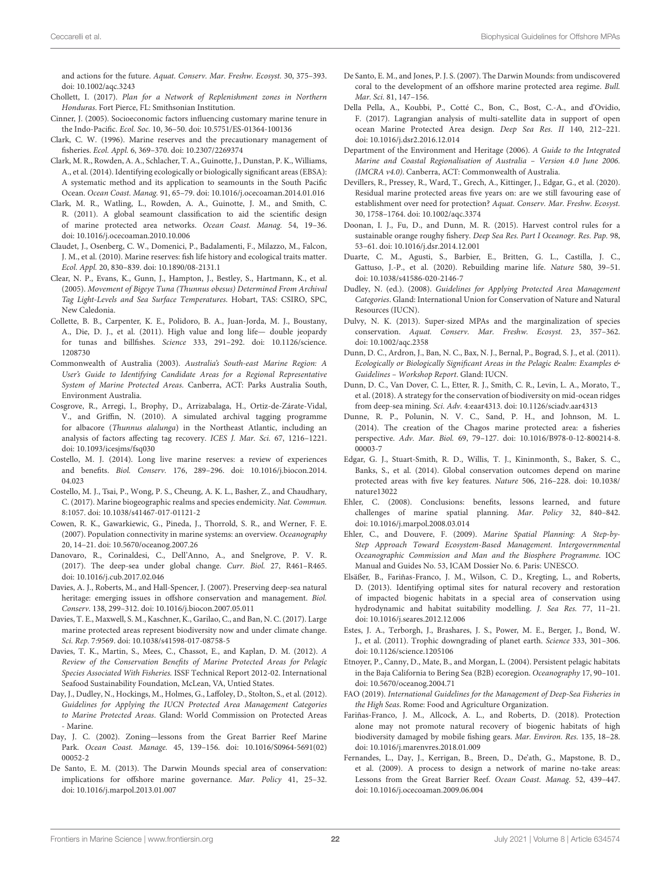and actions for the future. *Aquat. Conserv. Mar. Freshw. Ecosyst.* 30, 375–393. doi: 10.1002/aqc.3243

Chollett, I. (2017). *Plan for a Network of Replenishment zones in Northern Honduras*. Fort Pierce, FL: Smithsonian Institution.

Cinner, J. (2005). Socioeconomic factors influencing customary marine tenure in the Indo-Pacific. *Ecol. Soc.* 10, 36–50. doi: 10.5751/ES-01364-100136

Clark, C. W. (1996). Marine reserves and the precautionary management of fisheries. *Ecol. Appl.* 6, 369–370. doi: 10.2307/2269374

Clark, M. R., Rowden, A. A., Schlacher, T. A., Guinotte, J., Dunstan, P. K., Williams, A., et al. (2014). Identifying ecologically or biologically significant areas (EBSA): A systematic method and its application to seamounts in the South Pacific Ocean. *Ocean Coast. Manag.* 91, 65–79. doi: 10.1016/j.ocecoaman.2014.01.016

Clark, M. R., Watling, L., Rowden, A. A., Guinotte, J. M., and Smith, C. R. (2011). A global seamount classification to aid the scientific design of marine protected area networks. *Ocean Coast. Manag.* 54, 19–36. doi: 10.1016/j.ocecoaman.2010.10.006

Claudet, J., Osenberg, C. W., Domenici, P., Badalamenti, F., Milazzo, M., Falcon, J. M., et al. (2010). Marine reserves: fish life history and ecological traits matter. *Ecol. Appl.* 20, 830–839. doi: 10.1890/08-2131.1

Clear, N. P., Evans, K., Gunn, J., Hampton, J., Bestley, S., Hartmann, K., et al. (2005). *Movement of Bigeye Tuna (Thunnus obesus) Determined From Archival Tag Light-Levels and Sea Surface Temperatures*. Hobart, TAS: CSIRO, SPC, New Caledonia.

Collette, B. B., Carpenter, K. E., Polidoro, B. A., Juan-Jorda, M. J., Boustany, A., Die, D. J., et al. (2011). High value and long life— double jeopardy for tunas and billfishes. *Science* 333, 291–292. doi: 10.1126/science.1208730

Commonwealth of Australia (2003). *Australia's South-east Marine Region: A User's Guide to Identifying Candidate Areas for a Regional Representative System of Marine Protected Areas*. Canberra, ACT: Parks Australia South, Environment Australia.

Cosgrove, R., Arregi, I., Brophy, D., Arrizabalaga, H., Ortiz-de-Zárate-Vidal, V., and Griffin, N. (2010). A simulated archival tagging programme for albacore (*Thunnus alalunga*) in the Northeast Atlantic, including an analysis of factors affecting tag recovery. *ICES J. Mar. Sci.* 67, 1216–1221. doi: 10.1093/icesjms/fsq030

Costello, M. J. (2014). Long live marine reserves: a review of experiences and benefits. *Biol. Conserv.* 176, 289–296. doi: 10.1016/j.biocon.2014.04.023

Costello, M. J., Tsai, P., Wong, P. S., Cheung, A. K. L., Basher, Z., and Chaudhary, C. (2017). Marine biogeographic realms and species endemicity. *Nat. Commun.* 8:1057. doi: 10.1038/s41467-017-01121-2

Cowen, R. K., Gawarkiewic, G., Pineda, J., Thorrold, S. R., and Werner, F. E. (2007). Population connectivity in marine systems: an overview. *Oceanography* 20, 14–21. doi: 10.5670/oceanog.2007.26

Danovaro, R., Corinaldesi, C., Dell'Anno, A., and Snelgrove, P. V. R. (2017). The deep-sea under global change. *Curr. Biol.* 27, R461–R465. doi: 10.1016/j.cub.2017.02.046

Davies, A. J., Roberts, M., and Hall-Spencer, J. (2007). Preserving deep-sea natural heritage: emerging issues in offshore conservation and management. *Biol. Conserv.* 138, 299–312. doi: 10.1016/j.biocon.2007.05.011

Davies, T. E., Maxwell, S. M., Kaschner, K., Garilao, C., and Ban, N. C. (2017). Large marine protected areas represent biodiversity now and under climate change. *Sci. Rep.* 7:9569. doi: 10.1038/s41598-017-08758-5

Davies, T. K., Martin, S., Mees, C., Chassot, E., and Kaplan, D. M. (2012). *A Review of the Conservation Benefits of Marine Protected Areas for Pelagic Species Associated With Fisheries*. ISSF Technical Report 2012-02. International Seafood Sustainability Foundation, McLean, VA, Untied States.

Day, J., Dudley, N., Hockings, M., Holmes, G., Laffoley, D., Stolton, S., et al. (2012). *Guidelines for Applying the IUCN Protected Area Management Categories to Marine Protected Areas*. Gland: World Commission on Protected Areas - Marine.

Day, J. C. (2002). Zoning—lessons from the Great Barrier Reef Marine Park. *Ocean Coast. Manage.* 45, 139–156. doi: 10.1016/S0964-5691(02)00052-2

De Santo, E. M. (2013). The Darwin Mounds special area of conservation: implications for offshore marine governance. *Mar. Policy* 41, 25–32. doi: 10.1016/j.marpol.2013.01.007

De Santo, E. M., and Jones, P. J. S. (2007). The Darwin Mounds: from undiscovered coral to the development of an offshore marine protected area regime. *Bull. Mar. Sci.* 81, 147–156.

Della Pella, A., Koubbi, P., Cotté C., Bon, C., Bost, C.-A., and d'Ovidio, F. (2017). Lagrangian analysis of multi-satellite data in support of open ocean Marine Protected Area design. *Deep Sea Res. II* 140, 212–221. doi: 10.1016/j.dsr2.2016.12.014

Department of the Environment and Heritage (2006). *A Guide to the Integrated Marine and Coastal Regionalisation of Australia – Version 4.0 June 2006. (IMCRA v4.0)*. Canberra, ACT: Commonwealth of Australia.

Devillers, R., Pressey, R., Ward, T., Grech, A., Kittinger, J., Edgar, G., et al. (2020). Residual marine protected areas five years on: are we still favouring ease of establishment over need for protection? *Aquat. Conserv. Mar. Freshw. Ecosyst.* 30, 1758–1764. doi: 10.1002/aqc.3374

Doonan, I. J., Fu, D., and Dunn, M. R. (2015). Harvest control rules for a sustainable orange roughy fishery. *Deep Sea Res. Part I Oceanogr. Res. Pap.* 98, 53–61. doi: 10.1016/j.dsr.2014.12.001

Duarte, C. M., Agusti, S., Barbier, E., Britten, G. L., Castilla, J. C., Gattuso, J.-P., et al. (2020). Rebuilding marine life. *Nature* 580, 39–51. doi: 10.1038/s41586-020-2146-7

Dudley, N. (ed.). (2008). *Guidelines for Applying Protected Area Management Categories*. Gland: International Union for Conservation of Nature and Natural Resources (IUCN).

Dulvy, N. K. (2013). Super-sized MPAs and the marginalization of species conservation. *Aquat. Conserv. Mar. Freshw. Ecosyst.* 23, 357–362. doi: 10.1002/aqc.2358

Dunn, D. C., Ardron, J., Ban, N. C., Bax, N. J., Bernal, P., Bograd, S. J., et al. (2011). *Ecologically or Biologically Significant Areas in the Pelagic Realm: Examples & Guidelines – Workshop Report*. Gland: IUCN.

Dunn, D. C., Van Dover, C. L., Etter, R. J., Smith, C. R., Levin, L. A., Morato, T., et al. (2018). A strategy for the conservation of biodiversity on mid-ocean ridges from deep-sea mining. *Sci. Adv.* 4:eaar4313. doi: 10.1126/sciadv.aar4313

Dunne, R. P., Polunin, N. V. C., Sand, P. H., and Johnson, M. L. (2014). The creation of the Chagos marine protected area: a fisheries perspective. *Adv. Mar. Biol.* 69, 79–127. doi: 10.1016/B978-0-12-800214-8.00003-7

Edgar, G. J., Stuart-Smith, R. D., Willis, T. J., Kininmonth, S., Baker, S. C., Banks, S., et al. (2014). Global conservation outcomes depend on marine protected areas with five key features. *Nature* 506, 216–228. doi: 10.1038/nature13022

Ehler, C. (2008). Conclusions: benefits, lessons learned, and future challenges of marine spatial planning. *Mar. Policy* 32, 840–842. doi: 10.1016/j.marpol.2008.03.014

Ehler, C., and Douvere, F. (2009). *Marine Spatial Planning: A Step-by-Step Approach Toward Ecosystem-Based Management. Intergovernmental Oceanographic Commission and Man and the Biosphere Programme.* IOC Manual and Guides No. 53, ICAM Dossier No. 6. Paris: UNESCO.

Elsäßer, B., Fariñas-Franco, J. M., Wilson, C. D., Kregting, L., and Roberts, D. (2013). Identifying optimal sites for natural recovery and restoration of impacted biogenic habitats in a special area of conservation using hydrodynamic and habitat suitability modelling. *J. Sea Res.* 77, 11–21. doi: 10.1016/j.seares.2012.12.006

Estes, J. A., Terborgh, J., Brashares, J. S., Power, M. E., Berger, J., Bond, W. J., et al. (2011). Trophic downgrading of planet earth. *Science* 333, 301–306. doi: 10.1126/science.1205106

Etnoyer, P., Canny, D., Mate, B., and Morgan, L. (2004). Persistent pelagic habitats in the Baja California to Bering Sea (B2B) ecoregion. *Oceanography* 17, 90–101. doi: 10.5670/oceanog.2004.71

FAO (2019). *International Guidelines for the Management of Deep-Sea Fisheries in the High Seas*. Rome: Food and Agriculture Organization.

Fariñas-Franco, J. M., Allcock, A. L., and Roberts, D. (2018). Protection alone may not promote natural recovery of biogenic habitats of high biodiversity damaged by mobile fishing gears. *Mar. Environ. Res.* 135, 18–28. doi: 10.1016/j.marenvres.2018.01.009

Fernandes, L., Day, J., Kerrigan, B., Breen, D., De'ath, G., Mapstone, B. D., et al. (2009). A process to design a network of marine no-take areas: Lessons from the Great Barrier Reef. *Ocean Coast. Manag.* 52, 439–447. doi: 10.1016/j.ocecoaman.2009.06.004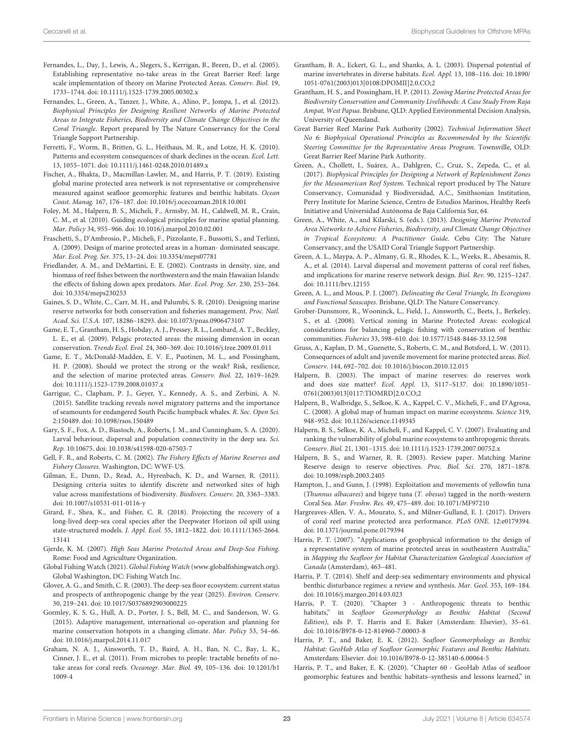Fernandes, L., Day, J., Lewis, A., Slegers, S., Kerrigan, B., Breen, D., et al. (2005). Establishing representative no-take areas in the Great Barrier Reef: large scale implementation of theory on Marine Protected Areas. *Conserv. Biol.* 19, 1733–1744. doi: 10.1111/j.1523-1739.2005.00302.x

Fernandes, L., Green, A., Tanzer, J., White, A., Alino, P., Jompa, J., et al. (2012). *Biophysical Principles for Designing Resilient Networks of Marine Protected Areas to Integrate Fisheries, Biodiversity and Climate Change Objectives in the Coral Triangle*. Report prepared by The Nature Conservancy for the Coral Triangle Support Partnership.

Ferretti, F., Worm, B., Britten, G. L., Heithaus, M. R., and Lotze, H. K. (2010). Patterns and ecosystem consequences of shark declines in the ocean. *Ecol. Lett.* 13, 1055–1071. doi: 10.1111/j.1461-0248.2010.01489.x

Fischer, A., Bhakta, D., Macmillan-Lawler, M., and Harris, P. T. (2019). Existing global marine protected area network is not representative or comprehensive measured against seafloor geomorphic features and benthic habitats. *Ocean Coast. Manag.* 167, 176–187. doi: 10.1016/j.ocecoaman.2018.10.001

Foley, M. M., Halpern, B. S., Micheli, F., Armsby, M. H., Caldwell, M. R., Crain, C. M., et al. (2010). Guiding ecological principles for marine spatial planning. *Mar. Policy* 34, 955–966. doi: 10.1016/j.marpol.2010.02.001

Fraschetti, S., D'Ambrosio, P., Micheli, F., Pizzolante, F., Bussotti, S., and Terlizzi, A. (2009). Design of marine protected areas in a human- dominated seascape. *Mar. Ecol. Prog. Ser.* 375, 13–24. doi: 10.3354/meps07781

Friedlander, A. M., and DeMartini, E. E. (2002). Contrasts in density, size, and biomass of reef fishes between the northwestern and the main Hawaiian Islands: the effects of fishing down apex predators. *Mar. Ecol. Prog. Ser.* 230, 253–264. doi: 10.3354/meps230253

Gaines, S. D., White, C., Carr, M. H., and Palumbi, S. R. (2010). Designing marine reserve networks for both conservation and fisheries management. *Proc. Natl. Acad. Sci. U.S.A.* 107, 18286–18293. doi: 10.1073/pnas.0906473107

Game, E. T., Grantham, H. S., Hobday, A. J., Pressey, R. L., Lombard, A. T., Beckley, L. E., et al. (2009). Pelagic protected areas: the missing dimension in ocean conservation. *Trends Ecol. Evol.* 24, 360–369. doi: 10.1016/j.tree.2009.01.011

Game, E. T., McDonald-Madden, E. V. E., Puotinen, M. L., and Possingham, H. P. (2008). Should we protect the strong or the weak? Risk, resilience, and the selection of marine protected areas. *Conserv. Biol.* 22, 1619–1629. doi: 10.1111/j.1523-1739.2008.01037.x

Garrigue, C., Clapham, P. J., Geyer, Y., Kennedy, A. S., and Zerbini, A. N. (2015). Satellite tracking reveals novel migratory patterns and the importance of seamounts for endangered South Pacific humpback whales. *R. Soc. Open Sci.* 2:150489. doi: 10.1098/rsos.150489

Gary, S. F., Fox, A. D., Biastoch, A., Roberts, J. M., and Cunningham, S. A. (2020). Larval behaviour, dispersal and population connectivity in the deep sea. *Sci. Rep.* 10:10675. doi: 10.1038/s41598-020-67503-7

Gell, F. R., and Roberts, C. M. (2002). *The Fishery Effects of Marine Reserves and Fishery Closures*. Washington, DC: WWF-US.

Gilman, E., Dunn, D., Read, A., Hyrenbach, K. D., and Warner, R. (2011). Designing criteria suites to identify discrete and networked sites of high value across manifestations of biodiversity. *Biodivers. Conserv.* 20, 3363–3383. doi: 10.1007/s10531-011-0116-y

Girard, F., Shea, K., and Fisher, C. R. (2018). Projecting the recovery of a long-lived deep-sea coral species after the Deepwater Horizon oil spill using state-structured models. *J. Appl. Ecol.* 55, 1812–1822. doi: 10.1111/1365-2664.13141

Gjerde, K. M. (2007). *High Seas Marine Protected Areas and Deep-Sea Fishing*. Rome: Food and Agriculture Organization.

Global Fishing Watch (2021). *Global Fishing Watch* (www.globalfishingwatch.org). Global Washington, DC: Fishing Watch Inc.

Glover, A. G., and Smith, C. R. (2003). The deep-sea floor ecosystem: current status and prospects of anthropogenic change by the year (2025). *Environ. Conserv.* 30, 219–241. doi: 10.1017/S0376892903000225

Gormley, K. S. G., Hull, A. D., Porter, J. S., Bell, M. C., and Sanderson, W. G. (2015). Adaptive management, international co-operation and planning for marine conservation hotspots in a changing climate. *Mar. Policy* 53, 54–66. doi: 10.1016/j.marpol.2014.11.017

Graham, N. A. J., Ainsworth, T. D., Baird, A. H., Ban, N. C., Bay, L. K., Cinner, J. E., et al. (2011). From microbes to people: tractable benefits of no-take areas for coral reefs. *Oceanogr. Mar. Biol.* 49, 105–136. doi: 10.1201/b11009-4

Grantham, B. A., Eckert, G. L., and Shanks, A. L. (2003). Dispersal potential of marine invertebrates in diverse habitats. *Ecol. Appl.* 13, 108–116. doi: 10.1890/1051-0761(2003)013[0108:DPOMII]2.0.CO;2

Grantham, H. S., and Possingham, H. P. (2011). *Zoning Marine Protected Areas for Biodiversity Conservation and Community Livelihoods: A Case Study From Raja Ampat, West Papua*. Brisbane, QLD: Applied Environmental Decision Analysis, University of Queensland.

Great Barrier Reef Marine Park Authority (2002). *Technical Information Sheet No 6: Biophysical Operational Principles as Recommended by the Scientific Steering Committee for the Representative Areas Program*. Townsville, OLD: Great Barrier Reef Marine Park Authority.

Green, A., Chollett, I., Suárez, A., Dahlgren, C., Cruz, S., Zepeda, C., et al. (2017). *Biophysical Principles for Designing a Network of Replenishment Zones for the Mesoamerican Reef System*. Technical report produced by The Nature Conservancy, Comunidad y Biodiversidad, A.C., Smithsonian Institution, Perry Institute for Marine Science, Centro de Estudios Marinos, Healthy Reefs Initiative and Universidad Autónoma de Baja California Sur, 64.

Green, A., White, A., and Kilarski, S. (eds.). (2013). *Designing Marine Protected Area Networks to Achieve Fisheries, Biodiversity, and Climate Change Objectives in Tropical Ecosystems: A Practitioner Guide*. Cebu City: The Nature Conservancy, and the USAID Coral Triangle Support Partnership.

Green, A. L., Maypa, A. P., Almany, G. R., Rhodes, K. L., Weeks, R., Abesamis, R. A., et al. (2014). Larval dispersal and movement patterns of coral reef fishes, and implications for marine reserve network design. *Biol. Rev.* 90, 1215–1247. doi: 10.1111/brv.12155

Green, A. L., and Mous, P. J. (2007). *Delineating the Coral Triangle, Its Ecoregions and Functional Seascapes*. Brisbane, QLD: The Nature Conservancy.

Grober-Dunsmore, R., Wooninck, L., Field, J., Ainsworth, C., Beets, J., Berkeley, S., et al. (2008). Vertical zoning in Marine Protected Areas: ecological considerations for balancing pelagic fishing with conservation of benthic communities. *Fisheries* 33, 598–610. doi: 10.1577/1548-8446-33.12.598

Gruss, A., Kaplan, D. M., Guenette, S., Roberts, C. M., and Botsford, L. W. (2011). Consequences of adult and juvenile movement for marine protected areas. *Biol. Conserv.* 144, 692–702. doi: 10.1016/j.biocon.2010.12.015

Halpern, B. (2003). The impact of marine reserves: do reserves work and does size matter? *Ecol. Appl.* 13, S117–S137. doi: 10.1890/1051-0761(2003)013[0117:TIOMRD]2.0.CO;2

Halpern, B., Walbridge, S., Selkoe, K. A., Kappel, C. V., Micheli, F., and D'Agrosa, C. (2008). A global map of human impact on marine ecosystems. *Science* 319, 948–952. doi: 10.1126/science.1149345

Halpern, B. S., Selkoe, K. A., Micheli, F., and Kappel, C. V. (2007). Evaluating and ranking the vulnerability of global marine ecosystems to anthropogenic threats. *Conserv. Biol.* 21, 1301–1315. doi: 10.1111/j.1523-1739.2007.00752.x

Halpern, B. S., and Warner, R. R. (2003). Review paper. Matching Marine Reserve design to reserve objectives. *Proc. Biol. Sci.* 270, 1871–1878. doi: 10.1098/rspb.2003.2405

Hampton, J., and Gunn, J. (1998). Exploitation and movements of yellowfin tuna (*Thunnus albacares*) and bigeye tuna (*T. obesus*) tagged in the north-western Coral Sea. *Mar. Freshw. Res.* 49, 475–489. doi: 10.1071/MF97210

Hargreaves-Allen, V. A., Mourato, S., and Milner-Gulland, E. J. (2017). Drivers of coral reef marine protected area performance. *PLoS ONE.* 12:e0179394. doi: 10.1371/journal.pone.0179394

Harris, P. T. (2007). "Applications of geophysical information to the design of a representative system of marine protected areas in southeastern Australia," in *Mapping the Seafloor for Habitat Characterization Geological Association of Canada* (Amsterdam), 463–481.

Harris, P. T. (2014). Shelf and deep-sea sedimentary environments and physical benthic disturbance regimes: a review and synthesis. *Mar. Geol.* 353, 169–184. doi: 10.1016/j.margeo.2014.03.023

Harris, P. T. (2020). "Chapter 3 - Anthropogenic threats to benthic habitats," in *Seafloor Geomorphology as Benthic Habitat (Second Edition)*, eds P. T. Harris and E. Baker (Amsterdam: Elsevier), 35–61. doi: 10.1016/B978-0-12-814960-7.00003-8

Harris, P. T., and Baker, E. K. (2012). *Seafloor Geomorphology as Benthic Habitat: GeoHab Atlas of Seafloor Geomorphic Features and Benthic Habitats*. Amsterdam: Elsevier. doi: 10.1016/B978-0-12-385140-6.00064-5

Harris, P. T., and Baker, E. K. (2020). "Chapter 60 - GeoHab Atlas of seafloor geomorphic features and benthic habitats–synthesis and lessons learned," in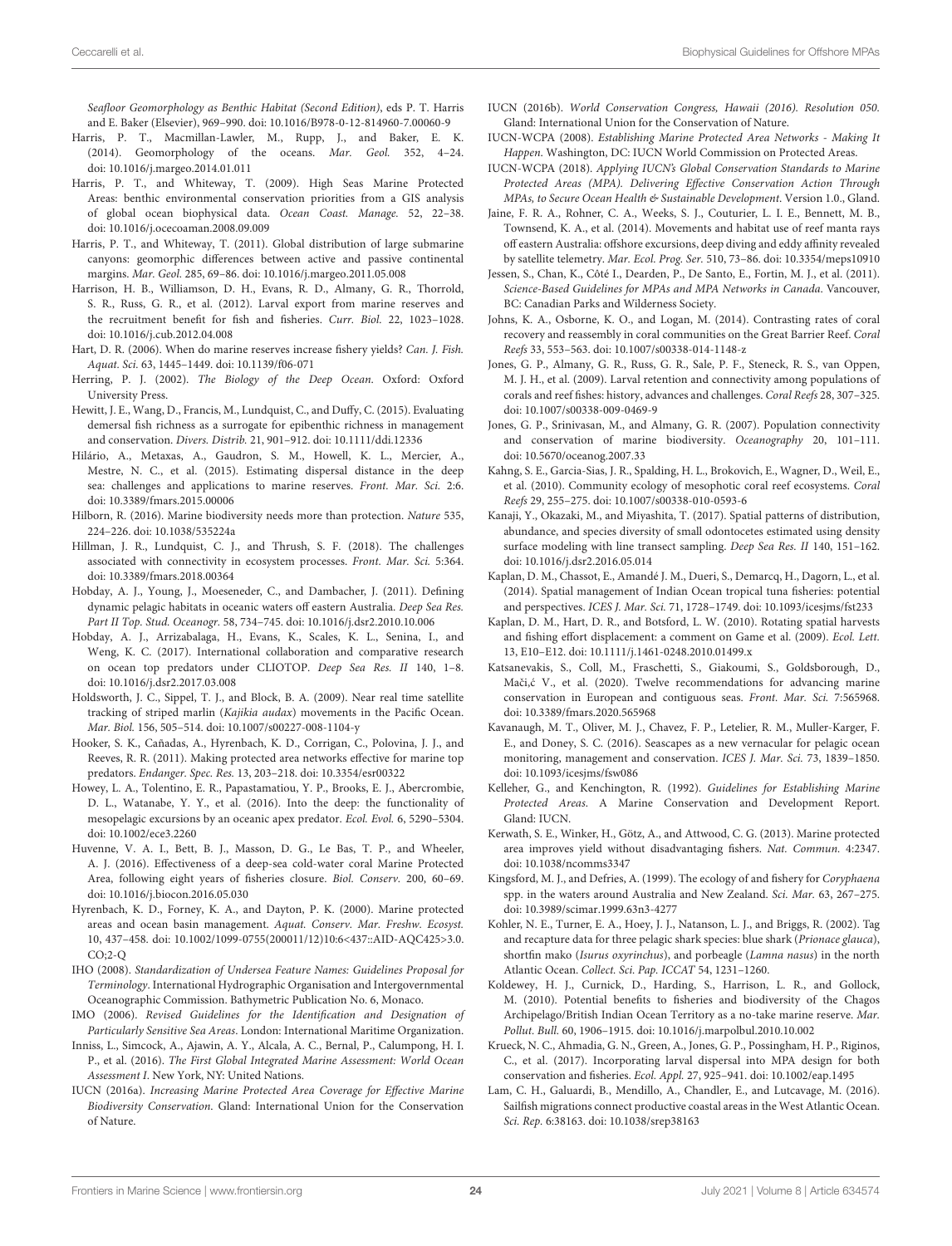*Seafloor Geomorphology as Benthic Habitat (Second Edition)*, eds P. T. Harris and E. Baker (Elsevier), 969–990. doi: 10.1016/B978-0-12-814960-7.00060-9

Harris, P. T., Macmillan-Lawler, M., Rupp, J., and Baker, E. K. (2014). Geomorphology of the oceans. *Mar. Geol.* 352, 4–24. doi: 10.1016/j.margeo.2014.01.011

Harris, P. T., and Whiteway, T. (2009). High Seas Marine Protected Areas: benthic environmental conservation priorities from a GIS analysis of global ocean biophysical data. *Ocean Coast. Manage.* 52, 22–38. doi: 10.1016/j.ocecoaman.2008.09.009

Harris, P. T., and Whiteway, T. (2011). Global distribution of large submarine canyons: geomorphic differences between active and passive continental margins. *Mar. Geol.* 285, 69–86. doi: 10.1016/j.margeo.2011.05.008

Harrison, H. B., Williamson, D. H., Evans, R. D., Almany, G. R., Thorrold, S. R., Russ, G. R., et al. (2012). Larval export from marine reserves and the recruitment benefit for fish and fisheries. *Curr. Biol.* 22, 1023–1028. doi: 10.1016/j.cub.2012.04.008

Hart, D. R. (2006). When do marine reserves increase fishery yields? *Can. J. Fish. Aquat. Sci.* 63, 1445–1449. doi: 10.1139/f06-071

Herring, P. J. (2002). *The Biology of the Deep Ocean*. Oxford: Oxford University Press.

Hewitt, J. E., Wang, D., Francis, M., Lundquist, C., and Duffy, C. (2015). Evaluating demersal fish richness as a surrogate for epibenthic richness in management and conservation. *Divers. Distrib.* 21, 901–912. doi: 10.1111/ddi.12336

Hilário, A., Metaxas, A., Gaudron, S. M., Howell, K. L., Mercier, A., Mestre, N. C., et al. (2015). Estimating dispersal distance in the deep sea: challenges and applications to marine reserves. *Front. Mar. Sci.* 2:6. doi: 10.3389/fmars.2015.00006

Hilborn, R. (2016). Marine biodiversity needs more than protection. *Nature* 535, 224–226. doi: 10.1038/535224a

Hillman, J. R., Lundquist, C. J., and Thrush, S. F. (2018). The challenges associated with connectivity in ecosystem processes. *Front. Mar. Sci.* 5:364. doi: 10.3389/fmars.2018.00364

Hobday, A. J., Young, J., Moeseneder, C., and Dambacher, J. (2011). Defining dynamic pelagic habitats in oceanic waters off eastern Australia. *Deep Sea Res. Part II Top. Stud. Oceanogr.* 58, 734–745. doi: 10.1016/j.dsr2.2010.10.006

Hobday, A. J., Arrizabalaga, H., Evans, K., Scales, K. L., Senina, I., and Weng, K. C. (2017). International collaboration and comparative research on ocean top predators under CLIOTOP. *Deep Sea Res. II* 140, 1–8. doi: 10.1016/j.dsr2.2017.03.008

Holdsworth, J. C., Sippel, T. J., and Block, B. A. (2009). Near real time satellite tracking of striped marlin (*Kajikia audax*) movements in the Pacific Ocean. *Mar. Biol.* 156, 505–514. doi: 10.1007/s00227-008-1104-y

Hooker, S. K., Cañadas, A., Hyrenbach, K. D., Corrigan, C., Polovina, J. J., and Reeves, R. R. (2011). Making protected area networks effective for marine top predators. *Endanger. Spec. Res.* 13, 203–218. doi: 10.3354/esr00322

Howey, L. A., Tolentino, E. R., Papastamatiou, Y. P., Brooks, E. J., Abercrombie, D. L., Watanabe, Y. Y., et al. (2016). Into the deep: the functionality of mesopelagic excursions by an oceanic apex predator. *Ecol. Evol.* 6, 5290–5304. doi: 10.1002/ece3.2260

Huvenne, V. A. I., Bett, B. J., Masson, D. G., Le Bas, T. P., and Wheeler, A. J. (2016). Effectiveness of a deep-sea cold-water coral Marine Protected Area, following eight years of fisheries closure. *Biol. Conserv.* 200, 60–69. doi: 10.1016/j.biocon.2016.05.030

Hyrenbach, K. D., Forney, K. A., and Dayton, P. K. (2000). Marine protected areas and ocean basin management. *Aquat. Conserv. Mar. Freshw. Ecosyst.* 10, 437–458. doi: 10.1002/1099-0755(200011/12)10:6<437::AID-AQC425>3.0.CO;2-Q

IHO (2008). *Standardization of Undersea Feature Names: Guidelines Proposal for Terminology*. International Hydrographic Organisation and Intergovernmental Oceanographic Commission. Bathymetric Publication No. 6, Monaco.

IMO (2006). *Revised Guidelines for the Identification and Designation of Particularly Sensitive Sea Areas*. London: International Maritime Organization.

Inniss, L., Simcock, A., Ajawin, A. Y., Alcala, A. C., Bernal, P., Calumpong, H. I. P., et al. (2016). *The First Global Integrated Marine Assessment: World Ocean Assessment I*. New York, NY: United Nations.

IUCN (2016a). *Increasing Marine Protected Area Coverage for Effective Marine Biodiversity Conservation*. Gland: International Union for the Conservation of Nature.

IUCN (2016b). *World Conservation Congress, Hawaii (2016). Resolution 050.* Gland: International Union for the Conservation of Nature.

IUCN-WCPA (2008). *Establishing Marine Protected Area Networks - Making It Happen*. Washington, DC: IUCN World Commission on Protected Areas.

IUCN-WCPA (2018). *Applying IUCN's Global Conservation Standards to Marine Protected Areas (MPA). Delivering Effective Conservation Action Through MPAs, to Secure Ocean Health & Sustainable Development*. Version 1.0., Gland.

Jaine, F. R. A., Rohner, C. A., Weeks, S. J., Couturier, L. I. E., Bennett, M. B., Townsend, K. A., et al. (2014). Movements and habitat use of reef manta rays off eastern Australia: offshore excursions, deep diving and eddy affinity revealed by satellite telemetry. *Mar. Ecol. Prog. Ser.* 510, 73–86. doi: 10.3354/meps10910

Jessen, S., Chan, K., Côté I., Dearden, P., De Santo, E., Fortin, M. J., et al. (2011). *Science-Based Guidelines for MPAs and MPA Networks in Canada*. Vancouver, BC: Canadian Parks and Wilderness Society.

Johns, K. A., Osborne, K. O., and Logan, M. (2014). Contrasting rates of coral recovery and reassembly in coral communities on the Great Barrier Reef. *Coral Reefs* 33, 553–563. doi: 10.1007/s00338-014-1148-z

Jones, G. P., Almany, G. R., Russ, G. R., Sale, P. F., Steneck, R. S., van Oppen, M. J. H., et al. (2009). Larval retention and connectivity among populations of corals and reef fishes: history, advances and challenges. *Coral Reefs* 28, 307–325. doi: 10.1007/s00338-009-0469-9

Jones, G. P., Srinivasan, M., and Almany, G. R. (2007). Population connectivity and conservation of marine biodiversity. *Oceanography* 20, 101–111. doi: 10.5670/oceanog.2007.33

Kahng, S. E., Garcia-Sias, J. R., Spalding, H. L., Brokovich, E., Wagner, D., Weil, E., et al. (2010). Community ecology of mesophotic coral reef ecosystems. *Coral Reefs* 29, 255–275. doi: 10.1007/s00338-010-0593-6

Kanaji, Y., Okazaki, M., and Miyashita, T. (2017). Spatial patterns of distribution, abundance, and species diversity of small odontocetes estimated using density surface modeling with line transect sampling. *Deep Sea Res. II* 140, 151–162. doi: 10.1016/j.dsr2.2016.05.014

Kaplan, D. M., Chassot, E., Amandé J. M., Dueri, S., Demarcq, H., Dagorn, L., et al. (2014). Spatial management of Indian Ocean tropical tuna fisheries: potential and perspectives. *ICES J. Mar. Sci.* 71, 1728–1749. doi: 10.1093/icesjms/fst233

Kaplan, D. M., Hart, D. R., and Botsford, L. W. (2010). Rotating spatial harvests and fishing effort displacement: a comment on Game et al. (2009). *Ecol. Lett.* 13, E10–E12. doi: 10.1111/j.1461-0248.2010.01499.x

Katsanevakis, S., Coll, M., Fraschetti, S., Giakoumi, S., Goldsborough, D., Mačić V., et al. (2020). Twelve recommendations for advancing marine conservation in European and contiguous seas. *Front. Mar. Sci.* 7:565968. doi: 10.3389/fmars.2020.565968

Kavanaugh, M. T., Oliver, M. J., Chavez, F. P., Letelier, R. M., Muller-Karger, F. E., and Doney, S. C. (2016). Seascapes as a new vernacular for pelagic ocean monitoring, management and conservation. *ICES J. Mar. Sci.* 73, 1839–1850. doi: 10.1093/icesjms/fsw086

Kelleher, G., and Kenchington, R. (1992). *Guidelines for Establishing Marine Protected Areas*. A Marine Conservation and Development Report. Gland: IUCN.

Kerwath, S. E., Winker, H., Götz, A., and Attwood, C. G. (2013). Marine protected area improves yield without disadvantaging fishers. *Nat. Commun.* 4:2347. doi: 10.1038/ncomms3347

Kingsford, M. J., and Defries, A. (1999). The ecology of and fishery for *Coryphaena* spp. in the waters around Australia and New Zealand. *Sci. Mar.* 63, 267–275. doi: 10.3989/scimar.1999.63n3-4277

Kohler, N. E., Turner, E. A., Hoey, J. J., Natanson, L. J., and Briggs, R. (2002). Tag and recapture data for three pelagic shark species: blue shark (*Prionace glauca*), shortfin mako (*Isurus oxyrinchus*), and porbeagle (*Lamna nasus*) in the north Atlantic Ocean. *Collect. Sci. Pap. ICCAT* 54, 1231–1260.

Koldewey, H. J., Curnick, D., Harding, S., Harrison, L. R., and Gollock, M. (2010). Potential benefits to fisheries and biodiversity of the Chagos Archipelago/British Indian Ocean Territory as a no-take marine reserve. *Mar. Pollut. Bull.* 60, 1906–1915. doi: 10.1016/j.marpolbul.2010.10.002

Krueck, N. C., Ahmadia, G. N., Green, A., Jones, G. P., Possingham, H. P., Riginos, C., et al. (2017). Incorporating larval dispersal into MPA design for both conservation and fisheries. *Ecol. Appl.* 27, 925–941. doi: 10.1002/eap.1495

Lam, C. H., Galuardi, B., Mendillo, A., Chandler, E., and Lutcavage, M. (2016). Sailfish migrations connect productive coastal areas in the West Atlantic Ocean. *Sci. Rep.* 6:38163. doi: 10.1038/srep38163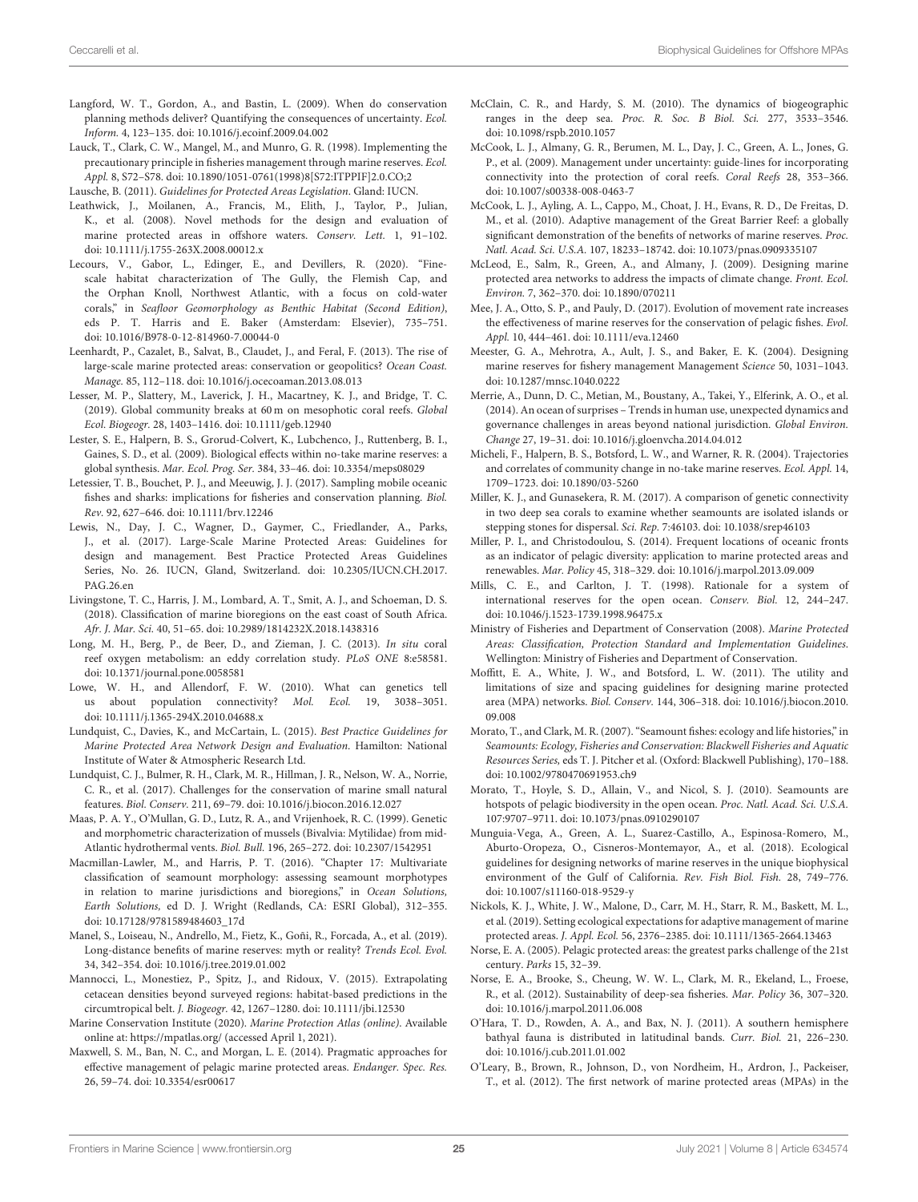Langford, W. T., Gordon, A., and Bastin, L. (2009). When do conservation planning methods deliver? Quantifying the consequences of uncertainty. *Ecol. Inform.* 4, 123–135. doi: 10.1016/j.ecoinf.2009.04.002

Lauck, T., Clark, C. W., Mangel, M., and Munro, G. R. (1998). Implementing the precautionary principle in fisheries management through marine reserves. *Ecol. Appl.* 8, S72–S78. doi: 10.1890/1051-0761(1998)8[S72:ITPPIF]2.0.CO;2

Lausche, B. (2011). *Guidelines for Protected Areas Legislation*. Gland: IUCN.

Leathwick, J., Moilanen, A., Francis, M., Elith, J., Taylor, P., Julian, K., et al. (2008). Novel methods for the design and evaluation of marine protected areas in offshore waters. *Conserv. Lett.* 1, 91–102. doi: 10.1111/j.1755-263X.2008.00012.x

Lecours, V., Gabor, L., Edinger, E., and Devillers, R. (2020). "Fine-scale habitat characterization of The Gully, the Flemish Cap, and the Orphan Knoll, Northwest Atlantic, with a focus on cold-water corals," in *Seafloor Geomorphology as Benthic Habitat (Second Edition)*, eds P. T. Harris and E. Baker (Amsterdam: Elsevier), 735–751. doi: 10.1016/B978-0-12-814960-7.00044-0

Leenhardt, P., Cazalet, B., Salvat, B., Claudet, J., and Feral, F. (2013). The rise of large-scale marine protected areas: conservation or geopolitics? *Ocean Coast. Manage.* 85, 112–118. doi: 10.1016/j.ocecoaman.2013.08.013

Lesser, M. P., Slattery, M., Laverick, J. H., Macartney, K. J., and Bridge, T. C. (2019). Global community breaks at 60 m on mesophotic coral reefs. *Global Ecol. Biogeogr.* 28, 1403–1416. doi: 10.1111/geb.12940

Lester, S. E., Halpern, B. S., Grorud-Colvert, K., Lubchenco, J., Ruttenberg, B. I., Gaines, S. D., et al. (2009). Biological effects within no-take marine reserves: a global synthesis. *Mar. Ecol. Prog. Ser.* 384, 33–46. doi: 10.3354/meps08029

Letessier, T. B., Bouchet, P. J., and Meeuwig, J. J. (2017). Sampling mobile oceanic fishes and sharks: implications for fisheries and conservation planning. *Biol. Rev.* 92, 627–646. doi: 10.1111/brv.12246

Lewis, N., Day, J. C., Wagner, D., Gaymer, C., Friedlander, A., Parks, J., et al. (2017). Large-Scale Marine Protected Areas: Guidelines for design and management. Best Practice Protected Areas Guidelines Series, No. 26. IUCN, Gland, Switzerland. doi: 10.2305/IUCN.CH.2017.PAG.26.en

Livingstone, T. C., Harris, J. M., Lombard, A. T., Smit, A. J., and Schoeman, D. S. (2018). Classification of marine bioregions on the east coast of South Africa. *Afr. J. Mar. Sci.* 40, 51–65. doi: 10.2989/1814232X.2018.1438316

Long, M. H., Berg, P., de Beer, D., and Zieman, J. C. (2013). *In situ* coral reef oxygen metabolism: an eddy correlation study. *PLoS ONE* 8:e58581. doi: 10.1371/journal.pone.0058581

Lowe, W. H., and Allendorf, F. W. (2010). What can genetics tell us about population connectivity? *Mol. Ecol.* 19, 3038–3051. doi: 10.1111/j.1365-294X.2010.04688.x

Lundquist, C., Davies, K., and McCartain, L. (2015). *Best Practice Guidelines for Marine Protected Area Network Design and Evaluation*. Hamilton: National Institute of Water & Atmospheric Research Ltd.

Lundquist, C. J., Bulmer, R. H., Clark, M. R., Hillman, J. R., Nelson, W. A., Norrie, C. R., et al. (2017). Challenges for the conservation of marine small natural features. *Biol. Conserv.* 211, 69–79. doi: 10.1016/j.biocon.2016.12.027

Maas, P. A. Y., O'Mullan, G. D., Lutz, R. A., and Vrijenhoek, R. C. (1999). Genetic and morphometric characterization of mussels (Bivalvia: Mytilidae) from mid-Atlantic hydrothermal vents. *Biol. Bull.* 196, 265–272. doi: 10.2307/1542951

Macmillan-Lawler, M., and Harris, P. T. (2016). "Chapter 17: Multivariate classification of seamount morphology: assessing seamount morphotypes in relation to marine jurisdictions and bioregions," in *Ocean Solutions, Earth Solutions*, ed D. J. Wright (Redlands, CA: ESRI Global), 312–355. doi: 10.17128/9781589484603_17d

Manel, S., Loiseau, N., Andrello, M., Fietz, K., Goñi, R., Forcada, A., et al. (2019). Long-distance benefits of marine reserves: myth or reality? *Trends Ecol. Evol.* 34, 342–354. doi: 10.1016/j.tree.2019.01.002

Mannocci, L., Monestiez, P., Spitz, J., and Ridoux, V. (2015). Extrapolating cetacean densities beyond surveyed regions: habitat-based predictions in the circumtropical belt. *J. Biogeogr.* 42, 1267–1280. doi: 10.1111/jbi.12530

Marine Conservation Institute (2020). *Marine Protection Atlas (online)*. Available online at: https://mpatlas.org/ (accessed April 1, 2021).

Maxwell, S. M., Ban, N. C., and Morgan, L. E. (2014). Pragmatic approaches for effective management of pelagic marine protected areas. *Endanger. Spec. Res.* 26, 59–74. doi: 10.3354/esr00617

McClain, C. R., and Hardy, S. M. (2010). The dynamics of biogeographic ranges in the deep sea. *Proc. R. Soc. B Biol. Sci.* 277, 3533–3546. doi: 10.1098/rspb.2010.1057

McCook, L. J., Almany, G. R., Berumen, M. L., Day, J. C., Green, A. L., Jones, G. P., et al. (2009). Management under uncertainty: guide-lines for incorporating connectivity into the protection of coral reefs. *Coral Reefs* 28, 353–366. doi: 10.1007/s00338-008-0463-7

McCook, L. J., Ayling, A. L., Cappo, M., Choat, J. H., Evans, R. D., De Freitas, D. M., et al. (2010). Adaptive management of the Great Barrier Reef: a globally significant demonstration of the benefits of networks of marine reserves. *Proc. Natl. Acad. Sci. U.S.A.* 107, 18233–18742. doi: 10.1073/pnas.0909335107

McLeod, E., Salm, R., Green, A., and Almany, J. (2009). Designing marine protected area networks to address the impacts of climate change. *Front. Ecol. Environ.* 7, 362–370. doi: 10.1890/070211

Mee, J. A., Otto, S. P., and Pauly, D. (2017). Evolution of movement rate increases the effectiveness of marine reserves for the conservation of pelagic fishes. *Evol. Appl.* 10, 444–461. doi: 10.1111/eva.12460

Meester, G. A., Mehrotra, A., Ault, J. S., and Baker, E. K. (2004). Designing marine reserves for fishery management Management *Science* 50, 1031–1043. doi: 10.1287/mnsc.1040.0222

Merrie, A., Dunn, D. C., Metian, M., Boustany, A., Takei, Y., Elferink, A. O., et al. (2014). An ocean of surprises – Trends in human use, unexpected dynamics and governance challenges in areas beyond national jurisdiction. *Global Environ. Change* 27, 19–31. doi: 10.1016/j.gloenvcha.2014.04.012

Micheli, F., Halpern, B. S., Botsford, L. W., and Warner, R. R. (2004). Trajectories and correlates of community change in no-take marine reserves. *Ecol. Appl.* 14, 1709–1723. doi: 10.1890/03-5260

Miller, K. J., and Gunasekera, R. M. (2017). A comparison of genetic connectivity in two deep sea corals to examine whether seamounts are isolated islands or stepping stones for dispersal. *Sci. Rep.* 7:46103. doi: 10.1038/srep46103

Miller, P. I., and Christodoulou, S. (2014). Frequent locations of oceanic fronts as an indicator of pelagic diversity: application to marine protected areas and renewables. *Mar. Policy* 45, 318–329. doi: 10.1016/j.marpol.2013.09.009

Mills, C. E., and Carlton, J. T. (1998). Rationale for a system of international reserves for the open ocean. *Conserv. Biol.* 12, 244–247. doi: 10.1046/j.1523-1739.1998.96475.x

Ministry of Fisheries and Department of Conservation (2008). *Marine Protected Areas: Classification, Protection Standard and Implementation Guidelines*. Wellington: Ministry of Fisheries and Department of Conservation.

Moffitt, E. A., White, J. W., and Botsford, L. W. (2011). The utility and limitations of size and spacing guidelines for designing marine protected area (MPA) networks. *Biol. Conserv.* 144, 306–318. doi: 10.1016/j.biocon.2010.09.008

Morato, T., and Clark, M. R. (2007). "Seamount fishes: ecology and life histories," in *Seamounts: Ecology, Fisheries and Conservation: Blackwell Fisheries and Aquatic Resources Series*, eds T. J. Pitcher et al. (Oxford: Blackwell Publishing), 170–188. doi: 10.1002/9780470691953.ch9

Morato, T., Hoyle, S. D., Allain, V., and Nicol, S. J. (2010). Seamounts are hotspots of pelagic biodiversity in the open ocean. *Proc. Natl. Acad. Sci. U.S.A.* 107:9707–9711. doi: 10.1073/pnas.0910290107

Munguia-Vega, A., Green, A. L., Suarez-Castillo, A., Espinosa-Romero, M., Aburto-Oropeza, O., Cisneros-Montemayor, A., et al. (2018). Ecological guidelines for designing networks of marine reserves in the unique biophysical environment of the Gulf of California. *Rev. Fish Biol. Fish.* 28, 749–776. doi: 10.1007/s11160-018-9529-y

Nickols, K. J., White, J. W., Malone, D., Carr, M. H., Starr, R. M., Baskett, M. L., et al. (2019). Setting ecological expectations for adaptive management of marine protected areas. *J. Appl. Ecol.* 56, 2376–2385. doi: 10.1111/1365-2664.13463

Norse, E. A. (2005). Pelagic protected areas: the greatest parks challenge of the 21st century. *Parks* 15, 32–39.

Norse, E. A., Brooke, S., Cheung, W. W. L., Clark, M. R., Ekeland, L., Froese, R., et al. (2012). Sustainability of deep-sea fisheries. *Mar. Policy* 36, 307–320. doi: 10.1016/j.marpol.2011.06.008

O'Hara, T. D., Rowden, A. A., and Bax, N. J. (2011). A southern hemisphere bathyal fauna is distributed in latitudinal bands. *Curr. Biol.* 21, 226–230. doi: 10.1016/j.cub.2011.01.002

O'Leary, B., Brown, R., Johnson, D., von Nordheim, H., Ardron, J., Packeiser, T., et al. (2012). The first network of marine protected areas (MPAs) in the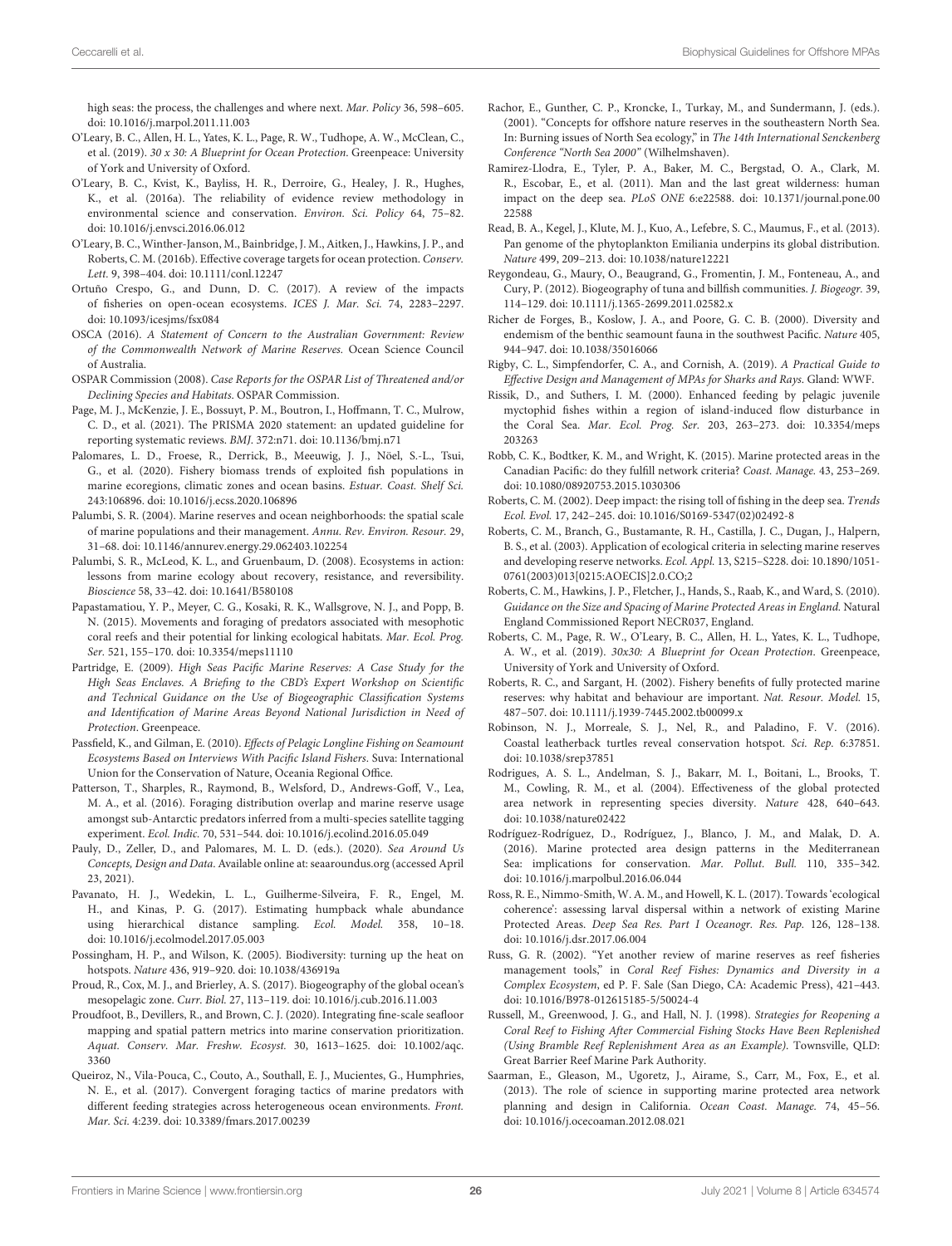high seas: the process, the challenges and where next. *Mar. Policy* 36, 598–605. doi: 10.1016/j.marpol.2011.11.003

O'Leary, B. C., Allen, H. L., Yates, K. L., Page, R. W., Tudhope, A. W., McClean, C., et al. (2019). *30 x 30: A Blueprint for Ocean Protection*. Greenpeace: University of York and University of Oxford.

O'Leary, B. C., Kvist, K., Bayliss, H. R., Derroire, G., Healey, J. R., Hughes, K., et al. (2016a). The reliability of evidence review methodology in environmental science and conservation. *Environ. Sci. Policy* 64, 75–82. doi: 10.1016/j.envsci.2016.06.012

O'Leary, B. C., Winther-Janson, M., Bainbridge, J. M., Aitken, J., Hawkins, J. P., and Roberts, C. M. (2016b). Effective coverage targets for ocean protection. *Conserv. Lett.* 9, 398–404. doi: 10.1111/conl.12247

Ortuño Crespo, G., and Dunn, D. C. (2017). A review of the impacts of fisheries on open-ocean ecosystems. *ICES J. Mar. Sci.* 74, 2283–2297. doi: 10.1093/icesjms/fsx084

OSCA (2016). *A Statement of Concern to the Australian Government: Review of the Commonwealth Network of Marine Reserves*. Ocean Science Council of Australia.

OSPAR Commission (2008). *Case Reports for the OSPAR List of Threatened and/or Declining Species and Habitats*. OSPAR Commission.

Page, M. J., McKenzie, J. E., Bossuyt, P. M., Boutron, I., Hoffmann, T. C., Mulrow, C. D., et al. (2021). The PRISMA 2020 statement: an updated guideline for reporting systematic reviews. *BMJ*. 372:n71. doi: 10.1136/bmj.n71

Palomares, L. D., Froese, R., Derrick, B., Meeuwig, J. J., Nöel, S.-L., Tsui, G., et al. (2020). Fishery biomass trends of exploited fish populations in marine ecoregions, climatic zones and ocean basins. *Estuar. Coast. Shelf Sci.* 243:106896. doi: 10.1016/j.ecss.2020.106896

Palumbi, S. R. (2004). Marine reserves and ocean neighborhoods: the spatial scale of marine populations and their management. *Annu. Rev. Environ. Resour.* 29, 31–68. doi: 10.1146/annurev.energy.29.062403.102254

Palumbi, S. R., McLeod, K. L., and Gruenbaum, D. (2008). Ecosystems in action: lessons from marine ecology about recovery, resistance, and reversibility. *Bioscience* 58, 33–42. doi: 10.1641/B580108

Papastamatiou, Y. P., Meyer, C. G., Kosaki, R. K., Wallsgrove, N. J., and Popp, B. N. (2015). Movements and foraging of predators associated with mesophotic coral reefs and their potential for linking ecological habitats. *Mar. Ecol. Prog. Ser.* 521, 155–170. doi: 10.3354/meps11110

Partridge, E. (2009). *High Seas Pacific Marine Reserves: A Case Study for the High Seas Enclaves. A Briefing to the CBD's Expert Workshop on Scientific and Technical Guidance on the Use of Biogeographic Classification Systems and Identification of Marine Areas Beyond National Jurisdiction in Need of Protection*. Greenpeace.

Passfield, K., and Gilman, E. (2010). *Effects of Pelagic Longline Fishing on Seamount Ecosystems Based on Interviews With Pacific Island Fishers*. Suva: International Union for the Conservation of Nature, Oceania Regional Office.

Patterson, T., Sharples, R., Raymond, B., Welsford, D., Andrews-Goff, V., Lea, M. A., et al. (2016). Foraging distribution overlap and marine reserve usage amongst sub-Antarctic predators inferred from a multi-species satellite tagging experiment. *Ecol. Indic.* 70, 531–544. doi: 10.1016/j.ecolind.2016.05.049

Pauly, D., Zeller, D., and Palomares, M. L. D. (eds.). (2020). *Sea Around Us Concepts, Design and Data*. Available online at: seaaroundus.org (accessed April 23, 2021).

Pavanato, H. J., Wedekin, L. L., Guilherme-Silveira, F. R., Engel, M. H., and Kinas, P. G. (2017). Estimating humpback whale abundance using hierarchical distance sampling. *Ecol. Model.* 358, 10–18. doi: 10.1016/j.ecolmodel.2017.05.003

Possingham, H. P., and Wilson, K. (2005). Biodiversity: turning up the heat on hotspots. *Nature* 436, 919–920. doi: 10.1038/436919a

Proud, R., Cox, M. J., and Brierley, A. S. (2017). Biogeography of the global ocean's mesopelagic zone. *Curr. Biol.* 27, 113–119. doi: 10.1016/j.cub.2016.11.003

Proudfoot, B., Devillers, R., and Brown, C. J. (2020). Integrating fine-scale seafloor mapping and spatial pattern metrics into marine conservation prioritization. *Aquat. Conserv. Mar. Freshw. Ecosyst.* 30, 1613–1625. doi: 10.1002/aqc.3360

Queiroz, N., Vila-Pouca, C., Couto, A., Southall, E. J., Mucientes, G., Humphries, N. E., et al. (2017). Convergent foraging tactics of marine predators with different feeding strategies across heterogeneous ocean environments. *Front. Mar. Sci.* 4:239. doi: 10.3389/fmars.2017.00239

Rachor, E., Gunther, C. P., Kroncke, I., Turkay, M., and Sundermann, J. (eds.). (2001). "Concepts for offshore nature reserves in the southeastern North Sea. In: Burning issues of North Sea ecology," in *The 14th International Senckenberg Conference "North Sea 2000"* (Wilhelmshaven).

Ramirez-Llodra, E., Tyler, P. A., Baker, M. C., Bergstad, O. A., Clark, M. R., Escobar, E., et al. (2011). Man and the last great wilderness: human impact on the deep sea. *PLoS ONE* 6:e22588. doi: 10.1371/journal.pone.0022588

Read, B. A., Kegel, J., Klute, M. J., Kuo, A., Lefebre, S. C., Maumus, F., et al. (2013). Pan genome of the phytoplankton Emiliania underpins its global distribution. *Nature* 499, 209–213. doi: 10.1038/nature12221

Reygondeau, G., Maury, O., Beaugrand, G., Fromentin, J. M., Fonteneau, A., and Cury, P. (2012). Biogeography of tuna and billfish communities. *J. Biogeogr.* 39, 114–129. doi: 10.1111/j.1365-2699.2011.02582.x

Richer de Forges, B., Koslow, J. A., and Poore, G. C. B. (2000). Diversity and endemism of the benthic seamount fauna in the southwest Pacific. *Nature* 405, 944–947. doi: 10.1038/35016066

Rigby, C. L., Simpfendorfer, C. A., and Cornish, A. (2019). *A Practical Guide to Effective Design and Management of MPAs for Sharks and Rays*. Gland: WWF.

Rissik, D., and Suthers, I. M. (2000). Enhanced feeding by pelagic juvenile myctophid fishes within a region of island-induced flow disturbance in the Coral Sea. *Mar. Ecol. Prog. Ser.* 203, 263–273. doi: 10.3354/meps203263

Robb, C. K., Bodtker, K. M., and Wright, K. (2015). Marine protected areas in the Canadian Pacific: do they fulfill network criteria? *Coast. Manage.* 43, 253–269. doi: 10.1080/08920753.2015.1030306

Roberts, C. M. (2002). Deep impact: the rising toll of fishing in the deep sea. *Trends Ecol. Evol.* 17, 242–245. doi: 10.1016/S0169-5347(02)02492-8

Roberts, C. M., Branch, G., Bustamante, R. H., Castilla, J. C., Dugan, J., Halpern, B. S., et al. (2003). Application of ecological criteria in selecting marine reserves and developing reserve networks. *Ecol. Appl.* 13, S215–S228. doi: 10.1890/1051-0761(2003)013[0215:AOECIS]2.0.CO;2

Roberts, C. M., Hawkins, J. P., Fletcher, J., Hands, S., Raab, K., and Ward, S. (2010). *Guidance on the Size and Spacing of Marine Protected Areas in England*. Natural England Commissioned Report NECR037, England.

Roberts, C. M., Page, R. W., O'Leary, B. C., Allen, H. L., Yates, K. L., Tudhope, A. W., et al. (2019). *30x30: A Blueprint for Ocean Protection*. Greenpeace, University of York and University of Oxford.

Roberts, R. C., and Sargant, H. (2002). Fishery benefits of fully protected marine reserves: why habitat and behaviour are important. *Nat. Resour. Model.* 15, 487–507. doi: 10.1111/j.1939-7445.2002.tb00099.x

Robinson, N. J., Morreale, S. J., Nel, R., and Paladino, F. V. (2016). Coastal leatherback turtles reveal conservation hotspot. *Sci. Rep.* 6:37851. doi: 10.1038/srep37851

Rodrigues, A. S. L., Andelman, S. J., Bakarr, M. I., Boitani, L., Brooks, T. M., Cowling, R. M., et al. (2004). Effectiveness of the global protected area network in representing species diversity. *Nature* 428, 640–643. doi: 10.1038/nature02422

Rodríguez-Rodríguez, D., Rodríguez, J., Blanco, J. M., and Malak, D. A. (2016). Marine protected area design patterns in the Mediterranean Sea: implications for conservation. *Mar. Pollut. Bull.* 110, 335–342. doi: 10.1016/j.marpolbul.2016.06.044

Ross, R. E., Nimmo-Smith, W. A. M., and Howell, K. L. (2017). Towards 'ecological coherence': assessing larval dispersal within a network of existing Marine Protected Areas. *Deep Sea Res. Part I Oceanogr. Res. Pap.* 126, 128–138. doi: 10.1016/j.dsr.2017.06.004

Russ, G. R. (2002). "Yet another review of marine reserves as reef fisheries management tools," in *Coral Reef Fishes: Dynamics and Diversity in a Complex Ecosystem*, ed P. F. Sale (San Diego, CA: Academic Press), 421–443. doi: 10.1016/B978-012615185-5/50024-4

Russell, M., Greenwood, J. G., and Hall, N. J. (1998). *Strategies for Reopening a Coral Reef to Fishing After Commercial Fishing Stocks Have Been Replenished (Using Bramble Reef Replenishment Area as an Example)*. Townsville, QLD: Great Barrier Reef Marine Park Authority.

Saarman, E., Gleason, M., Ugoretz, J., Airame, S., Carr, M., Fox, E., et al. (2013). The role of science in supporting marine protected area network planning and design in California. *Ocean Coast. Manage.* 74, 45–56. doi: 10.1016/j.ocecoaman.2012.08.021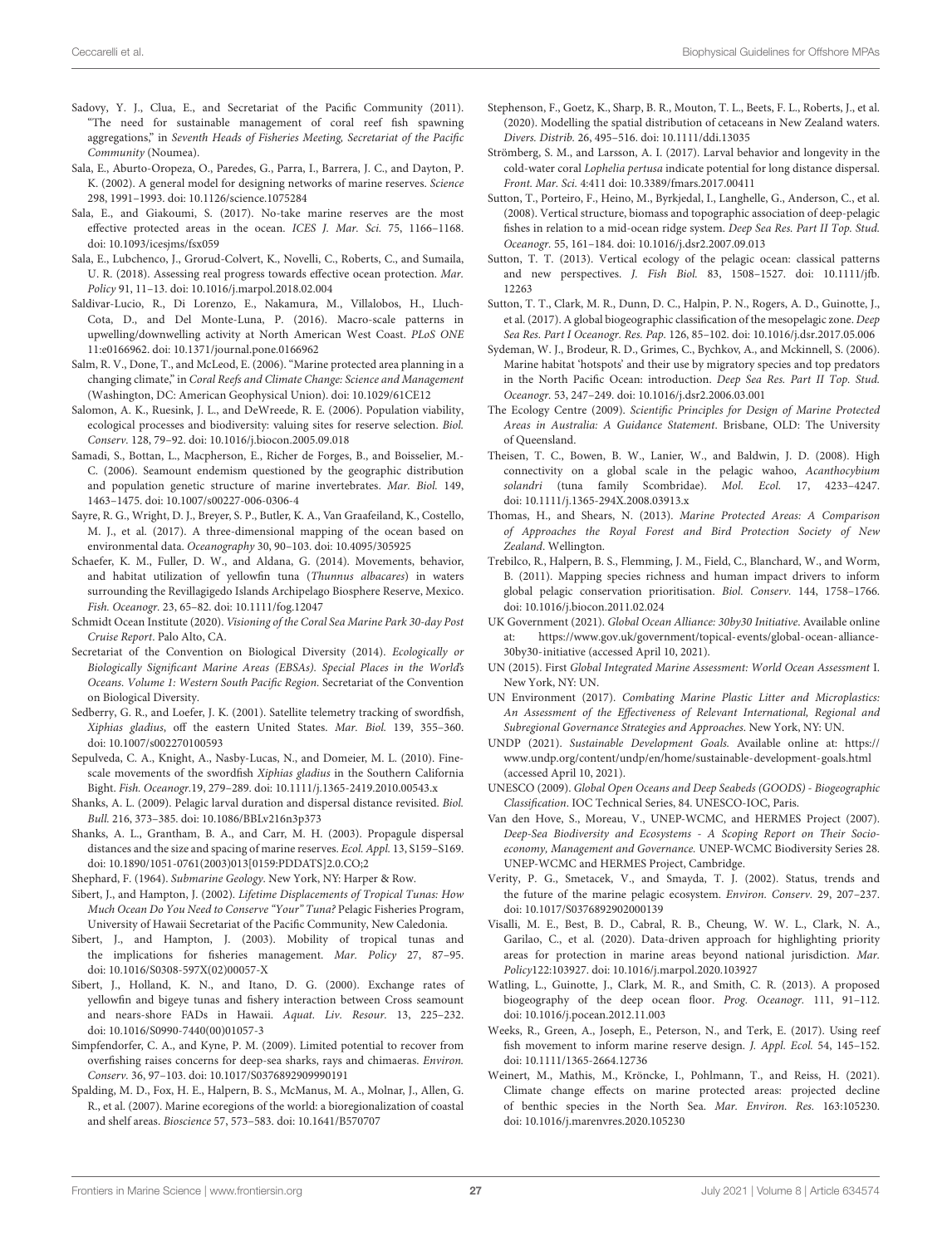Sadovy, Y. J., Clua, E., and Secretariat of the Pacific Community (2011). "The need for sustainable management of coral reef fish spawning aggregations," in *Seventh Heads of Fisheries Meeting, Secretariat of the Pacific Community* (Noumea).

Sala, E., Aburto-Oropeza, O., Paredes, G., Parra, I., Barrera, J. C., and Dayton, P. K. (2002). A general model for designing networks of marine reserves. *Science* 298, 1991–1993. doi: 10.1126/science.1075284

Sala, E., and Giakoumi, S. (2017). No-take marine reserves are the most effective protected areas in the ocean. *ICES J. Mar. Sci.* 75, 1166–1168. doi: 10.1093/icesjms/fsx059

Sala, E., Lubchenco, J., Grorud-Colvert, K., Novelli, C., Roberts, C., and Sumaila, U. R. (2018). Assessing real progress towards effective ocean protection. *Mar. Policy* 91, 11–13. doi: 10.1016/j.marpol.2018.02.004

Saldivar-Lucio, R., Di Lorenzo, E., Nakamura, M., Villalobos, H., Lluch-Cota, D., and Del Monte-Luna, P. (2016). Macro-scale patterns in upwelling/downwelling activity at North American West Coast. *PLoS ONE* 11:e0166962. doi: 10.1371/journal.pone.0166962

Salm, R. V., Done, T., and McLeod, E. (2006). "Marine protected area planning in a changing climate," in *Coral Reefs and Climate Change: Science and Management* (Washington, DC: American Geophysical Union). doi: 10.1029/61CE12

Salomon, A. K., Ruesink, J. L., and DeWreede, R. E. (2006). Population viability, ecological processes and biodiversity: valuing sites for reserve selection. *Biol. Conserv.* 128, 79–92. doi: 10.1016/j.biocon.2005.09.018

Samadi, S., Bottan, L., Macpherson, E., Richer de Forges, B., and Boisselier, M.-C. (2006). Seamount endemism questioned by the geographic distribution and population genetic structure of marine invertebrates. *Mar. Biol.* 149, 1463–1475. doi: 10.1007/s00227-006-0306-4

Sayre, R. G., Wright, D. J., Breyer, S. P., Butler, K. A., Van Graafeiland, K., Costello, M. J., et al. (2017). A three-dimensional mapping of the ocean based on environmental data. *Oceanography* 30, 90–103. doi: 10.4095/305925

Schaefer, K. M., Fuller, D. W., and Aldana, G. (2014). Movements, behavior, and habitat utilization of yellowfin tuna (*Thunnus albacares*) in waters surrounding the Revillagigedo Islands Archipelago Biosphere Reserve, Mexico. *Fish. Oceanogr.* 23, 65–82. doi: 10.1111/fog.12047

Schmidt Ocean Institute (2020). *Visioning of the Coral Sea Marine Park 30-day Post Cruise Report*. Palo Alto, CA.

Secretariat of the Convention on Biological Diversity (2014). *Ecologically or Biologically Significant Marine Areas (EBSAs). Special Places in the World's Oceans. Volume 1: Western South Pacific Region.* Secretariat of the Convention on Biological Diversity.

Sedberry, G. R., and Loefer, J. K. (2001). Satellite telemetry tracking of swordfish, *Xiphias gladius*, off the eastern United States. *Mar. Biol.* 139, 355–360. doi: 10.1007/s002270100593

Sepulveda, C. A., Knight, A., Nasby-Lucas, N., and Domeier, M. L. (2010). Fine-scale movements of the swordfish *Xiphias gladius* in the Southern California Bight. *Fish. Oceanogr.*19, 279–289. doi: 10.1111/j.1365-2419.2010.00543.x

Shanks, A. L. (2009). Pelagic larval duration and dispersal distance revisited. *Biol. Bull.* 216, 373–385. doi: 10.1086/BBLv216n3p373

Shanks, A. L., Grantham, B. A., and Carr, M. H. (2003). Propagule dispersal distances and the size and spacing of marine reserves. *Ecol. Appl.* 13, S159–S169. doi: 10.1890/1051-0761(2003)013[0159:PDDATS]2.0.CO;2

Shephard, F. (1964). *Submarine Geology*. New York, NY: Harper & Row.

Sibert, J., and Hampton, J. (2002). *Lifetime Displacements of Tropical Tunas: How Much Ocean Do You Need to Conserve "Your" Tuna?* Pelagic Fisheries Program, University of Hawaii Secretariat of the Pacific Community, New Caledonia.

Sibert, J., and Hampton, J. (2003). Mobility of tropical tunas and the implications for fisheries management. *Mar. Policy* 27, 87–95. doi: 10.1016/S0308-597X(02)00057-X

Sibert, J., Holland, K. N., and Itano, D. G. (2000). Exchange rates of yellowfin and bigeye tunas and fishery interaction between Cross seamount and nears-shore FADs in Hawaii. *Aquat. Liv. Resour.* 13, 225–232. doi: 10.1016/S0990-7440(00)01057-3

Simpfendorfer, C. A., and Kyne, P. M. (2009). Limited potential to recover from overfishing raises concerns for deep-sea sharks, rays and chimaeras. *Environ. Conserv.* 36, 97–103. doi: 10.1017/S0376892909990191

Spalding, M. D., Fox, H. E., Halpern, B. S., McManus, M. A., Molnar, J., Allen, G. R., et al. (2007). Marine ecoregions of the world: a bioregionalization of coastal and shelf areas. *Bioscience* 57, 573–583. doi: 10.1641/B570707

Stephenson, F., Goetz, K., Sharp, B. R., Mouton, T. L., Beets, F. L., Roberts, J., et al. (2020). Modelling the spatial distribution of cetaceans in New Zealand waters. *Divers. Distrib.* 26, 495–516. doi: 10.1111/ddi.13035

Strömberg, S. M., and Larsson, A. I. (2017). Larval behavior and longevity in the cold-water coral *Lophelia pertusa* indicate potential for long distance dispersal. *Front. Mar. Sci.* 4:411 doi: 10.3389/fmars.2017.00411

Sutton, T., Porteiro, F., Heino, M., Byrkjedal, I., Langhelle, G., Anderson, C., et al. (2008). Vertical structure, biomass and topographic association of deep-pelagic fishes in relation to a mid-ocean ridge system. *Deep Sea Res. Part II Top. Stud. Oceanogr.* 55, 161–184. doi: 10.1016/j.dsr2.2007.09.013

Sutton, T. T. (2013). Vertical ecology of the pelagic ocean: classical patterns and new perspectives. *J. Fish Biol.* 83, 1508–1527. doi: 10.1111/jfb.12263

Sutton, T. T., Clark, M. R., Dunn, D. C., Halpin, P. N., Rogers, A. D., Guinotte, J., et al. (2017). A global biogeographic classification of the mesopelagic zone. *Deep Sea Res. Part I Oceanogr. Res. Pap.* 126, 85–102. doi: 10.1016/j.dsr.2017.05.006

Sydeman, W. J., Brodeur, R. D., Grimes, C., Bychkov, A., and Mckinnell, S. (2006). Marine habitat 'hotspots' and their use by migratory species and top predators in the North Pacific Ocean: introduction. *Deep Sea Res. Part II Top. Stud. Oceanogr.* 53, 247–249. doi: 10.1016/j.dsr2.2006.03.001

The Ecology Centre (2009). *Scientific Principles for Design of Marine Protected Areas in Australia: A Guidance Statement*. Brisbane, OLD: The University of Queensland.

Theisen, T. C., Bowen, B. W., Lanier, W., and Baldwin, J. D. (2008). High connectivity on a global scale in the pelagic wahoo, *Acanthocybium solandri* (tuna family Scombridae). *Mol. Ecol.* 17, 4233–4247. doi: 10.1111/j.1365-294X.2008.03913.x

Thomas, H., and Shears, N. (2013). *Marine Protected Areas: A Comparison of Approaches the Royal Forest and Bird Protection Society of New Zealand*. Wellington.

Trebilco, R., Halpern, B. S., Flemming, J. M., Field, C., Blanchard, W., and Worm, B. (2011). Mapping species richness and human impact drivers to inform global pelagic conservation prioritisation. *Biol. Conserv.* 144, 1758–1766. doi: 10.1016/j.biocon.2011.02.024

UK Government (2021). *Global Ocean Alliance: 30by30 Initiative*. Available online at: https://www.gov.uk/government/topical-events/global-ocean-alliance-30by30-initiative (accessed April 10, 2021).

UN (2015). First *Global Integrated Marine Assessment: World Ocean Assessment* I. New York, NY: UN.

UN Environment (2017). *Combating Marine Plastic Litter and Microplastics: An Assessment of the Effectiveness of Relevant International, Regional and Subregional Governance Strategies and Approaches*. New York, NY: UN.

UNDP (2021). *Sustainable Development Goals.* Available online at: https://www.undp.org/content/undp/en/home/sustainable-development-goals.html (accessed April 10, 2021).

UNESCO (2009). *Global Open Oceans and Deep Seabeds (GOODS) - Biogeographic Classification*. IOC Technical Series, 84. UNESCO-IOC, Paris.

Van den Hove, S., Moreau, V., UNEP-WCMC, and HERMES Project (2007). *Deep-Sea Biodiversity and Ecosystems - A Scoping Report on Their Socio-economy, Management and Governance.* UNEP-WCMC Biodiversity Series 28. UNEP-WCMC and HERMES Project, Cambridge.

Verity, P. G., Smetacek, V., and Smayda, T. J. (2002). Status, trends and the future of the marine pelagic ecosystem. *Environ. Conserv.* 29, 207–237. doi: 10.1017/S0376892902000139

Visalli, M. E., Best, B. D., Cabral, R. B., Cheung, W. W. L., Clark, N. A., Garilao, C., et al. (2020). Data-driven approach for highlighting priority areas for protection in marine areas beyond national jurisdiction. *Mar. Policy*122:103927. doi: 10.1016/j.marpol.2020.103927

Watling, L., Guinotte, J., Clark, M. R., and Smith, C. R. (2013). A proposed biogeography of the deep ocean floor. *Prog. Oceanogr.* 111, 91–112. doi: 10.1016/j.pocean.2012.11.003

Weeks, R., Green, A., Joseph, E., Peterson, N., and Terk, E. (2017). Using reef fish movement to inform marine reserve design. *J. Appl. Ecol.* 54, 145–152. doi: 10.1111/1365-2664.12736

Weinert, M., Mathis, M., Kröncke, I., Pohlmann, T., and Reiss, H. (2021). Climate change effects on marine protected areas: projected decline of benthic species in the North Sea. *Mar. Environ. Res.* 163:105230. doi: 10.1016/j.marenvres.2020.105230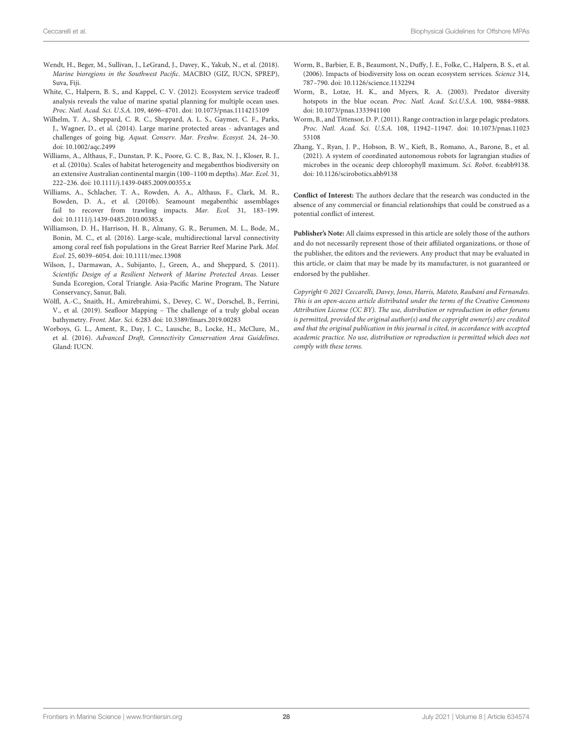Wendt, H., Beger, M., Sullivan, J., LeGrand, J., Davey, K., Yakub, N., et al. (2018). *Marine bioregions in the Southwest Pacific*. MACBIO (GIZ, IUCN, SPREP), Suva, Fiji.

White, C., Halpern, B. S., and Kappel, C. V. (2012). Ecosystem service tradeoff analysis reveals the value of marine spatial planning for multiple ocean uses. *Proc. Natl. Acad. Sci. U.S.A.* 109, 4696–4701. doi: 10.1073/pnas.1114215109

Wilhelm, T. A., Sheppard, C. R. C., Sheppard, A. L. S., Gaymer, C. F., Parks, J., Wagner, D., et al. (2014). Large marine protected areas - advantages and challenges of going big. *Aquat. Conserv. Mar. Freshw. Ecosyst.* 24, 24–30. doi: 10.1002/aqc.2499

Williams, A., Althaus, F., Dunstan, P. K., Poore, G. C. B., Bax, N. J., Kloser, R. J., et al. (2010a). Scales of habitat heterogeneity and megabenthos biodiversity on an extensive Australian continental margin (100–1100 m depths). *Mar. Ecol.* 31, 222–236. doi: 10.1111/j.1439-0485.2009.00355.x

Williams, A., Schlacher, T. A., Rowden, A. A., Althaus, F., Clark, M. R., Bowden, D. A., et al. (2010b). Seamount megabenthic assemblages fail to recover from trawling impacts. *Mar. Ecol.* 31, 183–199. doi: 10.1111/j.1439-0485.2010.00385.x

Williamson, D. H., Harrison, H. B., Almany, G. R., Berumen, M. L., Bode, M., Bonin, M. C., et al. (2016). Large-scale, multidirectional larval connectivity among coral reef fish populations in the Great Barrier Reef Marine Park. *Mol. Ecol.* 25, 6039–6054. doi: 10.1111/mec.13908

Wilson, J., Darmawan, A., Subijanto, J., Green, A., and Sheppard, S. (2011). *Scientific Design of a Resilient Network of Marine Protected Areas*. Lesser Sunda Ecoregion, Coral Triangle. Asia-Pacific Marine Program, The Nature Conservancy, Sanur, Bali.

Wölfl, A.-C., Snaith, H., Amirebrahimi, S., Devey, C. W., Dorschel, B., Ferrini, V., et al. (2019). Seafloor Mapping – The challenge of a truly global ocean bathymetry. *Front. Mar. Sci.* 6:283 doi: 10.3389/fmars.2019.00283

Worboys, G. L., Ament, R., Day, J. C., Lausche, B., Locke, H., McClure, M., et al. (2016). *Advanced Draft, Connectivity Conservation Area Guidelines*. Gland: IUCN.

Worm, B., Barbier, E. B., Beaumont, N., Duffy, J. E., Folke, C., Halpern, B. S., et al. (2006). Impacts of biodiversity loss on ocean ecosystem services. *Science* 314, 787–790. doi: 10.1126/science.1132294

Worm, B., Lotze, H. K., and Myers, R. A. (2003). Predator diversity hotspots in the blue ocean. *Proc. Natl. Acad. Sci.U.S.A.* 100, 9884–9888. doi: 10.1073/pnas.1333941100

Worm, B., and Tittensor, D. P. (2011). Range contraction in large pelagic predators. *Proc. Natl. Acad. Sci. U.S.A.* 108, 11942–11947. doi: 10.1073/pnas.1102353108

Zhang, Y., Ryan, J. P., Hobson, B. W., Kieft, B., Romano, A., Barone, B., et al. (2021). A system of coordinated autonomous robots for lagrangian studies of microbes in the oceanic deep chlorophyll maximum. *Sci. Robot.* 6:eabb9138. doi: 10.1126/scirobotics.abb9138

**Conflict of Interest:** The authors declare that the research was conducted in the absence of any commercial or financial relationships that could be construed as a potential conflict of interest.

**Publisher's Note:** All claims expressed in this article are solely those of the authors and do not necessarily represent those of their affiliated organizations, or those of the publisher, the editors and the reviewers. Any product that may be evaluated in this article, or claim that may be made by its manufacturer, is not guaranteed or endorsed by the publisher.

*Copyright © 2021 Ceccarelli, Davey, Jones, Harris, Matoto, Raubani and Fernandes. This is an open-access article distributed under the terms of the Creative Commons Attribution License (CC BY). The use, distribution or reproduction in other forums is permitted, provided the original author(s) and the copyright owner(s) are credited and that the original publication in this journal is cited, in accordance with accepted academic practice. No use, distribution or reproduction is permitted which does not comply with these terms.*